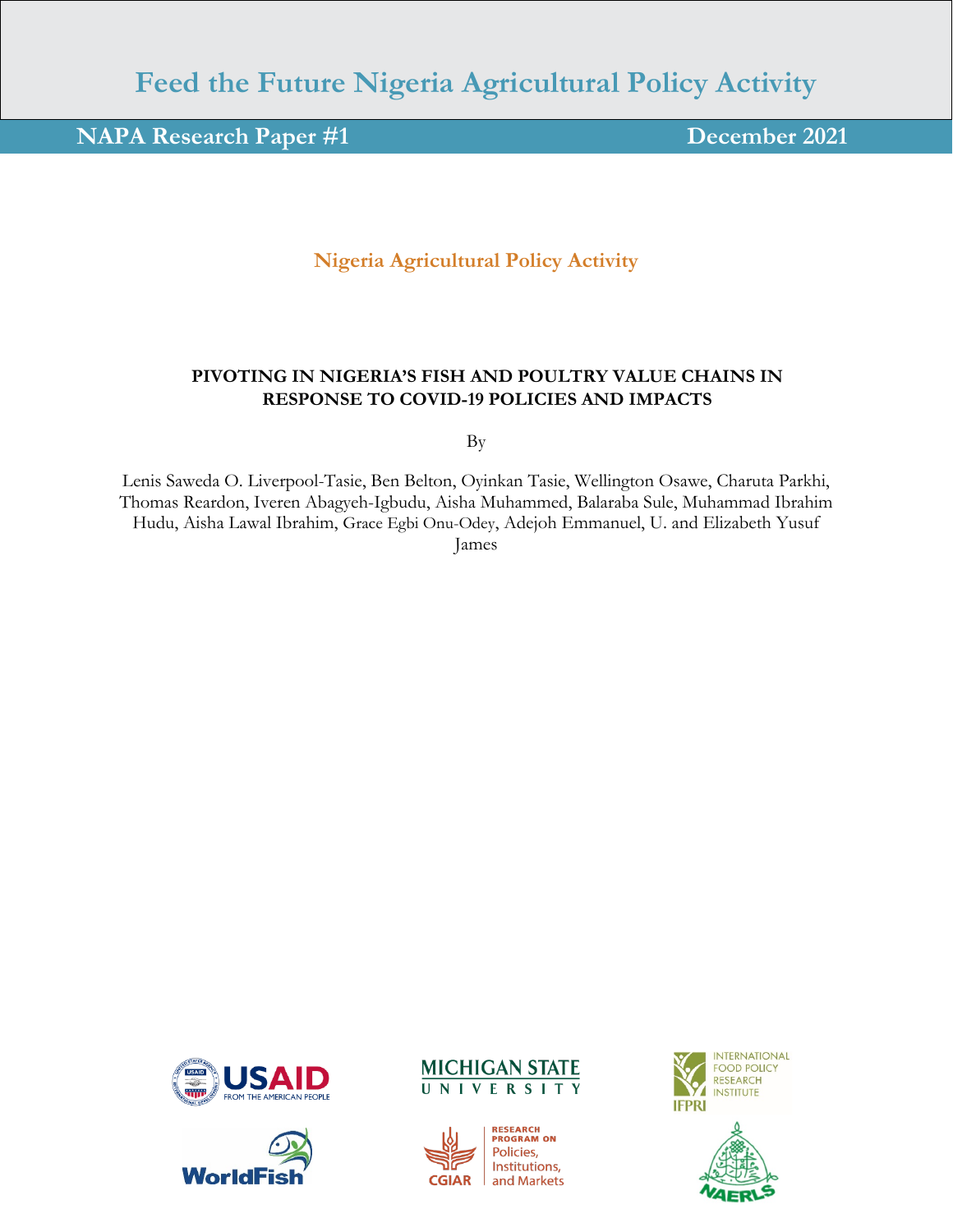# Feed the Future Nigeria Agricultural Policy Activity

**NAPA Research Paper #1** **December 2021**

## Nigeria Agricultural Policy Activity

### PIVOTING IN NIGERIA'S FISH AND POULTRY VALUE CHAINS IN RESPONSE TO COVID-19 POLICIES AND IMPACTS

By

Lenis Saweda O. Liverpool-Tasie, Ben Belton, Oyinkan Tasie, Wellington Osawe, Charuta Parkhi, Thomas Reardon, Iveren Abagyeh-Igbudu, Aisha Muhammed, Balaraba Sule, Muhammad Ibrahim Hudu, Aisha Lawal Ibrahim, Grace Egbi Onu-Odey, Adejoh Emmanuel, U. and Elizabeth Yusuf James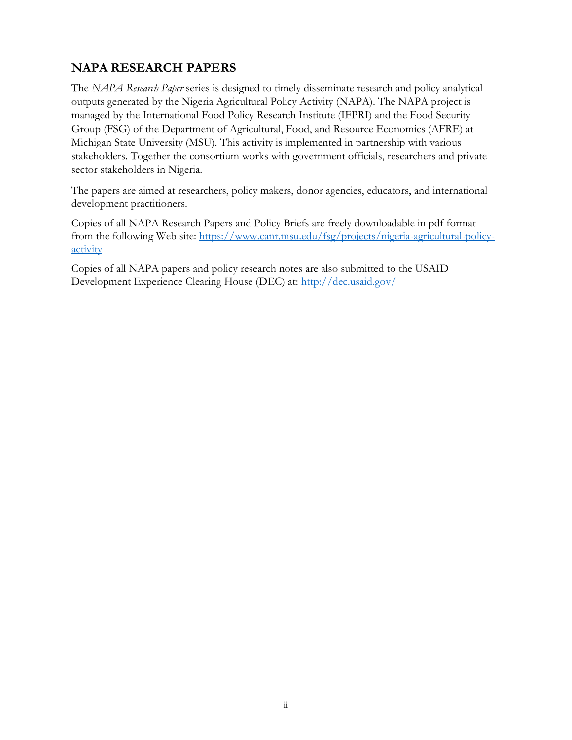## NAPA RESEARCH PAPERS

The *NAPA Research Paper* series is designed to timely disseminate research and policy analytical outputs generated by the Nigeria Agricultural Policy Activity (NAPA). The NAPA project is managed by the International Food Policy Research Institute (IFPRI) and the Food Security Group (FSG) of the Department of Agricultural, Food, and Resource Economics (AFRE) at Michigan State University (MSU). This activity is implemented in partnership with various stakeholders. Together the consortium works with government officials, researchers and private sector stakeholders in Nigeria.

The papers are aimed at researchers, policy makers, donor agencies, educators, and international development practitioners.

Copies of all NAPA Research Papers and Policy Briefs are freely downloadable in pdf format from the following Web site: [https://www.canr.msu.edu/fsg/projects/nigeria-agricultural-policy-activity](https://www.canr.msu.edu/fsg/projects/nigeria-agricultural-policy-activity)

Copies of all NAPA papers and policy research notes are also submitted to the USAID Development Experience Clearing House (DEC) at: [http://dec.usaid.gov/](http://dec.usaid.gov/)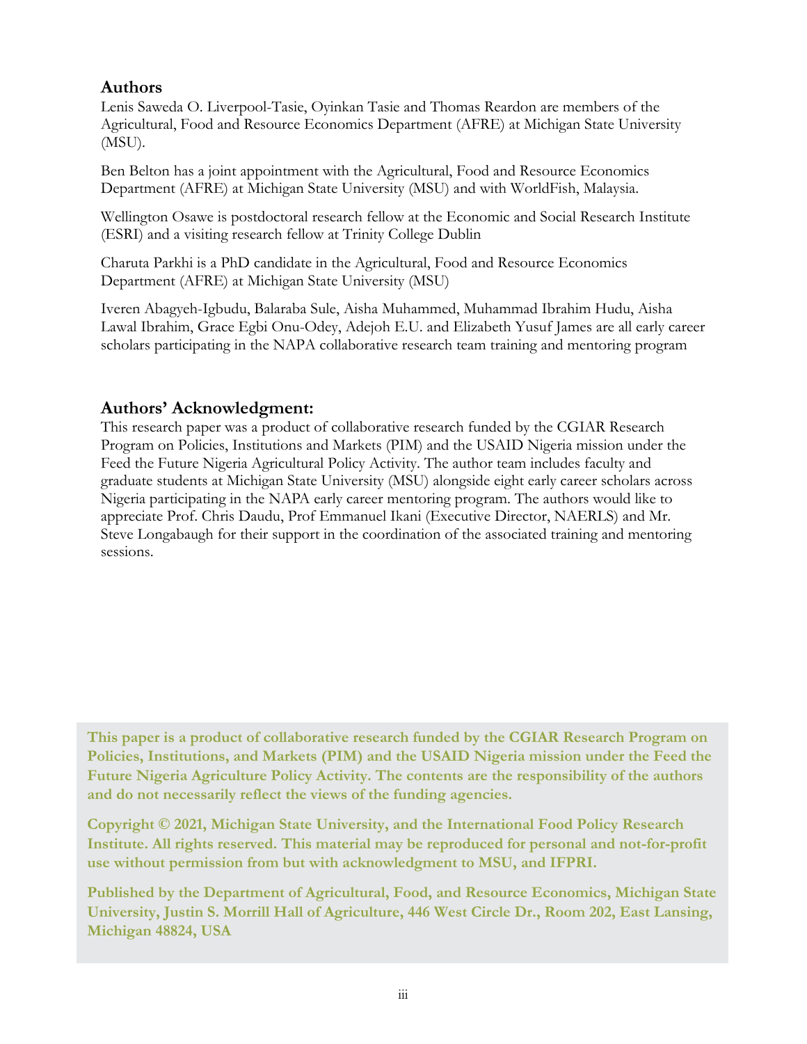## Authors

Lenis Saweda O. Liverpool-Tasie, Oyinkan Tasie and Thomas Reardon are members of the Agricultural, Food and Resource Economics Department (AFRE) at Michigan State University (MSU).

Ben Belton has a joint appointment with the Agricultural, Food and Resource Economics Department (AFRE) at Michigan State University (MSU) and with WorldFish, Malaysia.

Wellington Osawe is postdoctoral research fellow at the Economic and Social Research Institute (ESRI) and a visiting research fellow at Trinity College Dublin

Charuta Parkhi is a PhD candidate in the Agricultural, Food and Resource Economics Department (AFRE) at Michigan State University (MSU)

Iveren Abagyeh-Igbudu, Balaraba Sule, Aisha Muhammed, Muhammad Ibrahim Hudu, Aisha Lawal Ibrahim, Grace Egbi Onu-Odey, Adejoh E.U. and Elizabeth Yusuf James are all early career scholars participating in the NAPA collaborative research team training and mentoring program

## Authors' Acknowledgment:

This research paper was a product of collaborative research funded by the CGIAR Research Program on Policies, Institutions and Markets (PIM) and the USAID Nigeria mission under the Feed the Future Nigeria Agricultural Policy Activity. The author team includes faculty and graduate students at Michigan State University (MSU) alongside eight early career scholars across Nigeria participating in the NAPA early career mentoring program. The authors would like to appreciate Prof. Chris Daudu, Prof Emmanuel Ikani (Executive Director, NAERLS) and Mr. Steve Longabaugh for their support in the coordination of the associated training and mentoring sessions.

**This paper is a product of collaborative research funded by the CGIAR Research Program on Policies, Institutions, and Markets (PIM) and the USAID Nigeria mission under the Feed the Future Nigeria Agriculture Policy Activity. The contents are the responsibility of the authors and do not necessarily reflect the views of the funding agencies.**

**Copyright © 2021, Michigan State University, and the International Food Policy Research Institute. All rights reserved. This material may be reproduced for personal and not-for-profit use without permission from but with acknowledgment to MSU, and IFPRI.**

**Published by the Department of Agricultural, Food, and Resource Economics, Michigan State University, Justin S. Morrill Hall of Agriculture, 446 West Circle Dr., Room 202, East Lansing, Michigan 48824, USA**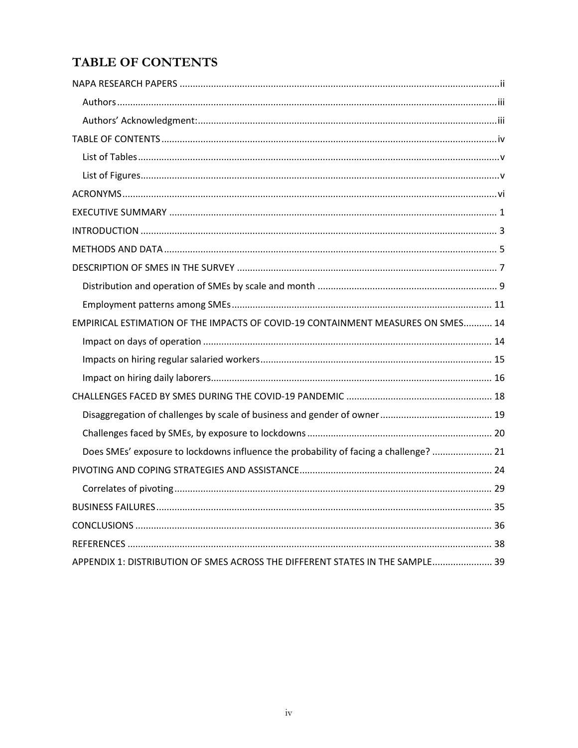# TABLE OF CONTENTS

NAPA RESEARCH PAPERS .......... ii

- Authors .......... iii
- Authors' Acknowledgment: .......... iii

TABLE OF CONTENTS .......... iv

- List of Tables .......... v
- List of Figures .......... v

ACRONYMS .......... vi

EXECUTIVE SUMMARY .......... 1

INTRODUCTION .......... 3

METHODS AND DATA .......... 5

DESCRIPTION OF SMES IN THE SURVEY .......... 7

- Distribution and operation of SMEs by scale and month .......... 9
- Employment patterns among SMEs .......... 11

EMPIRICAL ESTIMATION OF THE IMPACTS OF COVID-19 CONTAINMENT MEASURES ON SMES .......... 14

- Impact on days of operation .......... 14
- Impacts on hiring regular salaried workers .......... 15
- Impact on hiring daily laborers .......... 16

CHALLENGES FACED BY SMES DURING THE COVID-19 PANDEMIC .......... 18

- Disaggregation of challenges by scale of business and gender of owner .......... 19
- Challenges faced by SMEs, by exposure to lockdowns .......... 20
- Does SMEs' exposure to lockdowns influence the probability of facing a challenge? .......... 21

PIVOTING AND COPING STRATEGIES AND ASSISTANCE .......... 24

- Correlates of pivoting .......... 29

BUSINESS FAILURES .......... 35

CONCLUSIONS .......... 36

REFERENCES .......... 38

APPENDIX 1: DISTRIBUTION OF SMES ACROSS THE DIFFERENT STATES IN THE SAMPLE .......... 39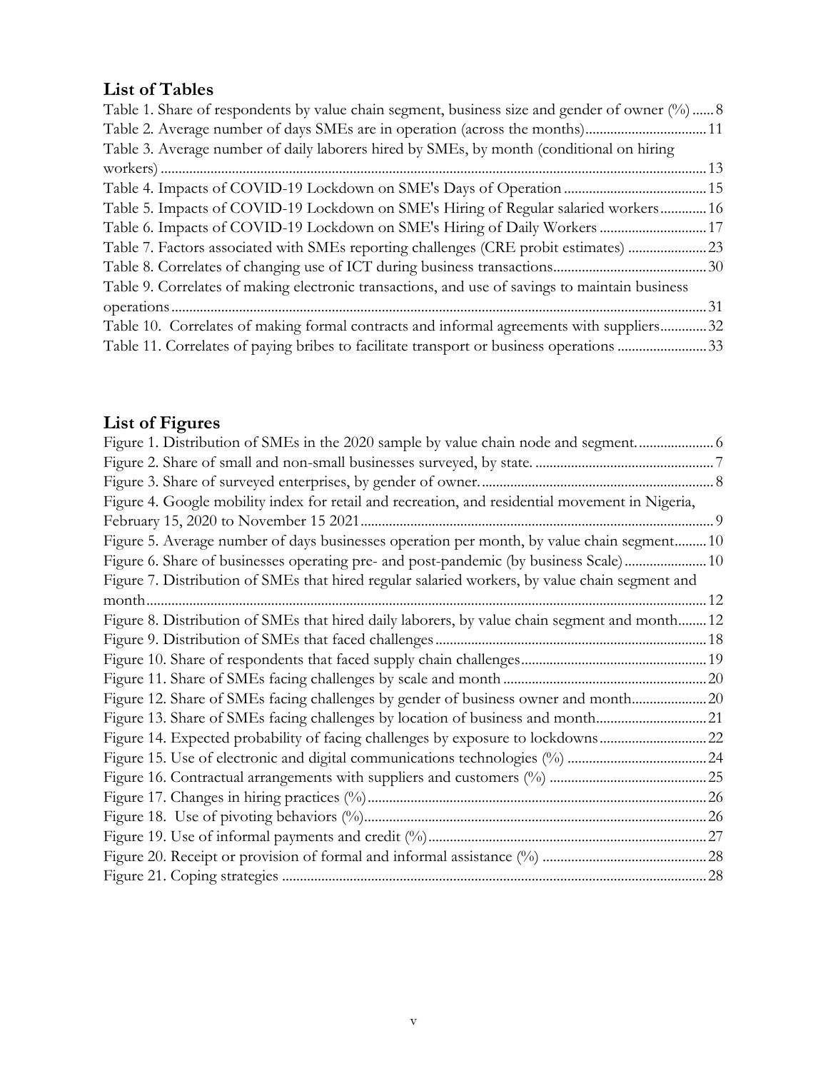## List of Tables

Table 1. Share of respondents by value chain segment, business size and gender of owner (%) ...... 8
Table 2. Average number of days SMEs are in operation (across the months) ................................. 11
Table 3. Average number of daily laborers hired by SMEs, by month (conditional on hiring workers) ........................................................................................................................................ 13
Table 4. Impacts of COVID-19 Lockdown on SME's Days of Operation ....................................... 15
Table 5. Impacts of COVID-19 Lockdown on SME's Hiring of Regular salaried workers ............. 16
Table 6. Impacts of COVID-19 Lockdown on SME's Hiring of Daily Workers ............................. 17
Table 7. Factors associated with SMEs reporting challenges (CRE probit estimates) ...................... 23
Table 8. Correlates of changing use of ICT during business transactions .......................................... 30
Table 9. Correlates of making electronic transactions, and use of savings to maintain business operations ................................................................................................................................................ 31
Table 10. Correlates of making formal contracts and informal agreements with suppliers ............. 32
Table 11. Correlates of paying bribes to facilitate transport or business operations ......................... 33

## List of Figures

Figure 1. Distribution of SMEs in the 2020 sample by value chain node and segment. ..................... 6
Figure 2. Share of small and non-small businesses surveyed, by state. ................................................. 7
Figure 3. Share of surveyed enterprises, by gender of owner. ................................................................ 8
Figure 4. Google mobility index for retail and recreation, and residential movement in Nigeria, February 15, 2020 to November 15 2021 ................................................................................................. 9
Figure 5. Average number of days businesses operation per month, by value chain segment ......... 10
Figure 6. Share of businesses operating pre- and post-pandemic (by business Scale) ....................... 10
Figure 7. Distribution of SMEs that hired regular salaried workers, by value chain segment and month ....................................................................................................................................................... 12
Figure 8. Distribution of SMEs that hired daily laborers, by value chain segment and month ........ 12
Figure 9. Distribution of SMEs that faced challenges ........................................................................... 18
Figure 10. Share of respondents that faced supply chain challenges .................................................... 19
Figure 11. Share of SMEs facing challenges by scale and month ........................................................ 20
Figure 12. Share of SMEs facing challenges by gender of business owner and month ..................... 20
Figure 13. Share of SMEs facing challenges by location of business and month .............................. 21
Figure 14. Expected probability of facing challenges by exposure to lockdowns .............................. 22
Figure 15. Use of electronic and digital communications technologies (%) ...................................... 24
Figure 16. Contractual arrangements with suppliers and customers (%) ........................................... 25
Figure 17. Changes in hiring practices (%) ............................................................................................. 26
Figure 18. Use of pivoting behaviors (%) ............................................................................................... 26
Figure 19. Use of informal payments and credit (%) ............................................................................. 27
Figure 20. Receipt or provision of formal and informal assistance (%) ............................................. 28
Figure 21. Coping strategies ..................................................................................................................... 28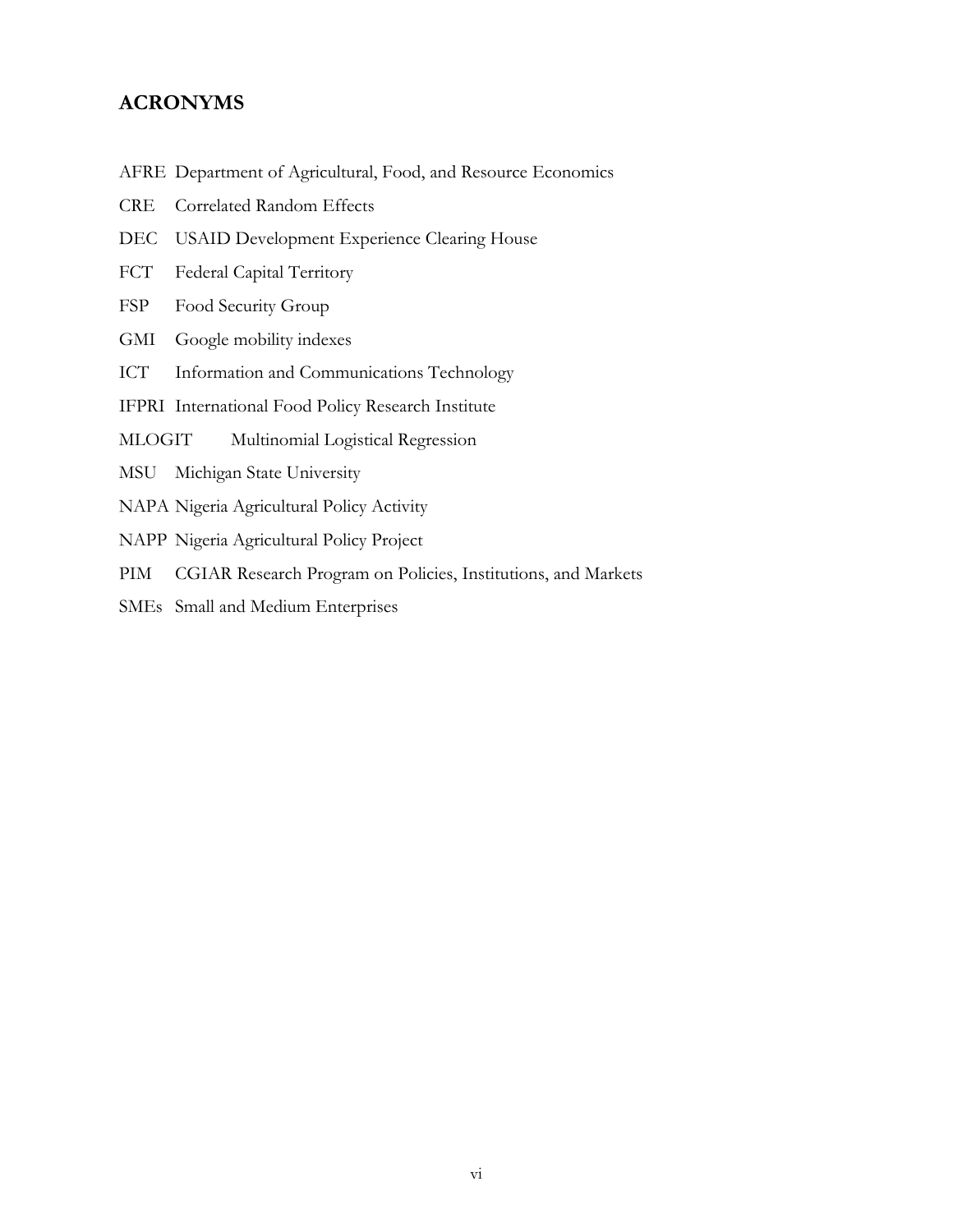## ACRONYMS

AFRE Department of Agricultural, Food, and Resource Economics

CRE Correlated Random Effects

DEC USAID Development Experience Clearing House

FCT Federal Capital Territory

FSP Food Security Group

GMI Google mobility indexes

ICT Information and Communications Technology

IFPRI International Food Policy Research Institute

MLOGIT Multinomial Logistical Regression

MSU Michigan State University

NAPA Nigeria Agricultural Policy Activity

NAPP Nigeria Agricultural Policy Project

PIM CGIAR Research Program on Policies, Institutions, and Markets

SMEs Small and Medium Enterprises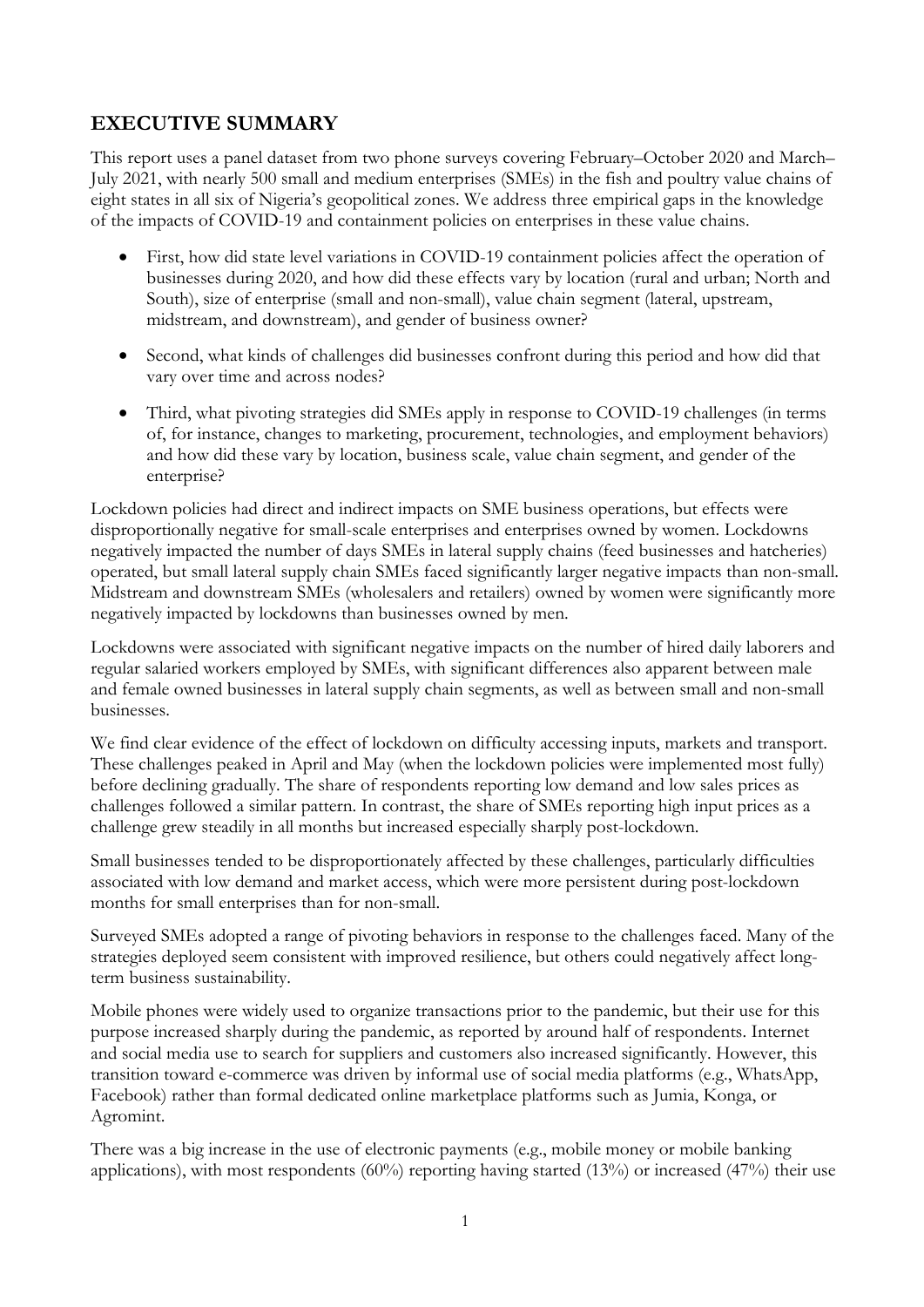## EXECUTIVE SUMMARY

This report uses a panel dataset from two phone surveys covering February–October 2020 and March–July 2021, with nearly 500 small and medium enterprises (SMEs) in the fish and poultry value chains of eight states in all six of Nigeria's geopolitical zones. We address three empirical gaps in the knowledge of the impacts of COVID-19 and containment policies on enterprises in these value chains.

- First, how did state level variations in COVID-19 containment policies affect the operation of businesses during 2020, and how did these effects vary by location (rural and urban; North and South), size of enterprise (small and non-small), value chain segment (lateral, upstream, midstream, and downstream), and gender of business owner?
- Second, what kinds of challenges did businesses confront during this period and how did that vary over time and across nodes?
- Third, what pivoting strategies did SMEs apply in response to COVID-19 challenges (in terms of, for instance, changes to marketing, procurement, technologies, and employment behaviors) and how did these vary by location, business scale, value chain segment, and gender of the enterprise?

Lockdown policies had direct and indirect impacts on SME business operations, but effects were disproportionally negative for small-scale enterprises and enterprises owned by women. Lockdowns negatively impacted the number of days SMEs in lateral supply chains (feed businesses and hatcheries) operated, but small lateral supply chain SMEs faced significantly larger negative impacts than non-small. Midstream and downstream SMEs (wholesalers and retailers) owned by women were significantly more negatively impacted by lockdowns than businesses owned by men.

Lockdowns were associated with significant negative impacts on the number of hired daily laborers and regular salaried workers employed by SMEs, with significant differences also apparent between male and female owned businesses in lateral supply chain segments, as well as between small and non-small businesses.

We find clear evidence of the effect of lockdown on difficulty accessing inputs, markets and transport. These challenges peaked in April and May (when the lockdown policies were implemented most fully) before declining gradually. The share of respondents reporting low demand and low sales prices as challenges followed a similar pattern. In contrast, the share of SMEs reporting high input prices as a challenge grew steadily in all months but increased especially sharply post-lockdown.

Small businesses tended to be disproportionately affected by these challenges, particularly difficulties associated with low demand and market access, which were more persistent during post-lockdown months for small enterprises than for non-small.

Surveyed SMEs adopted a range of pivoting behaviors in response to the challenges faced. Many of the strategies deployed seem consistent with improved resilience, but others could negatively affect long-term business sustainability.

Mobile phones were widely used to organize transactions prior to the pandemic, but their use for this purpose increased sharply during the pandemic, as reported by around half of respondents. Internet and social media use to search for suppliers and customers also increased significantly. However, this transition toward e-commerce was driven by informal use of social media platforms (e.g., WhatsApp, Facebook) rather than formal dedicated online marketplace platforms such as Jumia, Konga, or Agromint.

There was a big increase in the use of electronic payments (e.g., mobile money or mobile banking applications), with most respondents (60%) reporting having started (13%) or increased (47%) their use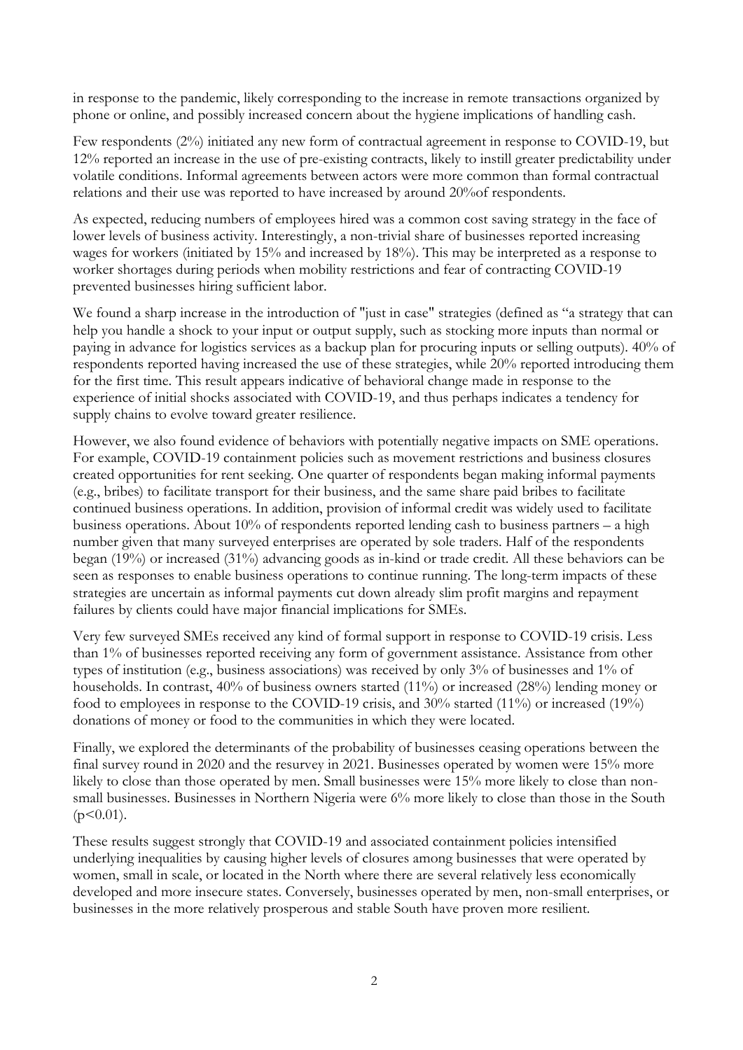in response to the pandemic, likely corresponding to the increase in remote transactions organized by phone or online, and possibly increased concern about the hygiene implications of handling cash.

Few respondents (2%) initiated any new form of contractual agreement in response to COVID-19, but 12% reported an increase in the use of pre-existing contracts, likely to instill greater predictability under volatile conditions. Informal agreements between actors were more common than formal contractual relations and their use was reported to have increased by around 20%of respondents.

As expected, reducing numbers of employees hired was a common cost saving strategy in the face of lower levels of business activity. Interestingly, a non-trivial share of businesses reported increasing wages for workers (initiated by 15% and increased by 18%). This may be interpreted as a response to worker shortages during periods when mobility restrictions and fear of contracting COVID-19 prevented businesses hiring sufficient labor.

We found a sharp increase in the introduction of "just in case" strategies (defined as "a strategy that can help you handle a shock to your input or output supply, such as stocking more inputs than normal or paying in advance for logistics services as a backup plan for procuring inputs or selling outputs). 40% of respondents reported having increased the use of these strategies, while 20% reported introducing them for the first time. This result appears indicative of behavioral change made in response to the experience of initial shocks associated with COVID-19, and thus perhaps indicates a tendency for supply chains to evolve toward greater resilience.

However, we also found evidence of behaviors with potentially negative impacts on SME operations. For example, COVID-19 containment policies such as movement restrictions and business closures created opportunities for rent seeking. One quarter of respondents began making informal payments (e.g., bribes) to facilitate transport for their business, and the same share paid bribes to facilitate continued business operations. In addition, provision of informal credit was widely used to facilitate business operations. About 10% of respondents reported lending cash to business partners – a high number given that many surveyed enterprises are operated by sole traders. Half of the respondents began (19%) or increased (31%) advancing goods as in-kind or trade credit. All these behaviors can be seen as responses to enable business operations to continue running. The long-term impacts of these strategies are uncertain as informal payments cut down already slim profit margins and repayment failures by clients could have major financial implications for SMEs.

Very few surveyed SMEs received any kind of formal support in response to COVID-19 crisis. Less than 1% of businesses reported receiving any form of government assistance. Assistance from other types of institution (e.g., business associations) was received by only 3% of businesses and 1% of households. In contrast, 40% of business owners started (11%) or increased (28%) lending money or food to employees in response to the COVID-19 crisis, and 30% started (11%) or increased (19%) donations of money or food to the communities in which they were located.

Finally, we explored the determinants of the probability of businesses ceasing operations between the final survey round in 2020 and the resurvey in 2021. Businesses operated by women were 15% more likely to close than those operated by men. Small businesses were 15% more likely to close than non-small businesses. Businesses in Northern Nigeria were 6% more likely to close than those in the South ($p<0.01$).

These results suggest strongly that COVID-19 and associated containment policies intensified underlying inequalities by causing higher levels of closures among businesses that were operated by women, small in scale, or located in the North where there are several relatively less economically developed and more insecure states. Conversely, businesses operated by men, non-small enterprises, or businesses in the more relatively prosperous and stable South have proven more resilient.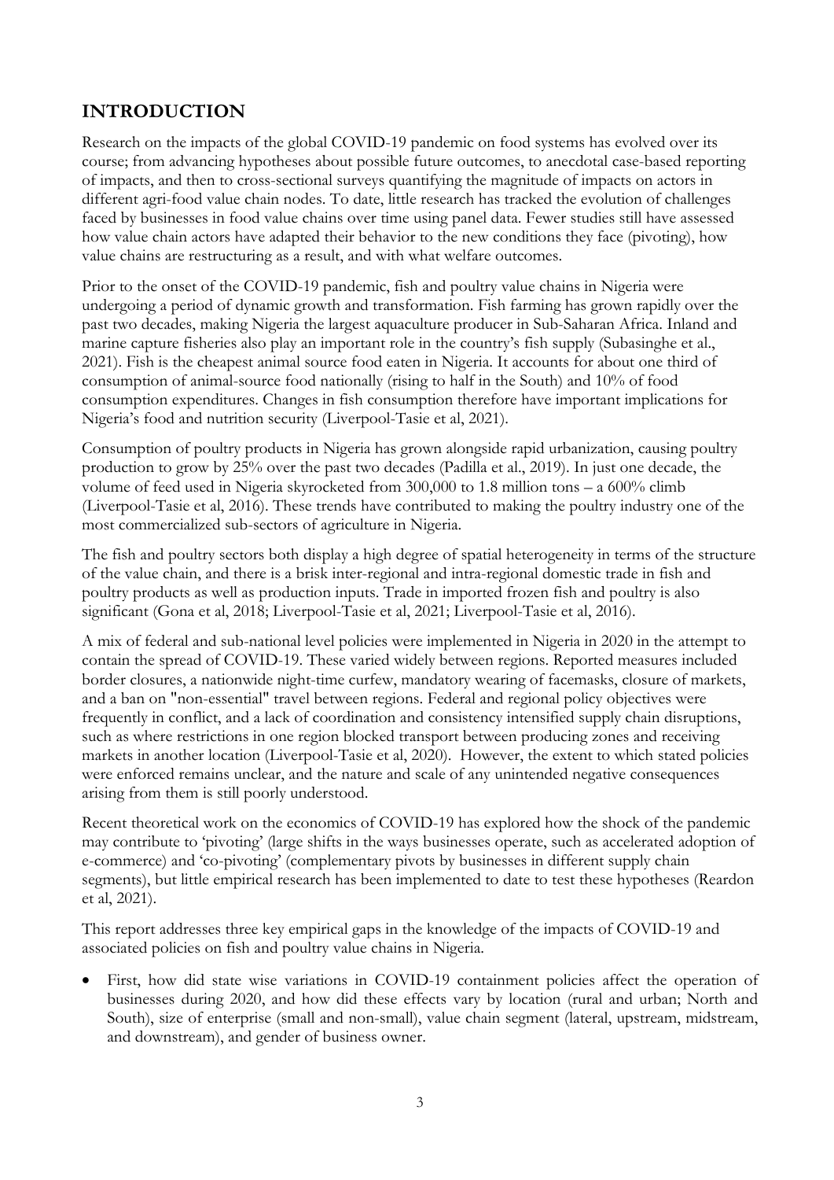## INTRODUCTION

Research on the impacts of the global COVID-19 pandemic on food systems has evolved over its course; from advancing hypotheses about possible future outcomes, to anecdotal case-based reporting of impacts, and then to cross-sectional surveys quantifying the magnitude of impacts on actors in different agri-food value chain nodes. To date, little research has tracked the evolution of challenges faced by businesses in food value chains over time using panel data. Fewer studies still have assessed how value chain actors have adapted their behavior to the new conditions they face (pivoting), how value chains are restructuring as a result, and with what welfare outcomes.

Prior to the onset of the COVID-19 pandemic, fish and poultry value chains in Nigeria were undergoing a period of dynamic growth and transformation. Fish farming has grown rapidly over the past two decades, making Nigeria the largest aquaculture producer in Sub-Saharan Africa. Inland and marine capture fisheries also play an important role in the country's fish supply (Subasinghe et al., 2021). Fish is the cheapest animal source food eaten in Nigeria. It accounts for about one third of consumption of animal-source food nationally (rising to half in the South) and 10% of food consumption expenditures. Changes in fish consumption therefore have important implications for Nigeria's food and nutrition security (Liverpool-Tasie et al, 2021).

Consumption of poultry products in Nigeria has grown alongside rapid urbanization, causing poultry production to grow by 25% over the past two decades (Padilla et al., 2019). In just one decade, the volume of feed used in Nigeria skyrocketed from 300,000 to 1.8 million tons – a 600% climb (Liverpool-Tasie et al, 2016). These trends have contributed to making the poultry industry one of the most commercialized sub-sectors of agriculture in Nigeria.

The fish and poultry sectors both display a high degree of spatial heterogeneity in terms of the structure of the value chain, and there is a brisk inter-regional and intra-regional domestic trade in fish and poultry products as well as production inputs. Trade in imported frozen fish and poultry is also significant (Gona et al, 2018; Liverpool-Tasie et al, 2021; Liverpool-Tasie et al, 2016).

A mix of federal and sub-national level policies were implemented in Nigeria in 2020 in the attempt to contain the spread of COVID-19. These varied widely between regions. Reported measures included border closures, a nationwide night-time curfew, mandatory wearing of facemasks, closure of markets, and a ban on "non-essential" travel between regions. Federal and regional policy objectives were frequently in conflict, and a lack of coordination and consistency intensified supply chain disruptions, such as where restrictions in one region blocked transport between producing zones and receiving markets in another location (Liverpool-Tasie et al, 2020). However, the extent to which stated policies were enforced remains unclear, and the nature and scale of any unintended negative consequences arising from them is still poorly understood.

Recent theoretical work on the economics of COVID-19 has explored how the shock of the pandemic may contribute to 'pivoting' (large shifts in the ways businesses operate, such as accelerated adoption of e-commerce) and 'co-pivoting' (complementary pivots by businesses in different supply chain segments), but little empirical research has been implemented to date to test these hypotheses (Reardon et al, 2021).

This report addresses three key empirical gaps in the knowledge of the impacts of COVID-19 and associated policies on fish and poultry value chains in Nigeria.

- First, how did state wise variations in COVID-19 containment policies affect the operation of businesses during 2020, and how did these effects vary by location (rural and urban; North and South), size of enterprise (small and non-small), value chain segment (lateral, upstream, midstream, and downstream), and gender of business owner.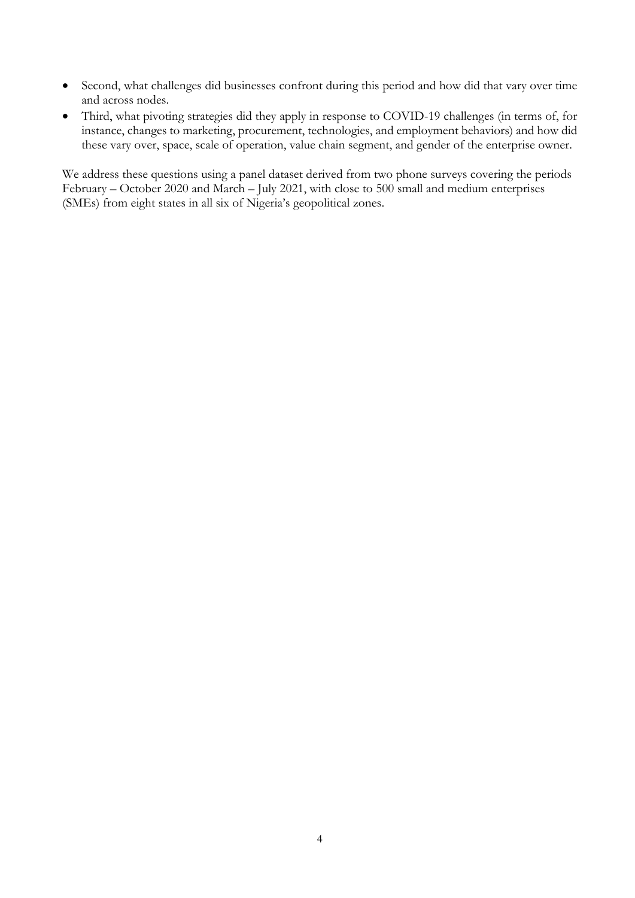- Second, what challenges did businesses confront during this period and how did that vary over time and across nodes.
- Third, what pivoting strategies did they apply in response to COVID-19 challenges (in terms of, for instance, changes to marketing, procurement, technologies, and employment behaviors) and how did these vary over, space, scale of operation, value chain segment, and gender of the enterprise owner.

We address these questions using a panel dataset derived from two phone surveys covering the periods February – October 2020 and March – July 2021, with close to 500 small and medium enterprises (SMEs) from eight states in all six of Nigeria's geopolitical zones.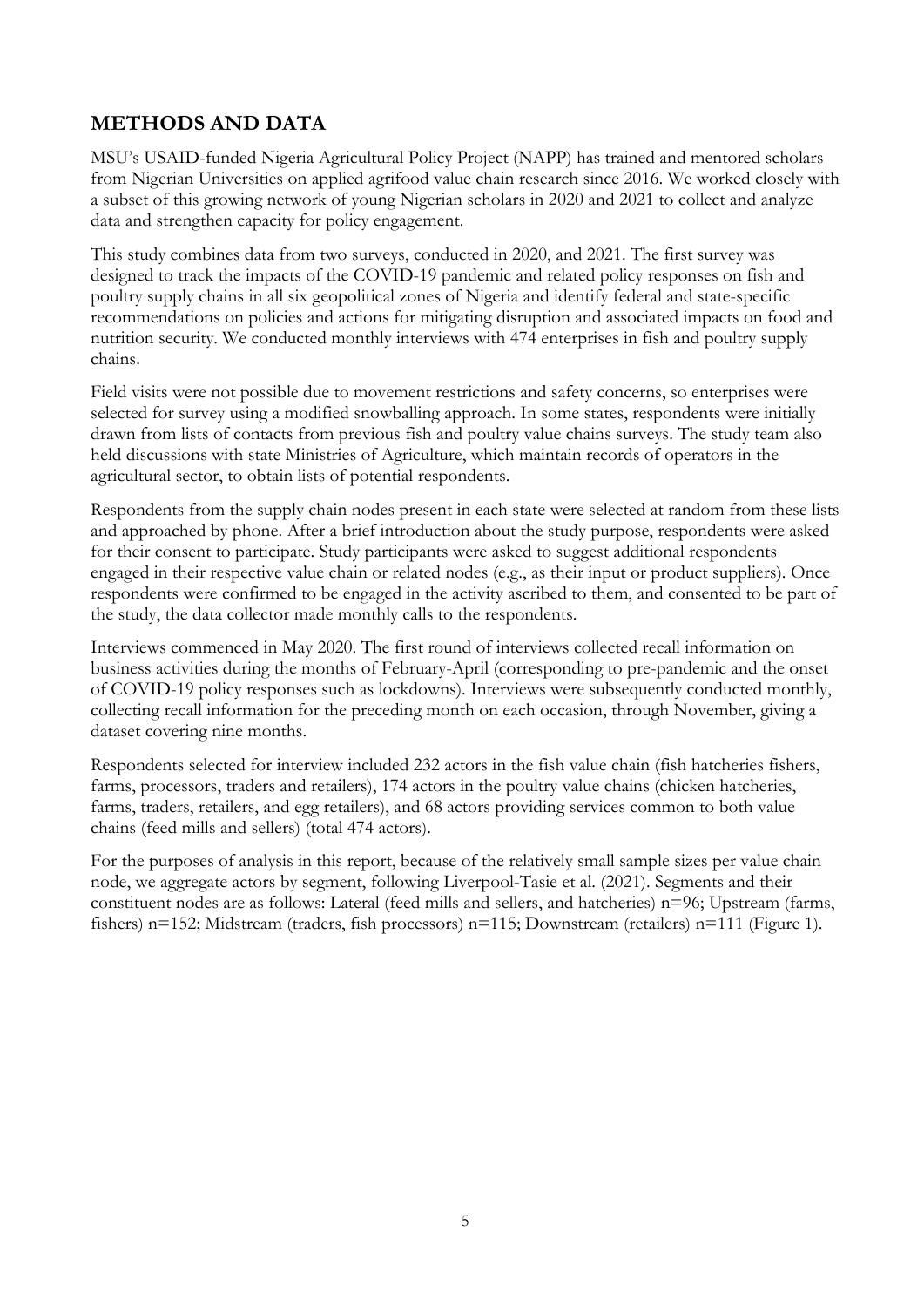## METHODS AND DATA

MSU's USAID-funded Nigeria Agricultural Policy Project (NAPP) has trained and mentored scholars from Nigerian Universities on applied agrifood value chain research since 2016. We worked closely with a subset of this growing network of young Nigerian scholars in 2020 and 2021 to collect and analyze data and strengthen capacity for policy engagement.

This study combines data from two surveys, conducted in 2020, and 2021. The first survey was designed to track the impacts of the COVID-19 pandemic and related policy responses on fish and poultry supply chains in all six geopolitical zones of Nigeria and identify federal and state-specific recommendations on policies and actions for mitigating disruption and associated impacts on food and nutrition security. We conducted monthly interviews with 474 enterprises in fish and poultry supply chains.

Field visits were not possible due to movement restrictions and safety concerns, so enterprises were selected for survey using a modified snowballing approach. In some states, respondents were initially drawn from lists of contacts from previous fish and poultry value chains surveys. The study team also held discussions with state Ministries of Agriculture, which maintain records of operators in the agricultural sector, to obtain lists of potential respondents.

Respondents from the supply chain nodes present in each state were selected at random from these lists and approached by phone. After a brief introduction about the study purpose, respondents were asked for their consent to participate. Study participants were asked to suggest additional respondents engaged in their respective value chain or related nodes (e.g., as their input or product suppliers). Once respondents were confirmed to be engaged in the activity ascribed to them, and consented to be part of the study, the data collector made monthly calls to the respondents.

Interviews commenced in May 2020. The first round of interviews collected recall information on business activities during the months of February-April (corresponding to pre-pandemic and the onset of COVID-19 policy responses such as lockdowns). Interviews were subsequently conducted monthly, collecting recall information for the preceding month on each occasion, through November, giving a dataset covering nine months.

Respondents selected for interview included 232 actors in the fish value chain (fish hatcheries fishers, farms, processors, traders and retailers), 174 actors in the poultry value chains (chicken hatcheries, farms, traders, retailers, and egg retailers), and 68 actors providing services common to both value chains (feed mills and sellers) (total 474 actors).

For the purposes of analysis in this report, because of the relatively small sample sizes per value chain node, we aggregate actors by segment, following Liverpool-Tasie et al. (2021). Segments and their constituent nodes are as follows: Lateral (feed mills and sellers, and hatcheries) n=96; Upstream (farms, fishers) n=152; Midstream (traders, fish processors) n=115; Downstream (retailers) n=111 (Figure 1).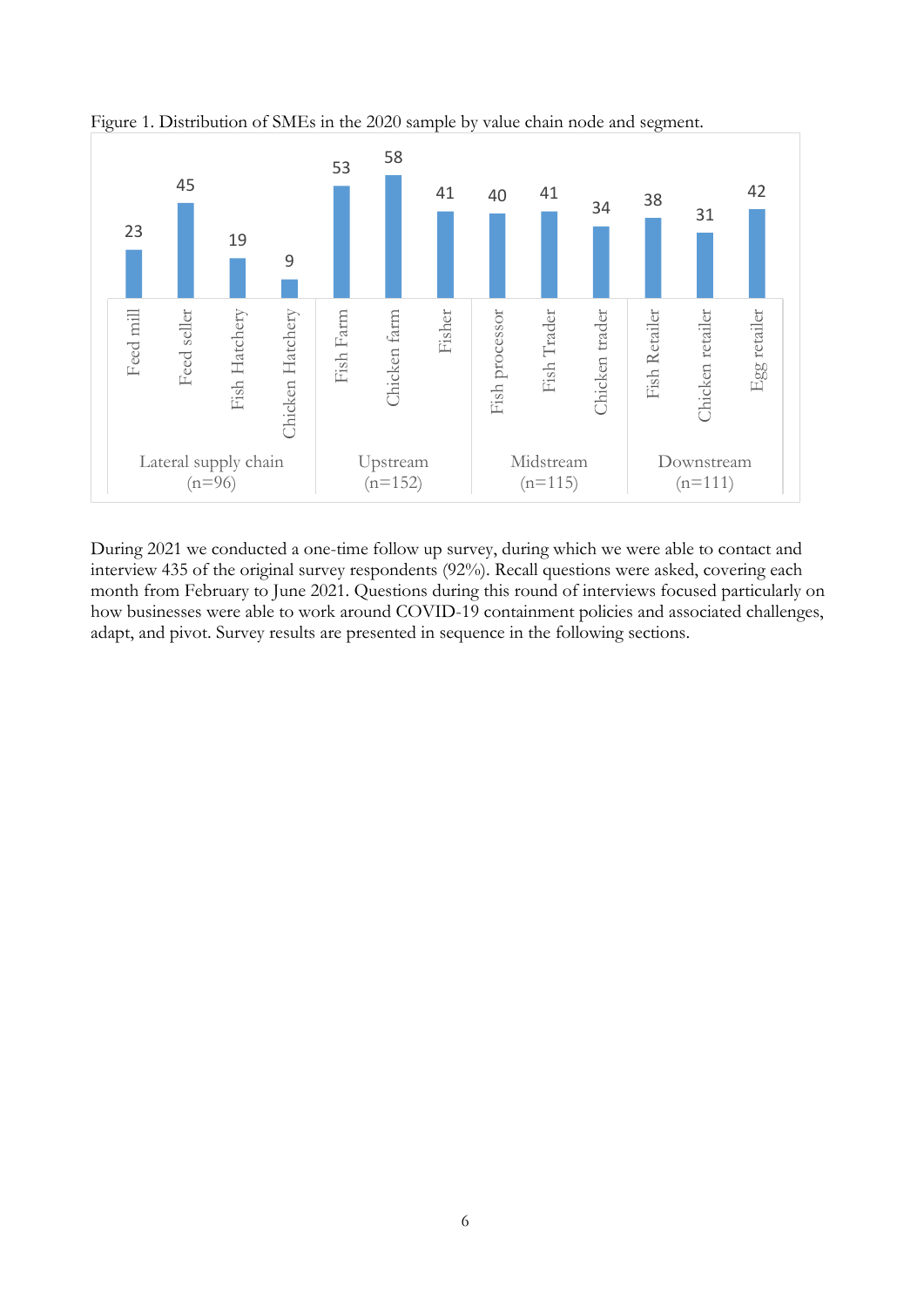Figure 1. Distribution of SMEs in the 2020 sample by value chain node and segment.

| Segment | Value chain node | Number of SMEs |
|---|---|---|
| Lateral supply chain (n=96) | Feed mill | 23 |
| | Feed seller | 45 |
| | Fish Hatchery | 19 |
| | Chicken Hatchery | 9 |
| Upstream (n=152) | Fish Farm | 53 |
| | Chicken farm | 58 |
| | Fisher | 41 |
| Midstream (n=115) | Fish processor | 40 |
| | Fish Trader | 41 |
| | Chicken trader | 34 |
| Downstream (n=111) | Fish Retailer | 38 |
| | Chicken retailer | 31 |
| | Egg retailer | 42 |

During 2021 we conducted a one-time follow up survey, during which we were able to contact and interview 435 of the original survey respondents (92%). Recall questions were asked, covering each month from February to June 2021. Questions during this round of interviews focused particularly on how businesses were able to work around COVID-19 containment policies and associated challenges, adapt, and pivot. Survey results are presented in sequence in the following sections.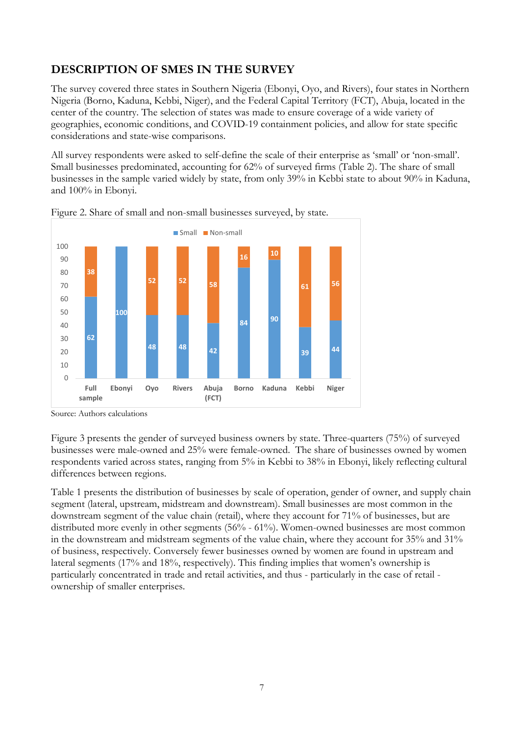## DESCRIPTION OF SMES IN THE SURVEY

The survey covered three states in Southern Nigeria (Ebonyi, Oyo, and Rivers), four states in Northern Nigeria (Borno, Kaduna, Kebbi, Niger), and the Federal Capital Territory (FCT), Abuja, located in the center of the country. The selection of states was made to ensure coverage of a wide variety of geographies, economic conditions, and COVID-19 containment policies, and allow for state specific considerations and state-wise comparisons.

All survey respondents were asked to self-define the scale of their enterprise as 'small' or 'non-small'. Small businesses predominated, accounting for 62% of surveyed firms (Table 2). The share of small businesses in the sample varied widely by state, from only 39% in Kebbi state to about 90% in Kaduna, and 100% in Ebonyi.

Figure 2. Share of small and non-small businesses surveyed, by state.

| | Full sample | Ebonyi | Oyo | Rivers | Abuja (FCT) | Borno | Kaduna | Kebbi | Niger |
|---|---|---|---|---|---|---|---|---|---|
| Small | 62 | 100 | 48 | 48 | 42 | 84 | 90 | 39 | 44 |
| Non-small | 38 | | 52 | 52 | 58 | 16 | 10 | 61 | 56 |

Source: Authors calculations

Figure 3 presents the gender of surveyed business owners by state. Three-quarters (75%) of surveyed businesses were male-owned and 25% were female-owned. The share of businesses owned by women respondents varied across states, ranging from 5% in Kebbi to 38% in Ebonyi, likely reflecting cultural differences between regions.

Table 1 presents the distribution of businesses by scale of operation, gender of owner, and supply chain segment (lateral, upstream, midstream and downstream). Small businesses are most common in the downstream segment of the value chain (retail), where they account for 71% of businesses, but are distributed more evenly in other segments (56% - 61%). Women-owned businesses are most common in the downstream and midstream segments of the value chain, where they account for 35% and 31% of business, respectively. Conversely fewer businesses owned by women are found in upstream and lateral segments (17% and 18%, respectively). This finding implies that women's ownership is particularly concentrated in trade and retail activities, and thus - particularly in the case of retail - ownership of smaller enterprises.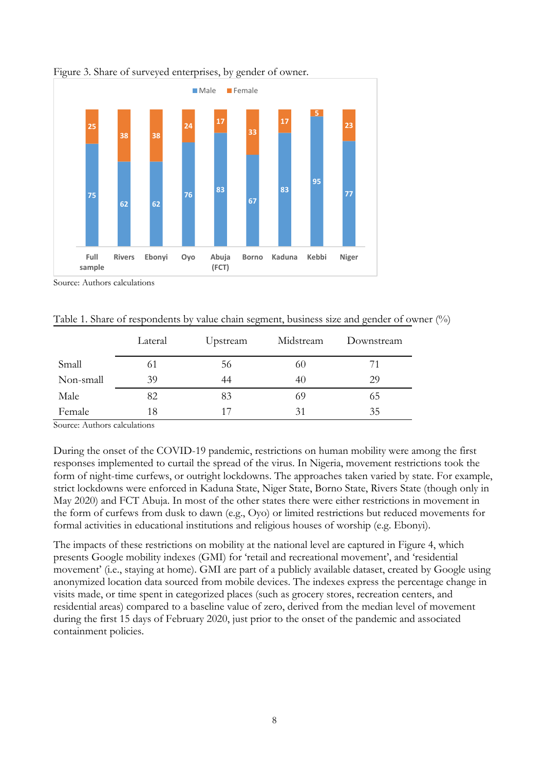Figure 3. Share of surveyed enterprises, by gender of owner.

| | Full sample | Rivers | Ebonyi | Oyo | Abuja (FCT) | Borno | Kaduna | Kebbi | Niger |
|---|---|---|---|---|---|---|---|---|---|
| Male | 75 | 62 | 62 | 76 | 83 | 67 | 83 | 95 | 77 |
| Female | 25 | 38 | 38 | 24 | 17 | 33 | 17 | 5 | 23 |

Source: Authors calculations

Table 1. Share of respondents by value chain segment, business size and gender of owner (%)

| | Lateral | Upstream | Midstream | Downstream |
|---|---|---|---|---|
| Small | 61 | 56 | 60 | 71 |
| Non-small | 39 | 44 | 40 | 29 |
| Male | 82 | 83 | 69 | 65 |
| Female | 18 | 17 | 31 | 35 |

Source: Authors calculations

During the onset of the COVID-19 pandemic, restrictions on human mobility were among the first responses implemented to curtail the spread of the virus. In Nigeria, movement restrictions took the form of night-time curfews, or outright lockdowns. The approaches taken varied by state. For example, strict lockdowns were enforced in Kaduna State, Niger State, Borno State, Rivers State (though only in May 2020) and FCT Abuja. In most of the other states there were either restrictions in movement in the form of curfews from dusk to dawn (e.g., Oyo) or limited restrictions but reduced movements for formal activities in educational institutions and religious houses of worship (e.g. Ebonyi).

The impacts of these restrictions on mobility at the national level are captured in Figure 4, which presents Google mobility indexes (GMI) for 'retail and recreational movement', and 'residential movement' (i.e., staying at home). GMI are part of a publicly available dataset, created by Google using anonymized location data sourced from mobile devices. The indexes express the percentage change in visits made, or time spent in categorized places (such as grocery stores, recreation centers, and residential areas) compared to a baseline value of zero, derived from the median level of movement during the first 15 days of February 2020, just prior to the onset of the pandemic and associated containment policies.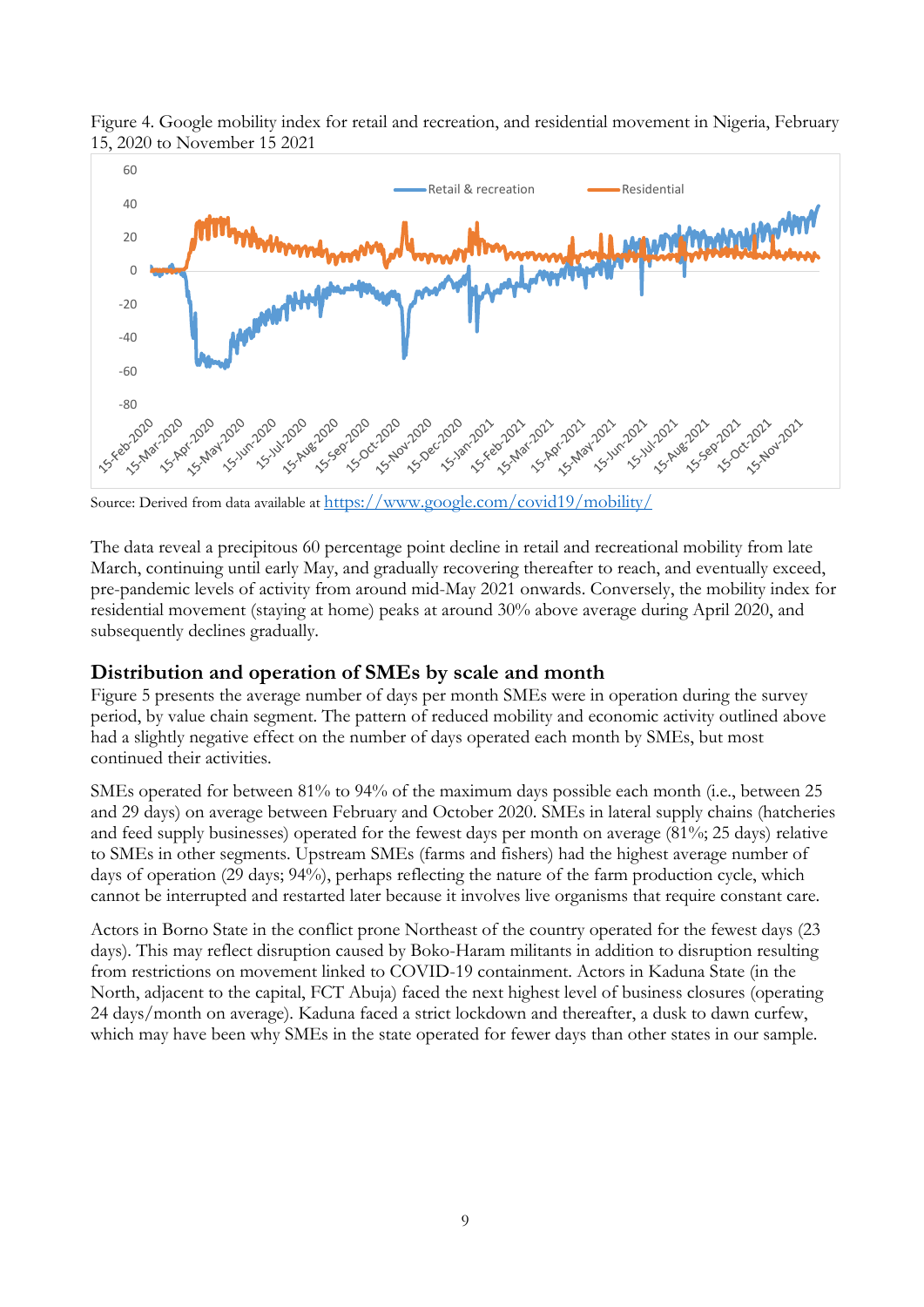Figure 4. Google mobility index for retail and recreation, and residential movement in Nigeria, February 15, 2020 to November 15 2021

Source: Derived from data available at https://www.google.com/covid19/mobility/

The data reveal a precipitous 60 percentage point decline in retail and recreational mobility from late March, continuing until early May, and gradually recovering thereafter to reach, and eventually exceed, pre-pandemic levels of activity from around mid-May 2021 onwards. Conversely, the mobility index for residential movement (staying at home) peaks at around 30% above average during April 2020, and subsequently declines gradually.

## Distribution and operation of SMEs by scale and month

Figure 5 presents the average number of days per month SMEs were in operation during the survey period, by value chain segment. The pattern of reduced mobility and economic activity outlined above had a slightly negative effect on the number of days operated each month by SMEs, but most continued their activities.

SMEs operated for between 81% to 94% of the maximum days possible each month (i.e., between 25 and 29 days) on average between February and October 2020. SMEs in lateral supply chains (hatcheries and feed supply businesses) operated for the fewest days per month on average (81%; 25 days) relative to SMEs in other segments. Upstream SMEs (farms and fishers) had the highest average number of days of operation (29 days; 94%), perhaps reflecting the nature of the farm production cycle, which cannot be interrupted and restarted later because it involves live organisms that require constant care.

Actors in Borno State in the conflict prone Northeast of the country operated for the fewest days (23 days). This may reflect disruption caused by Boko-Haram militants in addition to disruption resulting from restrictions on movement linked to COVID-19 containment. Actors in Kaduna State (in the North, adjacent to the capital, FCT Abuja) faced the next highest level of business closures (operating 24 days/month on average). Kaduna faced a strict lockdown and thereafter, a dusk to dawn curfew, which may have been why SMEs in the state operated for fewer days than other states in our sample.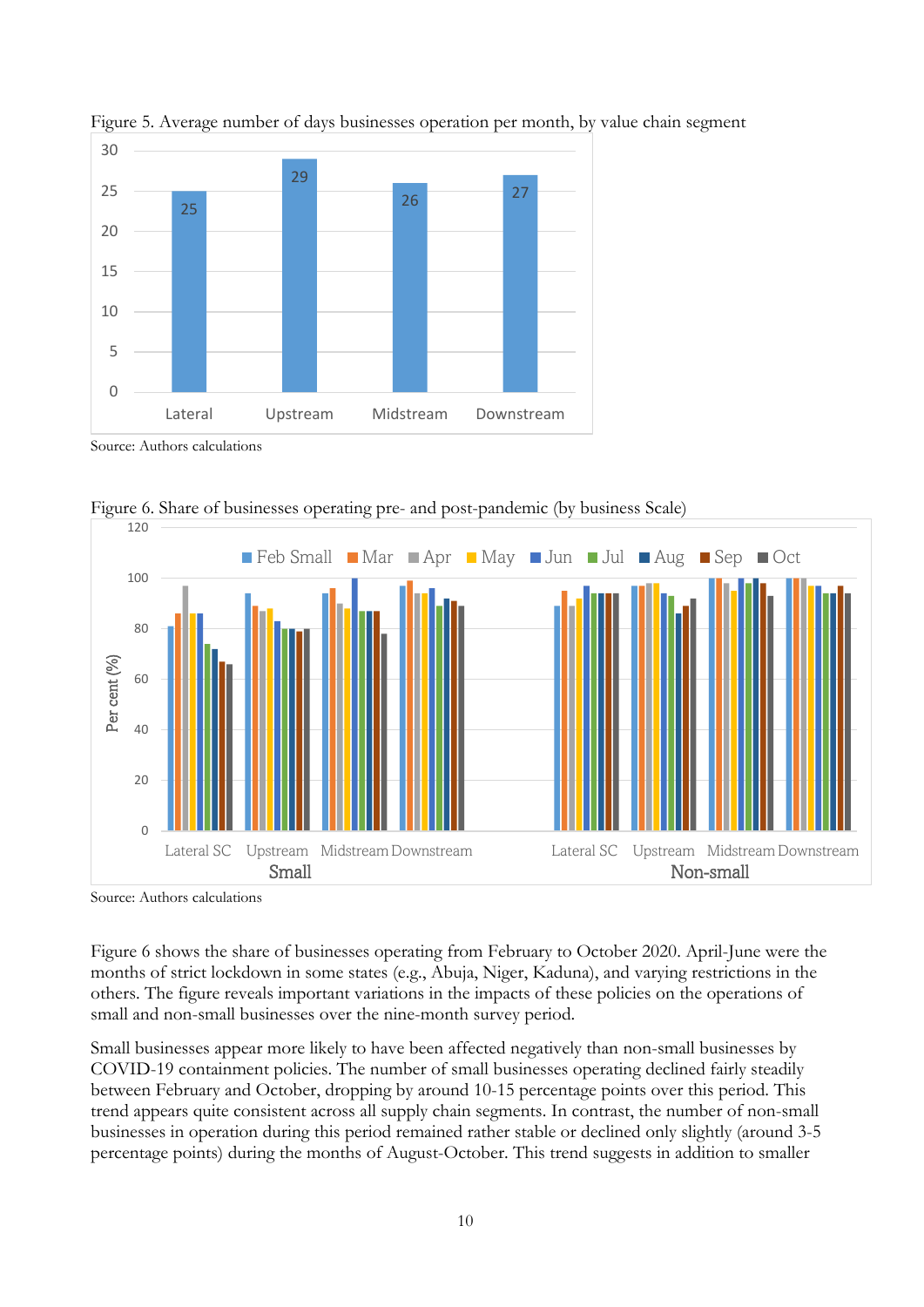Figure 5. Average number of days businesses operation per month, by value chain segment

Source: Authors calculations

Figure 6. Share of businesses operating pre- and post-pandemic (by business Scale)

Source: Authors calculations

Figure 6 shows the share of businesses operating from February to October 2020. April-June were the months of strict lockdown in some states (e.g., Abuja, Niger, Kaduna), and varying restrictions in the others. The figure reveals important variations in the impacts of these policies on the operations of small and non-small businesses over the nine-month survey period.

Small businesses appear more likely to have been affected negatively than non-small businesses by COVID-19 containment policies. The number of small businesses operating declined fairly steadily between February and October, dropping by around 10-15 percentage points over this period. This trend appears quite consistent across all supply chain segments. In contrast, the number of non-small businesses in operation during this period remained rather stable or declined only slightly (around 3-5 percentage points) during the months of August-October. This trend suggests in addition to smaller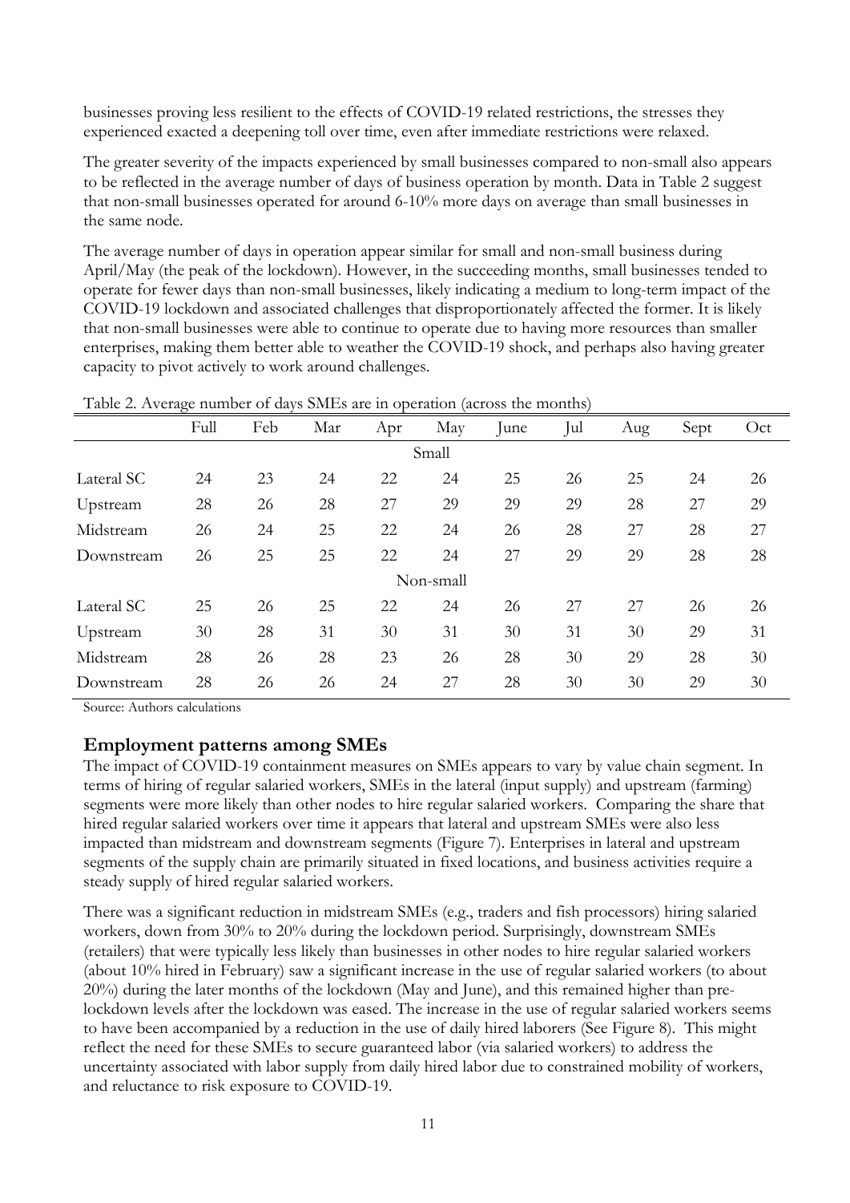businesses proving less resilient to the effects of COVID-19 related restrictions, the stresses they experienced exacted a deepening toll over time, even after immediate restrictions were relaxed.

The greater severity of the impacts experienced by small businesses compared to non-small also appears to be reflected in the average number of days of business operation by month. Data in Table 2 suggest that non-small businesses operated for around 6-10% more days on average than small businesses in the same node.

The average number of days in operation appear similar for small and non-small business during April/May (the peak of the lockdown). However, in the succeeding months, small businesses tended to operate for fewer days than non-small businesses, likely indicating a medium to long-term impact of the COVID-19 lockdown and associated challenges that disproportionately affected the former. It is likely that non-small businesses were able to continue to operate due to having more resources than smaller enterprises, making them better able to weather the COVID-19 shock, and perhaps also having greater capacity to pivot actively to work around challenges.

Table 2. Average number of days SMEs are in operation (across the months)

| | Full | Feb | Mar | Apr | May | June | Jul | Aug | Sept | Oct |
|---|---|---|---|---|---|---|---|---|---|---|
| | | | | | Small | | | | | |
| Lateral SC | 24 | 23 | 24 | 22 | 24 | 25 | 26 | 25 | 24 | 26 |
| Upstream | 28 | 26 | 28 | 27 | 29 | 29 | 29 | 28 | 27 | 29 |
| Midstream | 26 | 24 | 25 | 22 | 24 | 26 | 28 | 27 | 28 | 27 |
| Downstream | 26 | 25 | 25 | 22 | 24 | 27 | 29 | 29 | 28 | 28 |
| | | | | | Non-small | | | | | |
| Lateral SC | 25 | 26 | 25 | 22 | 24 | 26 | 27 | 27 | 26 | 26 |
| Upstream | 30 | 28 | 31 | 30 | 31 | 30 | 31 | 30 | 29 | 31 |
| Midstream | 28 | 26 | 28 | 23 | 26 | 28 | 30 | 29 | 28 | 30 |
| Downstream | 28 | 26 | 26 | 24 | 27 | 28 | 30 | 30 | 29 | 30 |

Source: Authors calculations

## Employment patterns among SMEs

The impact of COVID-19 containment measures on SMEs appears to vary by value chain segment. In terms of hiring of regular salaried workers, SMEs in the lateral (input supply) and upstream (farming) segments were more likely than other nodes to hire regular salaried workers. Comparing the share that hired regular salaried workers over time it appears that lateral and upstream SMEs were also less impacted than midstream and downstream segments (Figure 7). Enterprises in lateral and upstream segments of the supply chain are primarily situated in fixed locations, and business activities require a steady supply of hired regular salaried workers.

There was a significant reduction in midstream SMEs (e.g., traders and fish processors) hiring salaried workers, down from 30% to 20% during the lockdown period. Surprisingly, downstream SMEs (retailers) that were typically less likely than businesses in other nodes to hire regular salaried workers (about 10% hired in February) saw a significant increase in the use of regular salaried workers (to about 20%) during the later months of the lockdown (May and June), and this remained higher than pre-lockdown levels after the lockdown was eased. The increase in the use of regular salaried workers seems to have been accompanied by a reduction in the use of daily hired laborers (See Figure 8). This might reflect the need for these SMEs to secure guaranteed labor (via salaried workers) to address the uncertainty associated with labor supply from daily hired labor due to constrained mobility of workers, and reluctance to risk exposure to COVID-19.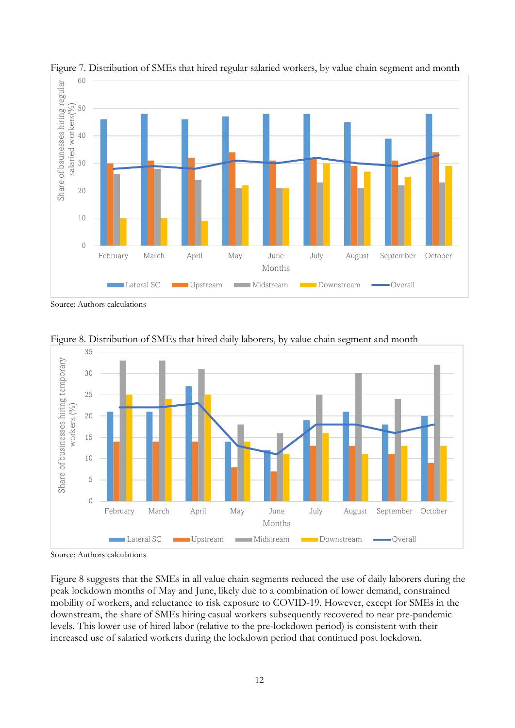Figure 7. Distribution of SMEs that hired regular salaried workers, by value chain segment and month

Source: Authors calculations

Figure 8. Distribution of SMEs that hired daily laborers, by value chain segment and month

Source: Authors calculations

Figure 8 suggests that the SMEs in all value chain segments reduced the use of daily laborers during the peak lockdown months of May and June, likely due to a combination of lower demand, constrained mobility of workers, and reluctance to risk exposure to COVID-19. However, except for SMEs in the downstream, the share of SMEs hiring casual workers subsequently recovered to near pre-pandemic levels. This lower use of hired labor (relative to the pre-lockdown period) is consistent with their increased use of salaried workers during the lockdown period that continued post lockdown.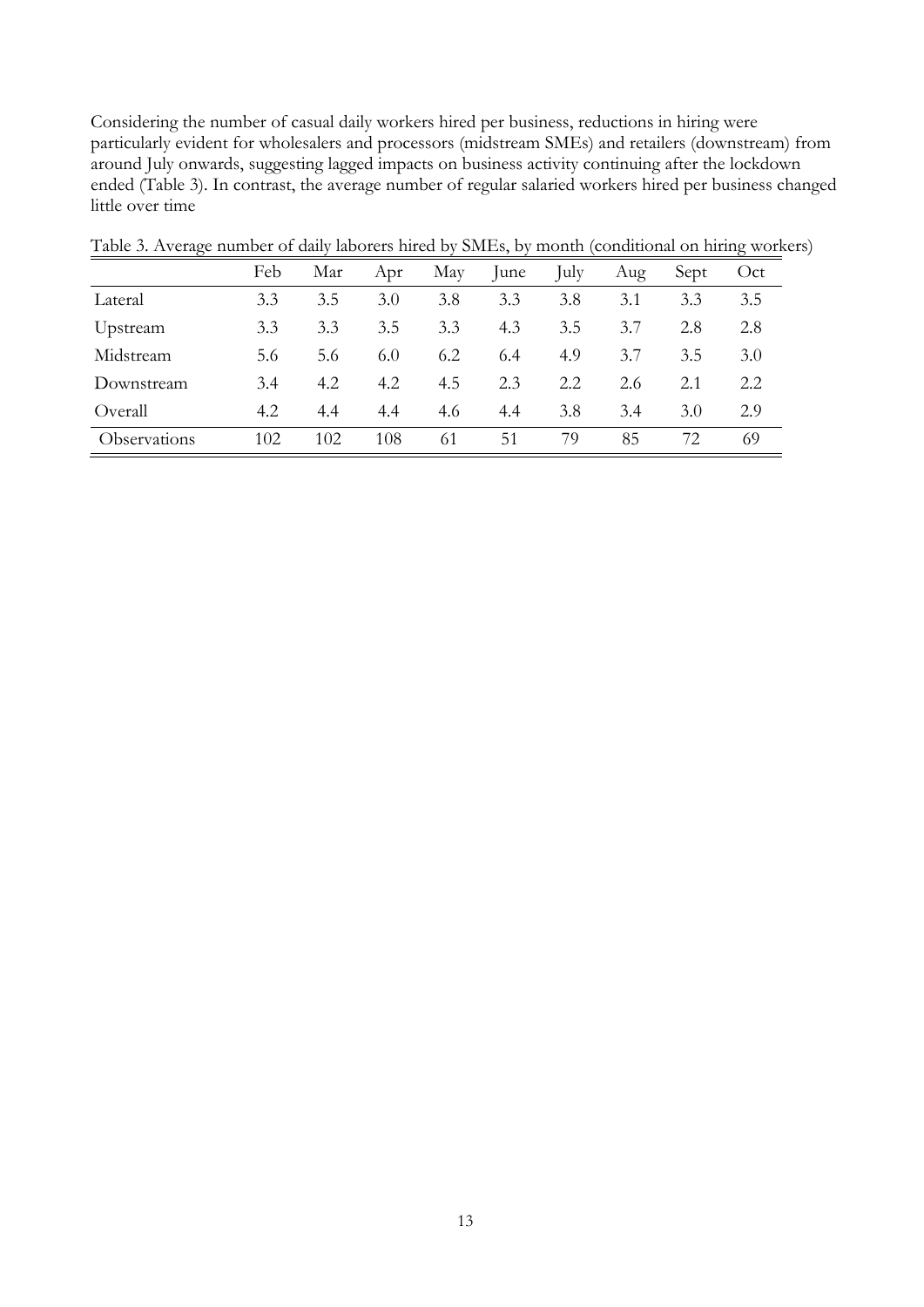Considering the number of casual daily workers hired per business, reductions in hiring were particularly evident for wholesalers and processors (midstream SMEs) and retailers (downstream) from around July onwards, suggesting lagged impacts on business activity continuing after the lockdown ended (Table 3). In contrast, the average number of regular salaried workers hired per business changed little over time

Table 3. Average number of daily laborers hired by SMEs, by month (conditional on hiring workers)

| | Feb | Mar | Apr | May | June | July | Aug | Sept | Oct |
|---|---|---|---|---|---|---|---|---|---|
| Lateral | 3.3 | 3.5 | 3.0 | 3.8 | 3.3 | 3.8 | 3.1 | 3.3 | 3.5 |
| Upstream | 3.3 | 3.3 | 3.5 | 3.3 | 4.3 | 3.5 | 3.7 | 2.8 | 2.8 |
| Midstream | 5.6 | 5.6 | 6.0 | 6.2 | 6.4 | 4.9 | 3.7 | 3.5 | 3.0 |
| Downstream | 3.4 | 4.2 | 4.2 | 4.5 | 2.3 | 2.2 | 2.6 | 2.1 | 2.2 |
| Overall | 4.2 | 4.4 | 4.4 | 4.6 | 4.4 | 3.8 | 3.4 | 3.0 | 2.9 |
| Observations | 102 | 102 | 108 | 61 | 51 | 79 | 85 | 72 | 69 |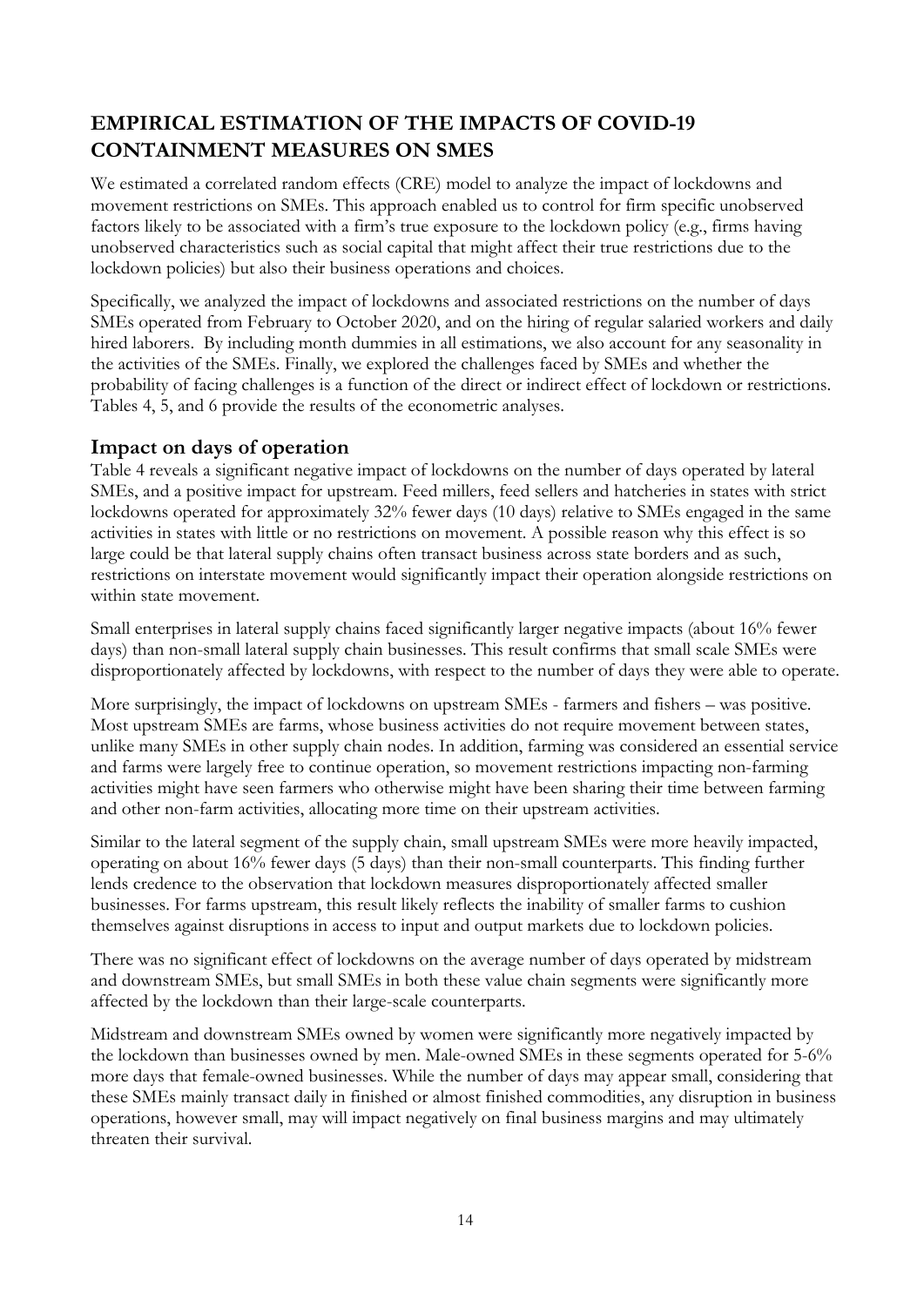## EMPIRICAL ESTIMATION OF THE IMPACTS OF COVID-19 CONTAINMENT MEASURES ON SMES

We estimated a correlated random effects (CRE) model to analyze the impact of lockdowns and movement restrictions on SMEs. This approach enabled us to control for firm specific unobserved factors likely to be associated with a firm's true exposure to the lockdown policy (e.g., firms having unobserved characteristics such as social capital that might affect their true restrictions due to the lockdown policies) but also their business operations and choices.

Specifically, we analyzed the impact of lockdowns and associated restrictions on the number of days SMEs operated from February to October 2020, and on the hiring of regular salaried workers and daily hired laborers. By including month dummies in all estimations, we also account for any seasonality in the activities of the SMEs. Finally, we explored the challenges faced by SMEs and whether the probability of facing challenges is a function of the direct or indirect effect of lockdown or restrictions. Tables 4, 5, and 6 provide the results of the econometric analyses.

### Impact on days of operation

Table 4 reveals a significant negative impact of lockdowns on the number of days operated by lateral SMEs, and a positive impact for upstream. Feed millers, feed sellers and hatcheries in states with strict lockdowns operated for approximately 32% fewer days (10 days) relative to SMEs engaged in the same activities in states with little or no restrictions on movement. A possible reason why this effect is so large could be that lateral supply chains often transact business across state borders and as such, restrictions on interstate movement would significantly impact their operation alongside restrictions on within state movement.

Small enterprises in lateral supply chains faced significantly larger negative impacts (about 16% fewer days) than non-small lateral supply chain businesses. This result confirms that small scale SMEs were disproportionately affected by lockdowns, with respect to the number of days they were able to operate.

More surprisingly, the impact of lockdowns on upstream SMEs - farmers and fishers – was positive. Most upstream SMEs are farms, whose business activities do not require movement between states, unlike many SMEs in other supply chain nodes. In addition, farming was considered an essential service and farms were largely free to continue operation, so movement restrictions impacting non-farming activities might have seen farmers who otherwise might have been sharing their time between farming and other non-farm activities, allocating more time on their upstream activities.

Similar to the lateral segment of the supply chain, small upstream SMEs were more heavily impacted, operating on about 16% fewer days (5 days) than their non-small counterparts. This finding further lends credence to the observation that lockdown measures disproportionately affected smaller businesses. For farms upstream, this result likely reflects the inability of smaller farms to cushion themselves against disruptions in access to input and output markets due to lockdown policies.

There was no significant effect of lockdowns on the average number of days operated by midstream and downstream SMEs, but small SMEs in both these value chain segments were significantly more affected by the lockdown than their large-scale counterparts.

Midstream and downstream SMEs owned by women were significantly more negatively impacted by the lockdown than businesses owned by men. Male-owned SMEs in these segments operated for 5-6% more days that female-owned businesses. While the number of days may appear small, considering that these SMEs mainly transact daily in finished or almost finished commodities, any disruption in business operations, however small, may will impact negatively on final business margins and may ultimately threaten their survival.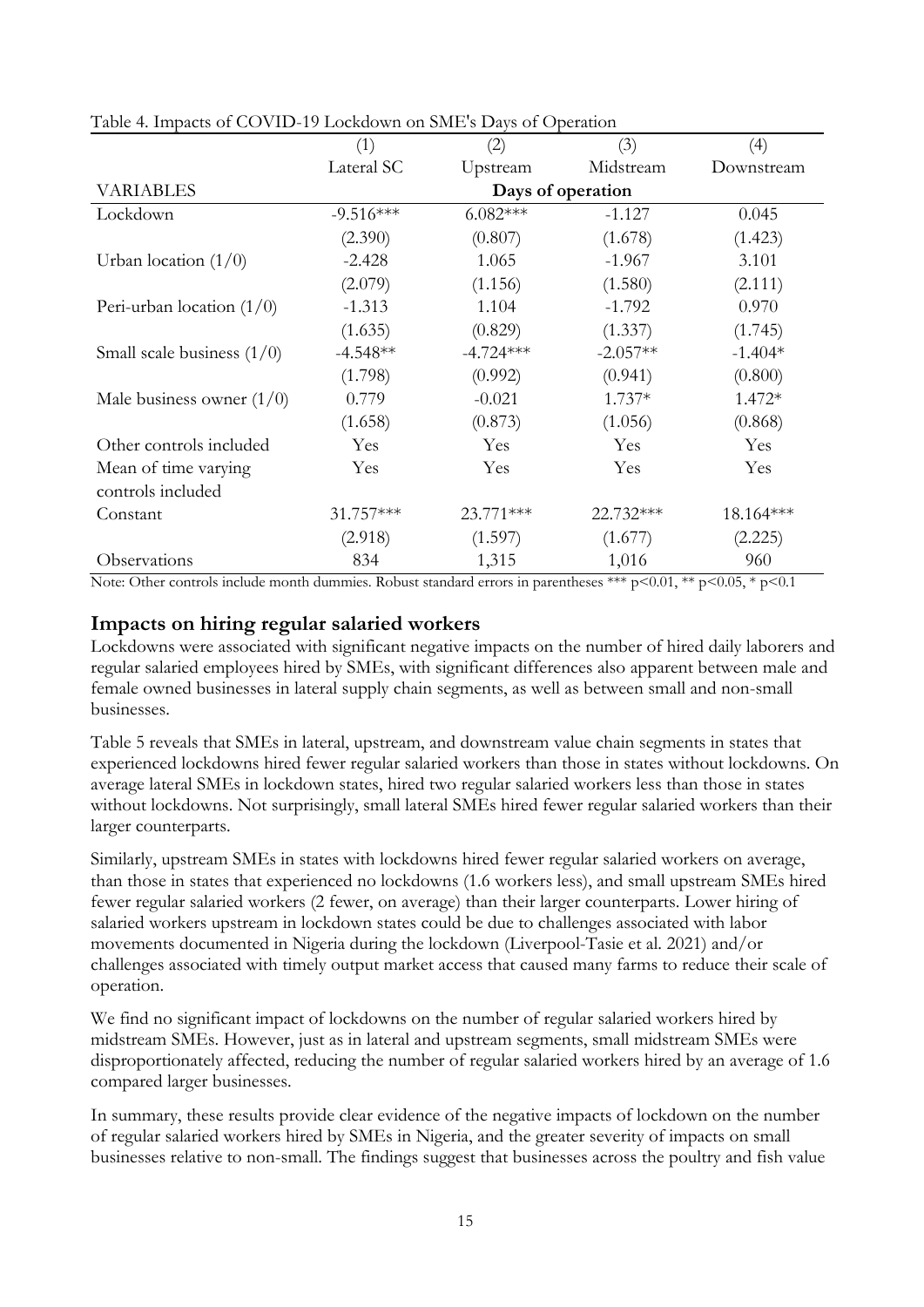Table 4. Impacts of COVID-19 Lockdown on SME's Days of Operation

| | (1) | (2) | (3) | (4) |
|---|---|---|---|---|
| | Lateral SC | Upstream | Midstream | Downstream |
| VARIABLES | Days of operation | | | |
| Lockdown | -9.516*** | 6.082*** | -1.127 | 0.045 |
| | (2.390) | (0.807) | (1.678) | (1.423) |
| Urban location (1/0) | -2.428 | 1.065 | -1.967 | 3.101 |
| | (2.079) | (1.156) | (1.580) | (2.111) |
| Peri-urban location (1/0) | -1.313 | 1.104 | -1.792 | 0.970 |
| | (1.635) | (0.829) | (1.337) | (1.745) |
| Small scale business (1/0) | -4.548** | -4.724*** | -2.057** | -1.404* |
| | (1.798) | (0.992) | (0.941) | (0.800) |
| Male business owner (1/0) | 0.779 | -0.021 | 1.737* | 1.472* |
| | (1.658) | (0.873) | (1.056) | (0.868) |
| Other controls included | Yes | Yes | Yes | Yes |
| Mean of time varying controls included | Yes | Yes | Yes | Yes |
| Constant | 31.757*** | 23.771*** | 22.732*** | 18.164*** |
| | (2.918) | (1.597) | (1.677) | (2.225) |
| Observations | 834 | 1,315 | 1,016 | 960 |

Note: Other controls include month dummies. Robust standard errors in parentheses *** $p<0.01$, ** $p<0.05$, * $p<0.1$

## Impacts on hiring regular salaried workers

Lockdowns were associated with significant negative impacts on the number of hired daily laborers and regular salaried employees hired by SMEs, with significant differences also apparent between male and female owned businesses in lateral supply chain segments, as well as between small and non-small businesses.

Table 5 reveals that SMEs in lateral, upstream, and downstream value chain segments in states that experienced lockdowns hired fewer regular salaried workers than those in states without lockdowns. On average lateral SMEs in lockdown states, hired two regular salaried workers less than those in states without lockdowns. Not surprisingly, small lateral SMEs hired fewer regular salaried workers than their larger counterparts.

Similarly, upstream SMEs in states with lockdowns hired fewer regular salaried workers on average, than those in states that experienced no lockdowns (1.6 workers less), and small upstream SMEs hired fewer regular salaried workers (2 fewer, on average) than their larger counterparts. Lower hiring of salaried workers upstream in lockdown states could be due to challenges associated with labor movements documented in Nigeria during the lockdown (Liverpool-Tasie et al. 2021) and/or challenges associated with timely output market access that caused many farms to reduce their scale of operation.

We find no significant impact of lockdowns on the number of regular salaried workers hired by midstream SMEs. However, just as in lateral and upstream segments, small midstream SMEs were disproportionately affected, reducing the number of regular salaried workers hired by an average of 1.6 compared larger businesses.

In summary, these results provide clear evidence of the negative impacts of lockdown on the number of regular salaried workers hired by SMEs in Nigeria, and the greater severity of impacts on small businesses relative to non-small. The findings suggest that businesses across the poultry and fish value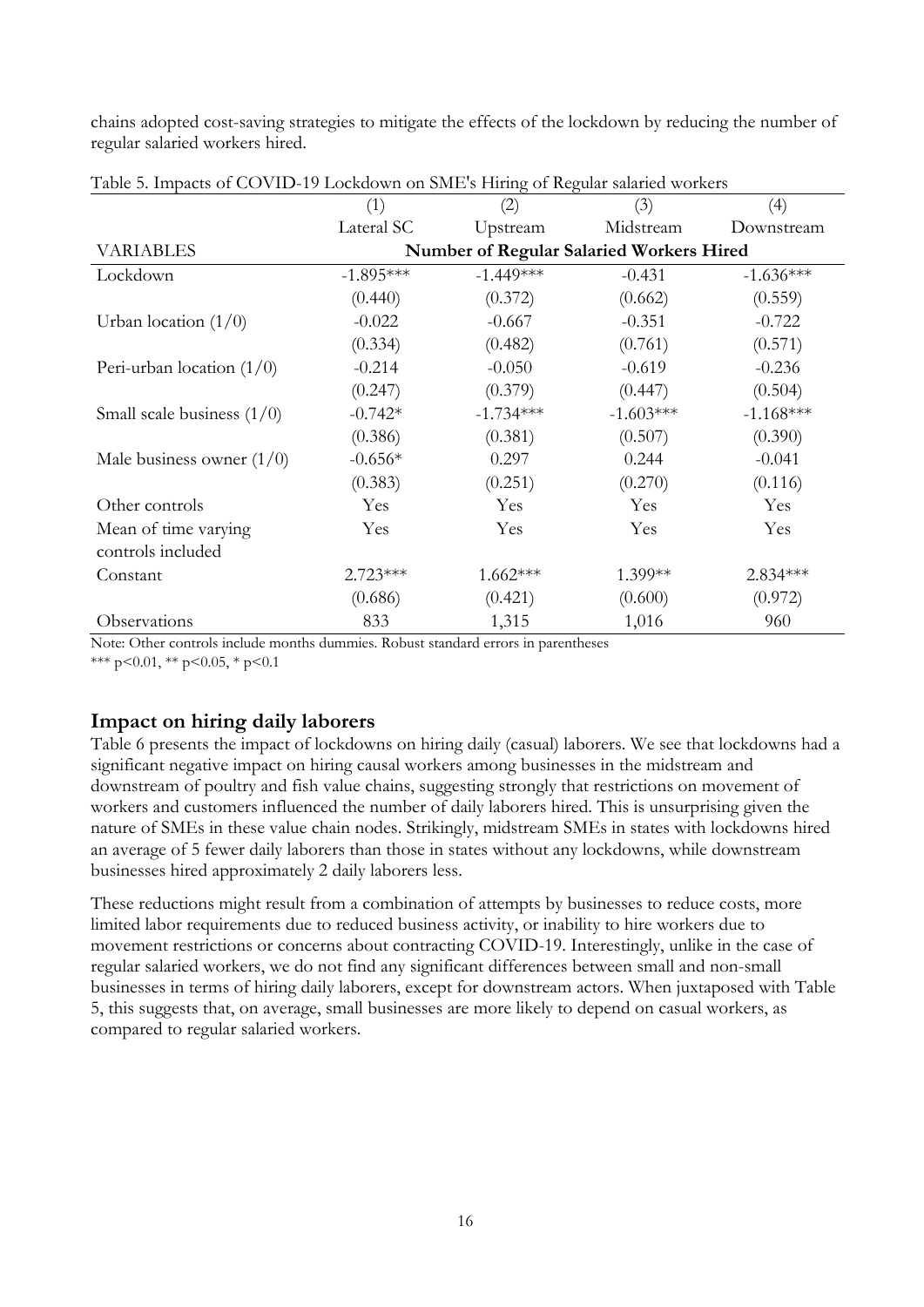chains adopted cost-saving strategies to mitigate the effects of the lockdown by reducing the number of regular salaried workers hired.

Table 5. Impacts of COVID-19 Lockdown on SME's Hiring of Regular salaried workers

| | (1) | (2) | (3) | (4) |
|---|---|---|---|---|
| | Lateral SC | Upstream | Midstream | Downstream |
| VARIABLES | **Number of Regular Salaried Workers Hired** | | | |
| Lockdown | -1.895*** | -1.449*** | -0.431 | -1.636*** |
| | (0.440) | (0.372) | (0.662) | (0.559) |
| Urban location (1/0) | -0.022 | -0.667 | -0.351 | -0.722 |
| | (0.334) | (0.482) | (0.761) | (0.571) |
| Peri-urban location (1/0) | -0.214 | -0.050 | -0.619 | -0.236 |
| | (0.247) | (0.379) | (0.447) | (0.504) |
| Small scale business (1/0) | -0.742* | -1.734*** | -1.603*** | -1.168*** |
| | (0.386) | (0.381) | (0.507) | (0.390) |
| Male business owner (1/0) | -0.656* | 0.297 | 0.244 | -0.041 |
| | (0.383) | (0.251) | (0.270) | (0.116) |
| Other controls | Yes | Yes | Yes | Yes |
| Mean of time varying controls included | Yes | Yes | Yes | Yes |
| Constant | 2.723*** | 1.662*** | 1.399** | 2.834*** |
| | (0.686) | (0.421) | (0.600) | (0.972) |
| Observations | 833 | 1,315 | 1,016 | 960 |

Note: Other controls include months dummies. Robust standard errors in parentheses

*** p<0.01, ** p<0.05, * p<0.1

## Impact on hiring daily laborers

Table 6 presents the impact of lockdowns on hiring daily (casual) laborers. We see that lockdowns had a significant negative impact on hiring causal workers among businesses in the midstream and downstream of poultry and fish value chains, suggesting strongly that restrictions on movement of workers and customers influenced the number of daily laborers hired. This is unsurprising given the nature of SMEs in these value chain nodes. Strikingly, midstream SMEs in states with lockdowns hired an average of 5 fewer daily laborers than those in states without any lockdowns, while downstream businesses hired approximately 2 daily laborers less.

These reductions might result from a combination of attempts by businesses to reduce costs, more limited labor requirements due to reduced business activity, or inability to hire workers due to movement restrictions or concerns about contracting COVID-19. Interestingly, unlike in the case of regular salaried workers, we do not find any significant differences between small and non-small businesses in terms of hiring daily laborers, except for downstream actors. When juxtaposed with Table 5, this suggests that, on average, small businesses are more likely to depend on casual workers, as compared to regular salaried workers.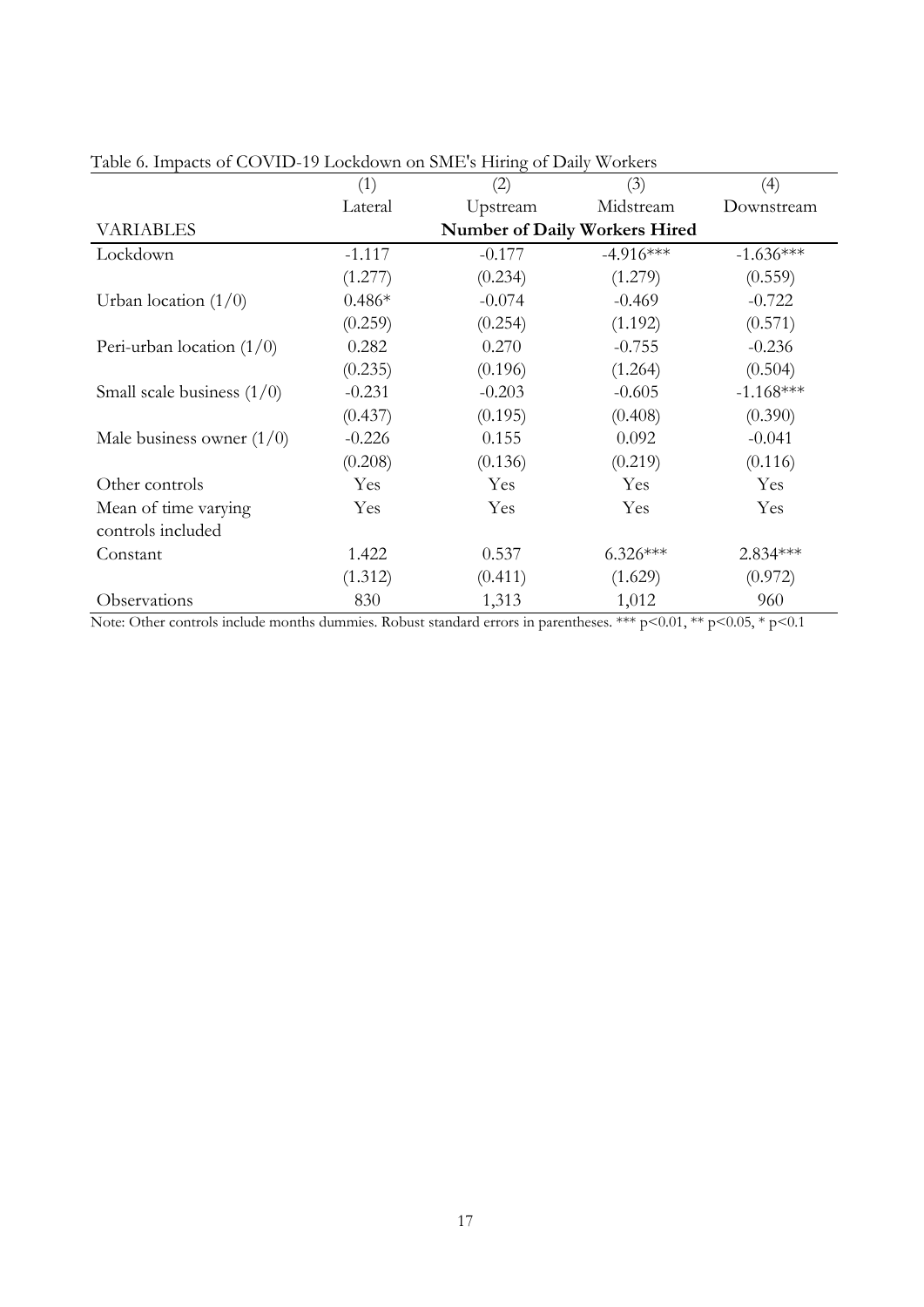Table 6. Impacts of COVID-19 Lockdown on SME's Hiring of Daily Workers

| | (1) | (2) | (3) | (4) |
|---|---|---|---|---|
| | Lateral | Upstream | Midstream | Downstream |
| VARIABLES | **Number of Daily Workers Hired** | | | |
| Lockdown | -1.117 | -0.177 | -4.916*** | -1.636*** |
| | (1.277) | (0.234) | (1.279) | (0.559) |
| Urban location (1/0) | 0.486* | -0.074 | -0.469 | -0.722 |
| | (0.259) | (0.254) | (1.192) | (0.571) |
| Peri-urban location (1/0) | 0.282 | 0.270 | -0.755 | -0.236 |
| | (0.235) | (0.196) | (1.264) | (0.504) |
| Small scale business (1/0) | -0.231 | -0.203 | -0.605 | -1.168*** |
| | (0.437) | (0.195) | (0.408) | (0.390) |
| Male business owner (1/0) | -0.226 | 0.155 | 0.092 | -0.041 |
| | (0.208) | (0.136) | (0.219) | (0.116) |
| Other controls | Yes | Yes | Yes | Yes |
| Mean of time varying controls included | Yes | Yes | Yes | Yes |
| Constant | 1.422 | 0.537 | 6.326*** | 2.834*** |
| | (1.312) | (0.411) | (1.629) | (0.972) |
| Observations | 830 | 1,313 | 1,012 | 960 |

Note: Other controls include months dummies. Robust standard errors in parentheses. *** p<0.01, ** p<0.05, * p<0.1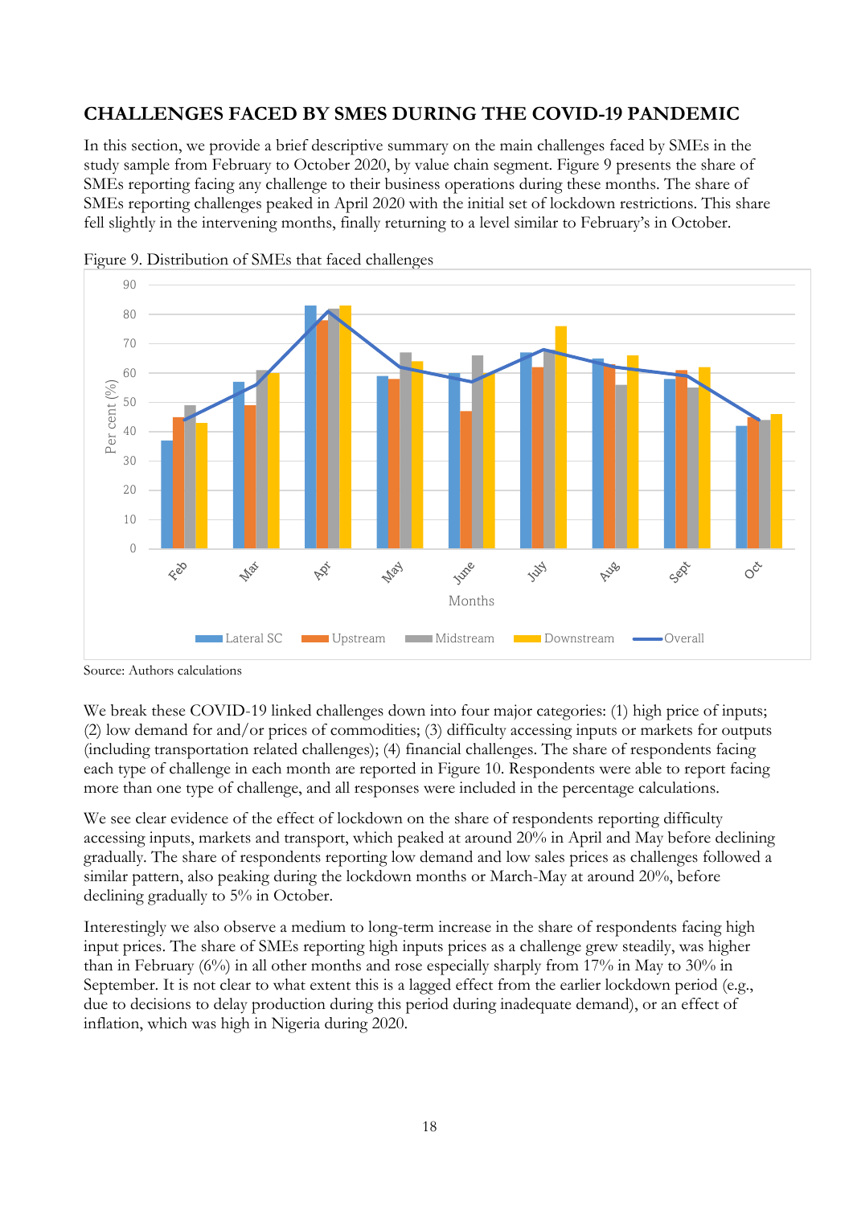## CHALLENGES FACED BY SMES DURING THE COVID-19 PANDEMIC

In this section, we provide a brief descriptive summary on the main challenges faced by SMEs in the study sample from February to October 2020, by value chain segment. Figure 9 presents the share of SMEs reporting facing any challenge to their business operations during these months. The share of SMEs reporting challenges peaked in April 2020 with the initial set of lockdown restrictions. This share fell slightly in the intervening months, finally returning to a level similar to February's in October.

Figure 9. Distribution of SMEs that faced challenges

Source: Authors calculations

We break these COVID-19 linked challenges down into four major categories: (1) high price of inputs; (2) low demand for and/or prices of commodities; (3) difficulty accessing inputs or markets for outputs (including transportation related challenges); (4) financial challenges. The share of respondents facing each type of challenge in each month are reported in Figure 10. Respondents were able to report facing more than one type of challenge, and all responses were included in the percentage calculations.

We see clear evidence of the effect of lockdown on the share of respondents reporting difficulty accessing inputs, markets and transport, which peaked at around 20% in April and May before declining gradually. The share of respondents reporting low demand and low sales prices as challenges followed a similar pattern, also peaking during the lockdown months or March-May at around 20%, before declining gradually to 5% in October.

Interestingly we also observe a medium to long-term increase in the share of respondents facing high input prices. The share of SMEs reporting high inputs prices as a challenge grew steadily, was higher than in February (6%) in all other months and rose especially sharply from 17% in May to 30% in September. It is not clear to what extent this is a lagged effect from the earlier lockdown period (e.g., due to decisions to delay production during this period during inadequate demand), or an effect of inflation, which was high in Nigeria during 2020.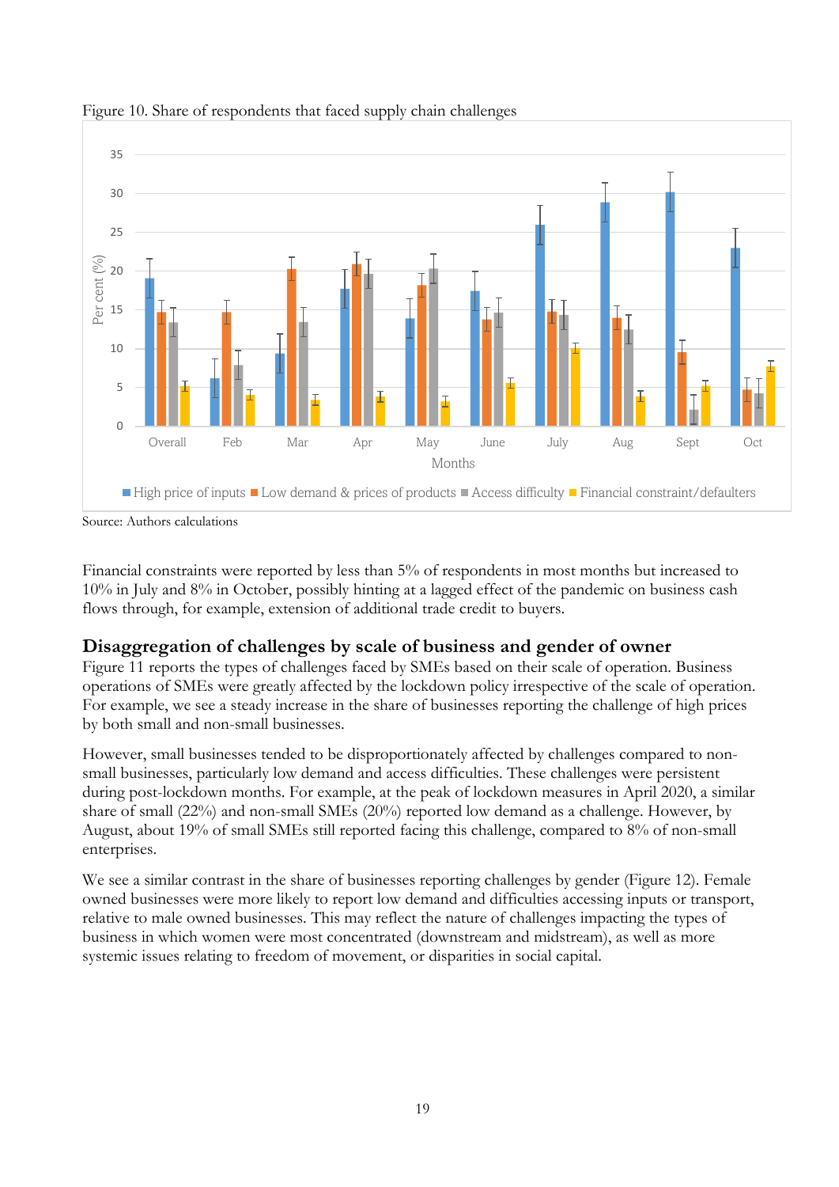Figure 10. Share of respondents that faced supply chain challenges

Source: Authors calculations

Financial constraints were reported by less than 5% of respondents in most months but increased to 10% in July and 8% in October, possibly hinting at a lagged effect of the pandemic on business cash flows through, for example, extension of additional trade credit to buyers.

## Disaggregation of challenges by scale of business and gender of owner

Figure 11 reports the types of challenges faced by SMEs based on their scale of operation. Business operations of SMEs were greatly affected by the lockdown policy irrespective of the scale of operation. For example, we see a steady increase in the share of businesses reporting the challenge of high prices by both small and non-small businesses.

However, small businesses tended to be disproportionately affected by challenges compared to non-small businesses, particularly low demand and access difficulties. These challenges were persistent during post-lockdown months. For example, at the peak of lockdown measures in April 2020, a similar share of small (22%) and non-small SMEs (20%) reported low demand as a challenge. However, by August, about 19% of small SMEs still reported facing this challenge, compared to 8% of non-small enterprises.

We see a similar contrast in the share of businesses reporting challenges by gender (Figure 12). Female owned businesses were more likely to report low demand and difficulties accessing inputs or transport, relative to male owned businesses. This may reflect the nature of challenges impacting the types of business in which women were most concentrated (downstream and midstream), as well as more systemic issues relating to freedom of movement, or disparities in social capital.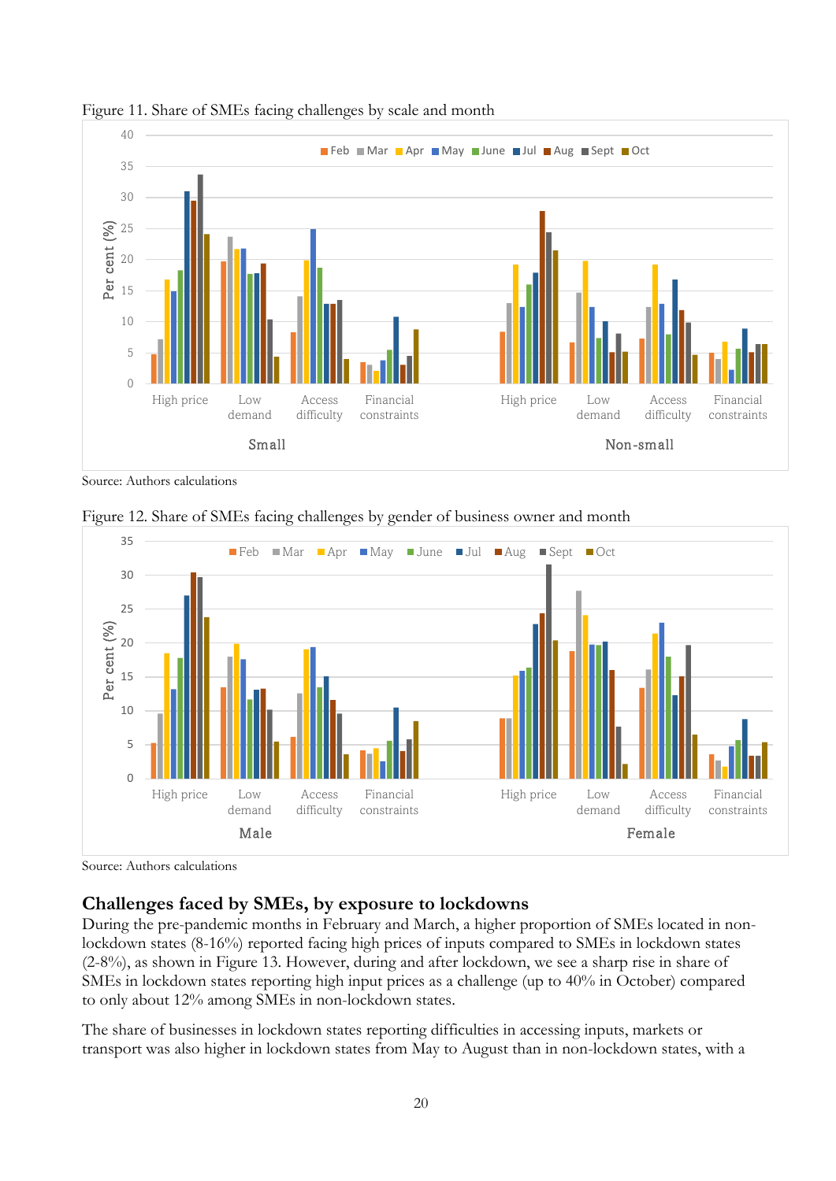Figure 11. Share of SMEs facing challenges by scale and month

Source: Authors calculations

Figure 12. Share of SMEs facing challenges by gender of business owner and month

Source: Authors calculations

### Challenges faced by SMEs, by exposure to lockdowns

During the pre-pandemic months in February and March, a higher proportion of SMEs located in non-lockdown states (8-16%) reported facing high prices of inputs compared to SMEs in lockdown states (2-8%), as shown in Figure 13. However, during and after lockdown, we see a sharp rise in share of SMEs in lockdown states reporting high input prices as a challenge (up to 40% in October) compared to only about 12% among SMEs in non-lockdown states.

The share of businesses in lockdown states reporting difficulties in accessing inputs, markets or transport was also higher in lockdown states from May to August than in non-lockdown states, with a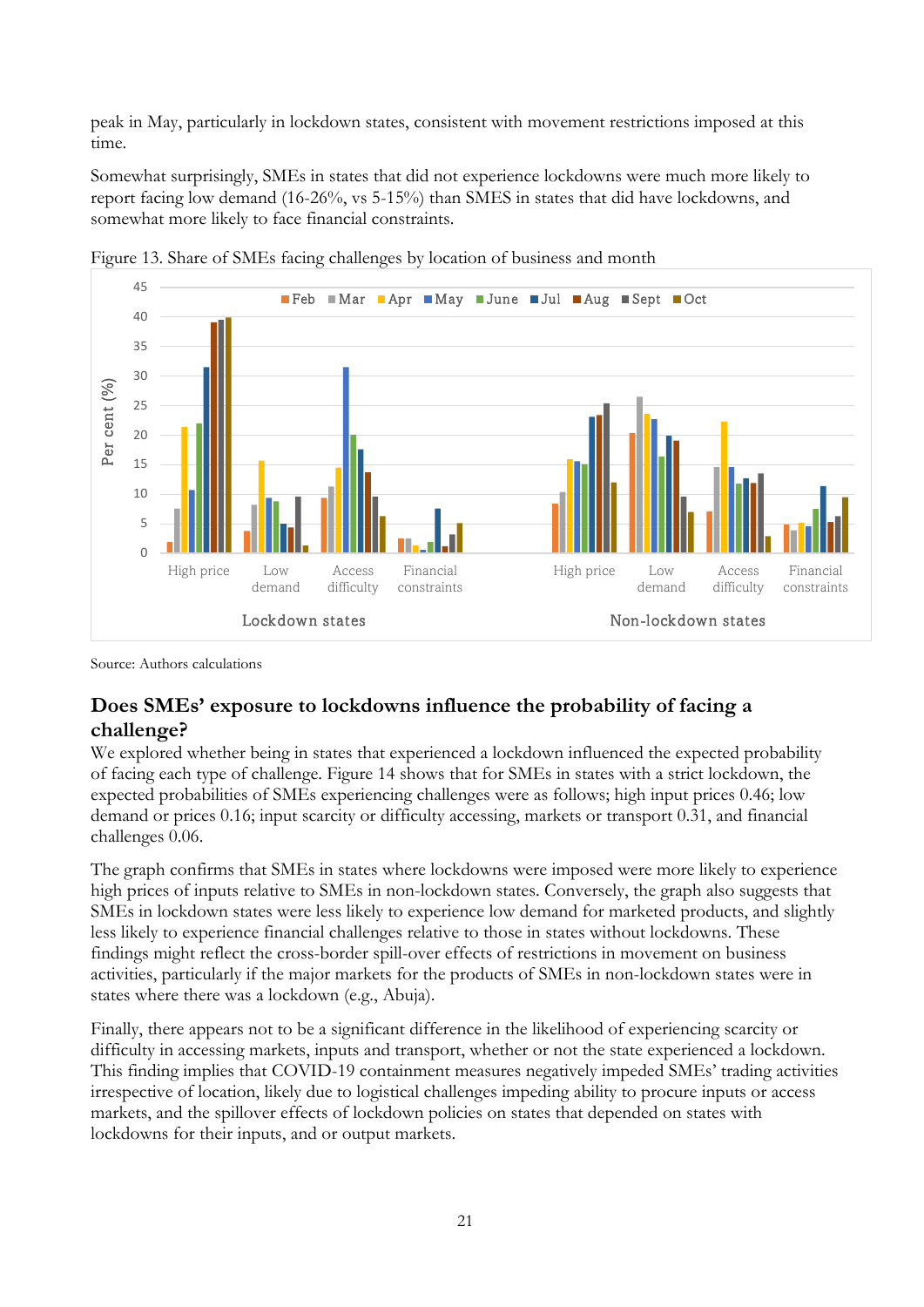peak in May, particularly in lockdown states, consistent with movement restrictions imposed at this time.

Somewhat surprisingly, SMEs in states that did not experience lockdowns were much more likely to report facing low demand (16-26%, vs 5-15%) than SMES in states that did have lockdowns, and somewhat more likely to face financial constraints.

Figure 13. Share of SMEs facing challenges by location of business and month

Source: Authors calculations

## Does SMEs' exposure to lockdowns influence the probability of facing a challenge?

We explored whether being in states that experienced a lockdown influenced the expected probability of facing each type of challenge. Figure 14 shows that for SMEs in states with a strict lockdown, the expected probabilities of SMEs experiencing challenges were as follows; high input prices 0.46; low demand or prices 0.16; input scarcity or difficulty accessing, markets or transport 0.31, and financial challenges 0.06.

The graph confirms that SMEs in states where lockdowns were imposed were more likely to experience high prices of inputs relative to SMEs in non-lockdown states. Conversely, the graph also suggests that SMEs in lockdown states were less likely to experience low demand for marketed products, and slightly less likely to experience financial challenges relative to those in states without lockdowns. These findings might reflect the cross-border spill-over effects of restrictions in movement on business activities, particularly if the major markets for the products of SMEs in non-lockdown states were in states where there was a lockdown (e.g., Abuja).

Finally, there appears not to be a significant difference in the likelihood of experiencing scarcity or difficulty in accessing markets, inputs and transport, whether or not the state experienced a lockdown. This finding implies that COVID-19 containment measures negatively impeded SMEs' trading activities irrespective of location, likely due to logistical challenges impeding ability to procure inputs or access markets, and the spillover effects of lockdown policies on states that depended on states with lockdowns for their inputs, and or output markets.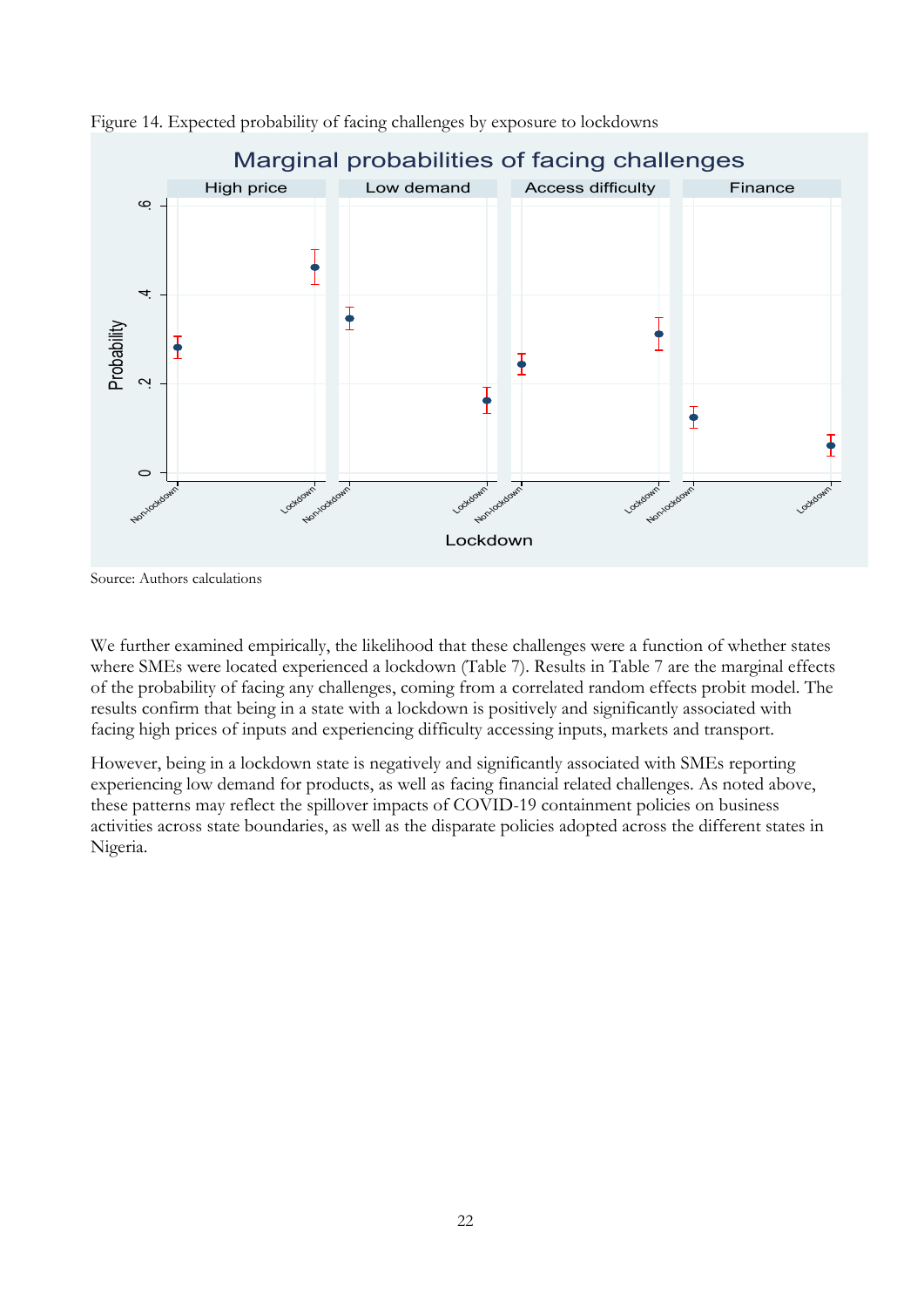Figure 14. Expected probability of facing challenges by exposure to lockdowns

Source: Authors calculations

We further examined empirically, the likelihood that these challenges were a function of whether states where SMEs were located experienced a lockdown (Table 7). Results in Table 7 are the marginal effects of the probability of facing any challenges, coming from a correlated random effects probit model. The results confirm that being in a state with a lockdown is positively and significantly associated with facing high prices of inputs and experiencing difficulty accessing inputs, markets and transport.

However, being in a lockdown state is negatively and significantly associated with SMEs reporting experiencing low demand for products, as well as facing financial related challenges. As noted above, these patterns may reflect the spillover impacts of COVID-19 containment policies on business activities across state boundaries, as well as the disparate policies adopted across the different states in Nigeria.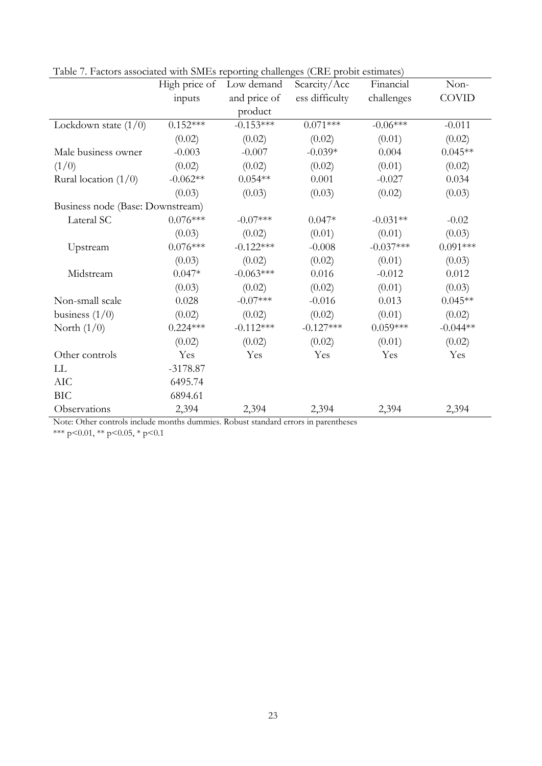Table 7. Factors associated with SMEs reporting challenges (CRE probit estimates)

| | High price of inputs | Low demand and price of product | Scarcity/Access difficulty | Financial challenges | Non-COVID |
|---|---|---|---|---|---|
| Lockdown state (1/0) | 0.152*** | -0.153*** | 0.071*** | -0.06*** | -0.011 |
| | (0.02) | (0.02) | (0.02) | (0.01) | (0.02) |
| Male business owner (1/0) | -0.003 | -0.007 | -0.039* | 0.004 | 0.045** |
| | (0.02) | (0.02) | (0.02) | (0.01) | (0.02) |
| Rural location (1/0) | -0.062** | 0.054** | 0.001 | -0.027 | 0.034 |
| | (0.03) | (0.03) | (0.03) | (0.02) | (0.03) |
| Business node (Base: Downstream) | | | | | |
| Lateral SC | 0.076*** | -0.07*** | 0.047* | -0.031** | -0.02 |
| | (0.03) | (0.02) | (0.01) | (0.01) | (0.03) |
| Upstream | 0.076*** | -0.122*** | -0.008 | -0.037*** | 0.091*** |
| | (0.03) | (0.02) | (0.02) | (0.01) | (0.03) |
| Midstream | 0.047* | -0.063*** | 0.016 | -0.012 | 0.012 |
| | (0.03) | (0.02) | (0.02) | (0.01) | (0.03) |
| Non-small scale business (1/0) | 0.028 | -0.07*** | -0.016 | 0.013 | 0.045** |
| | (0.02) | (0.02) | (0.02) | (0.01) | (0.02) |
| North (1/0) | 0.224*** | -0.112*** | -0.127*** | 0.059*** | -0.044** |
| | (0.02) | (0.02) | (0.02) | (0.01) | (0.02) |
| Other controls | Yes | Yes | Yes | Yes | Yes |
| LL | -3178.87 | | | | |
| AIC | 6495.74 | | | | |
| BIC | 6894.61 | | | | |
| Observations | 2,394 | 2,394 | 2,394 | 2,394 | 2,394 |

Note: Other controls include months dummies. Robust standard errors in parentheses

*** p<0.01, ** p<0.05, * p<0.1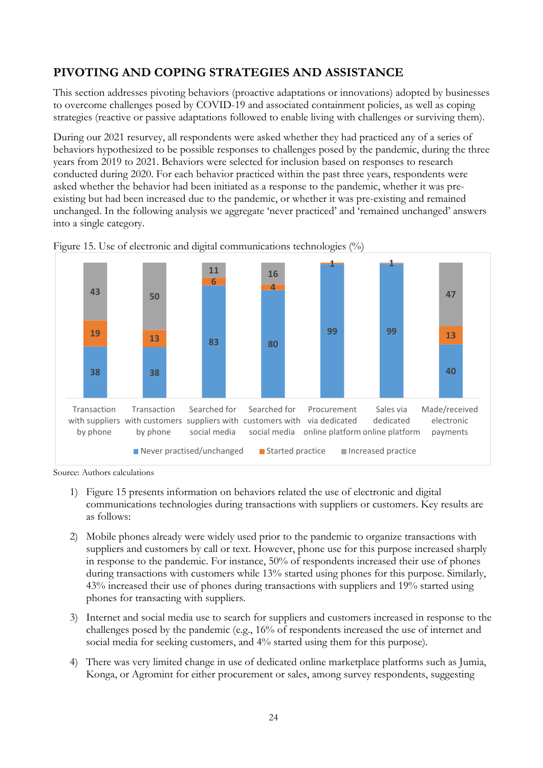## PIVOTING AND COPING STRATEGIES AND ASSISTANCE

This section addresses pivoting behaviors (proactive adaptations or innovations) adopted by businesses to overcome challenges posed by COVID-19 and associated containment policies, as well as coping strategies (reactive or passive adaptations followed to enable living with challenges or surviving them).

During our 2021 resurvey, all respondents were asked whether they had practiced any of a series of behaviors hypothesized to be possible responses to challenges posed by the pandemic, during the three years from 2019 to 2021. Behaviors were selected for inclusion based on responses to research conducted during 2020. For each behavior practiced within the past three years, respondents were asked whether the behavior had been initiated as a response to the pandemic, whether it was pre-existing but had been increased due to the pandemic, or whether it was pre-existing and remained unchanged. In the following analysis we aggregate 'never practiced' and 'remained unchanged' answers into a single category.

Figure 15. Use of electronic and digital communications technologies (%)

| | Never practised/unchanged | Started practice | Increased practice |
|---|---|---|---|
| Transaction with suppliers by phone | 38 | 19 | 43 |
| Transaction with customers by phone | 38 | 13 | 50 |
| Searched for suppliers with social media | 83 | 6 | 11 |
| Searched for customers with social media | 80 | 4 | 16 |
| Procurement via dedicated online platform | 99 | 1 | |
| Sales via dedicated online platform | 99 | | 1 |
| Made/received electronic payments | 40 | 13 | 47 |

Source: Authors calculations

1) Figure 15 presents information on behaviors related the use of electronic and digital communications technologies during transactions with suppliers or customers. Key results are as follows:

2) Mobile phones already were widely used prior to the pandemic to organize transactions with suppliers and customers by call or text. However, phone use for this purpose increased sharply in response to the pandemic. For instance, 50% of respondents increased their use of phones during transactions with customers while 13% started using phones for this purpose. Similarly, 43% increased their use of phones during transactions with suppliers and 19% started using phones for transacting with suppliers.

3) Internet and social media use to search for suppliers and customers increased in response to the challenges posed by the pandemic (e.g., 16% of respondents increased the use of internet and social media for seeking customers, and 4% started using them for this purpose).

4) There was very limited change in use of dedicated online marketplace platforms such as Jumia, Konga, or Agromint for either procurement or sales, among survey respondents, suggesting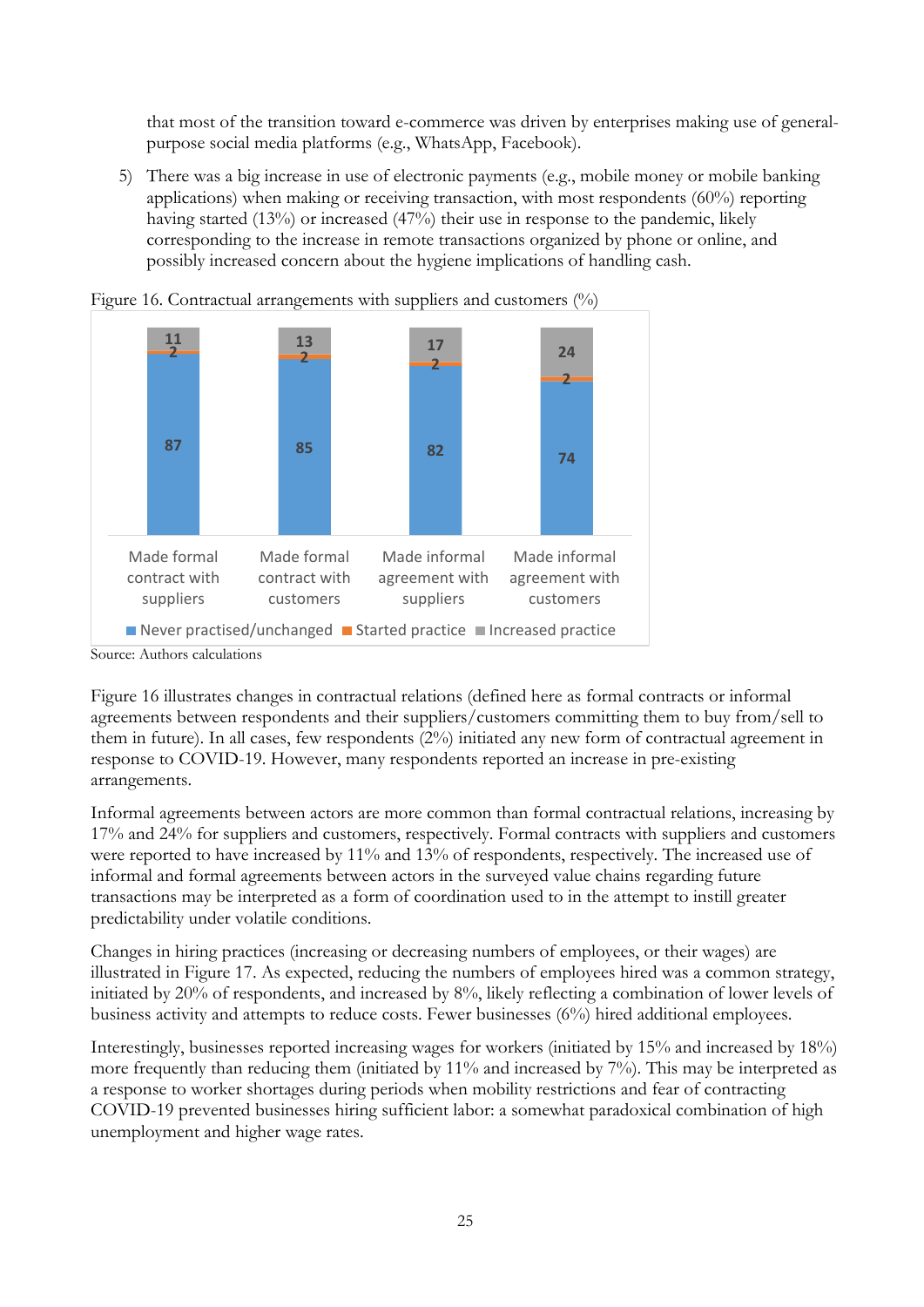that most of the transition toward e-commerce was driven by enterprises making use of general-purpose social media platforms (e.g., WhatsApp, Facebook).

5) There was a big increase in use of electronic payments (e.g., mobile money or mobile banking applications) when making or receiving transaction, with most respondents (60%) reporting having started (13%) or increased (47%) their use in response to the pandemic, likely corresponding to the increase in remote transactions organized by phone or online, and possibly increased concern about the hygiene implications of handling cash.

Figure 16. Contractual arrangements with suppliers and customers (%)

| | Made formal contract with suppliers | Made formal contract with customers | Made informal agreement with suppliers | Made informal agreement with customers |
|---|---|---|---|---|
| Never practised/unchanged | 87 | 85 | 82 | 74 |
| Started practice | 2 | 2 | 2 | 2 |
| Increased practice | 11 | 13 | 17 | 24 |

Source: Authors calculations

Figure 16 illustrates changes in contractual relations (defined here as formal contracts or informal agreements between respondents and their suppliers/customers committing them to buy from/sell to them in future). In all cases, few respondents (2%) initiated any new form of contractual agreement in response to COVID-19. However, many respondents reported an increase in pre-existing arrangements.

Informal agreements between actors are more common than formal contractual relations, increasing by 17% and 24% for suppliers and customers, respectively. Formal contracts with suppliers and customers were reported to have increased by 11% and 13% of respondents, respectively. The increased use of informal and formal agreements between actors in the surveyed value chains regarding future transactions may be interpreted as a form of coordination used to in the attempt to instill greater predictability under volatile conditions.

Changes in hiring practices (increasing or decreasing numbers of employees, or their wages) are illustrated in Figure 17. As expected, reducing the numbers of employees hired was a common strategy, initiated by 20% of respondents, and increased by 8%, likely reflecting a combination of lower levels of business activity and attempts to reduce costs. Fewer businesses (6%) hired additional employees.

Interestingly, businesses reported increasing wages for workers (initiated by 15% and increased by 18%) more frequently than reducing them (initiated by 11% and increased by 7%). This may be interpreted as a response to worker shortages during periods when mobility restrictions and fear of contracting COVID-19 prevented businesses hiring sufficient labor: a somewhat paradoxical combination of high unemployment and higher wage rates.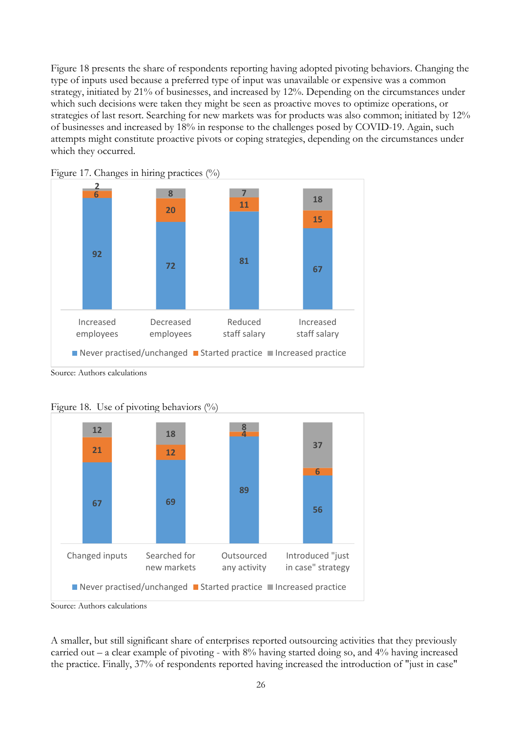Figure 18 presents the share of respondents reporting having adopted pivoting behaviors. Changing the type of inputs used because a preferred type of input was unavailable or expensive was a common strategy, initiated by 21% of businesses, and increased by 12%. Depending on the circumstances under which such decisions were taken they might be seen as proactive moves to optimize operations, or strategies of last resort. Searching for new markets was for products was also common; initiated by 12% of businesses and increased by 18% in response to the challenges posed by COVID-19. Again, such attempts might constitute proactive pivots or coping strategies, depending on the circumstances under which they occurred.

Figure 17. Changes in hiring practices (%)

| | Increased employees | Decreased employees | Reduced staff salary | Increased staff salary |
|---|---|---|---|---|
| Never practised/unchanged | 92 | 72 | 81 | 67 |
| Started practice | 6 | 20 | 11 | 15 |
| Increased practice | 2 | 8 | 7 | 18 |

Source: Authors calculations

Figure 18. Use of pivoting behaviors (%)

| | Changed inputs | Searched for new markets | Outsourced any activity | Introduced "just in case" strategy |
|---|---|---|---|---|
| Never practised/unchanged | 67 | 69 | 89 | 56 |
| Started practice | 21 | 12 | 4 | 6 |
| Increased practice | 12 | 18 | 8 | 37 |

Source: Authors calculations

A smaller, but still significant share of enterprises reported outsourcing activities that they previously carried out – a clear example of pivoting - with 8% having started doing so, and 4% having increased the practice. Finally, 37% of respondents reported having increased the introduction of "just in case"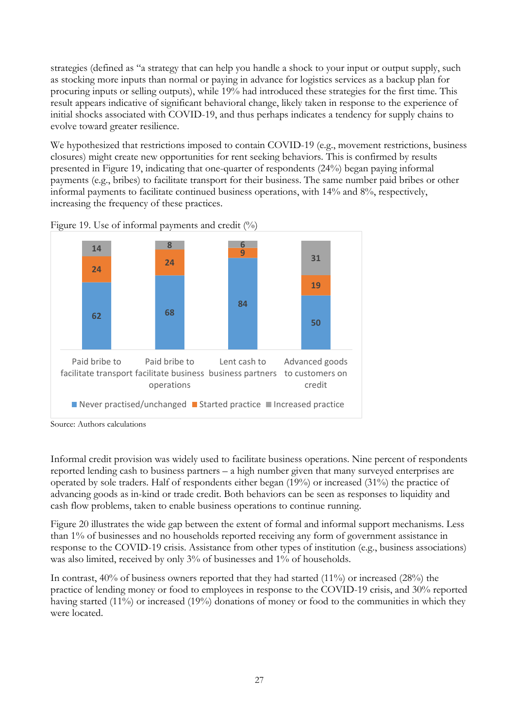strategies (defined as "a strategy that can help you handle a shock to your input or output supply, such as stocking more inputs than normal or paying in advance for logistics services as a backup plan for procuring inputs or selling outputs), while 19% had introduced these strategies for the first time. This result appears indicative of significant behavioral change, likely taken in response to the experience of initial shocks associated with COVID-19, and thus perhaps indicates a tendency for supply chains to evolve toward greater resilience.

We hypothesized that restrictions imposed to contain COVID-19 (e.g., movement restrictions, business closures) might create new opportunities for rent seeking behaviors. This is confirmed by results presented in Figure 19, indicating that one-quarter of respondents (24%) began paying informal payments (e.g., bribes) to facilitate transport for their business. The same number paid bribes or other informal payments to facilitate continued business operations, with 14% and 8%, respectively, increasing the frequency of these practices.

Figure 19. Use of informal payments and credit (%)

| | Never practised/unchanged | Started practice | Increased practice |
|---|---|---|---|
| Paid bribe to facilitate transport | 62 | 24 | 14 |
| Paid bribe to facilitate business operations | 68 | 24 | 8 |
| Lent cash to business partners | 84 | 9 | 6 |
| Advanced goods to customers on credit | 50 | 19 | 31 |

Source: Authors calculations

Informal credit provision was widely used to facilitate business operations. Nine percent of respondents reported lending cash to business partners – a high number given that many surveyed enterprises are operated by sole traders. Half of respondents either began (19%) or increased (31%) the practice of advancing goods as in-kind or trade credit. Both behaviors can be seen as responses to liquidity and cash flow problems, taken to enable business operations to continue running.

Figure 20 illustrates the wide gap between the extent of formal and informal support mechanisms. Less than 1% of businesses and no households reported receiving any form of government assistance in response to the COVID-19 crisis. Assistance from other types of institution (e.g., business associations) was also limited, received by only 3% of businesses and 1% of households.

In contrast, 40% of business owners reported that they had started (11%) or increased (28%) the practice of lending money or food to employees in response to the COVID-19 crisis, and 30% reported having started (11%) or increased (19%) donations of money or food to the communities in which they were located.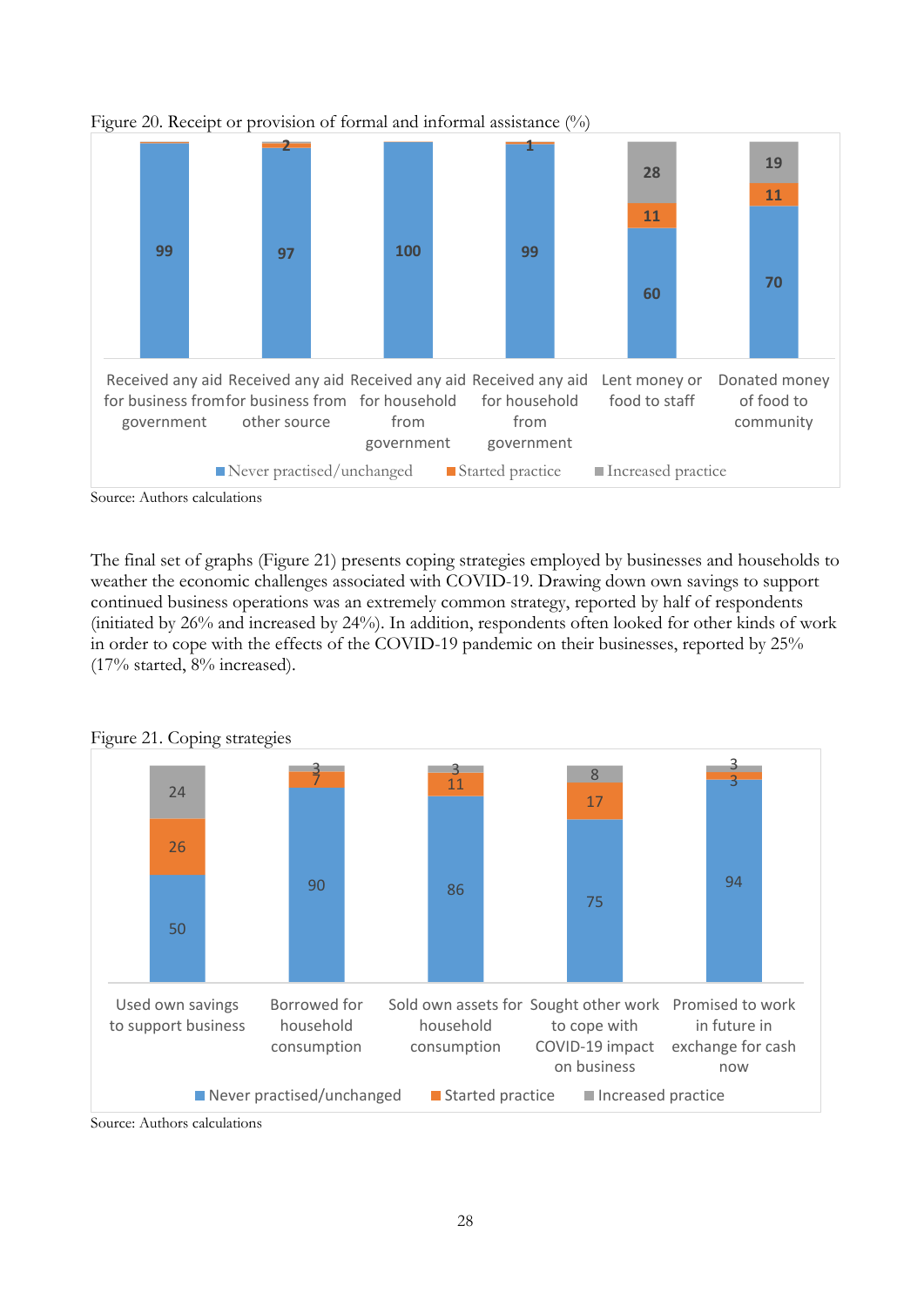Figure 20. Receipt or provision of formal and informal assistance (%)

| | Never practised/unchanged | Started practice | Increased practice |
|---|---|---|---|
| Received any aid for business from government | 99 | | |
| Received any aid for business from other source | 97 | 2 | |
| Received any aid for household from government | 100 | | |
| Received any aid for household from government | 99 | 1 | |
| Lent money or food to staff | 60 | 11 | 28 |
| Donated money of food to community | 70 | 11 | 19 |

Source: Authors calculations

The final set of graphs (Figure 21) presents coping strategies employed by businesses and households to weather the economic challenges associated with COVID-19. Drawing down own savings to support continued business operations was an extremely common strategy, reported by half of respondents (initiated by 26% and increased by 24%). In addition, respondents often looked for other kinds of work in order to cope with the effects of the COVID-19 pandemic on their businesses, reported by 25% (17% started, 8% increased).

Figure 21. Coping strategies

| | Never practised/unchanged | Started practice | Increased practice |
|---|---|---|---|
| Used own savings to support business | 50 | 26 | 24 |
| Borrowed for household consumption | 90 | 7 | 3 |
| Sold own assets for household consumption | 86 | 11 | 3 |
| Sought other work to cope with COVID-19 impact on business | 75 | 17 | 8 |
| Promised to work in future in exchange for cash now | 94 | 3 | 3 |

Source: Authors calculations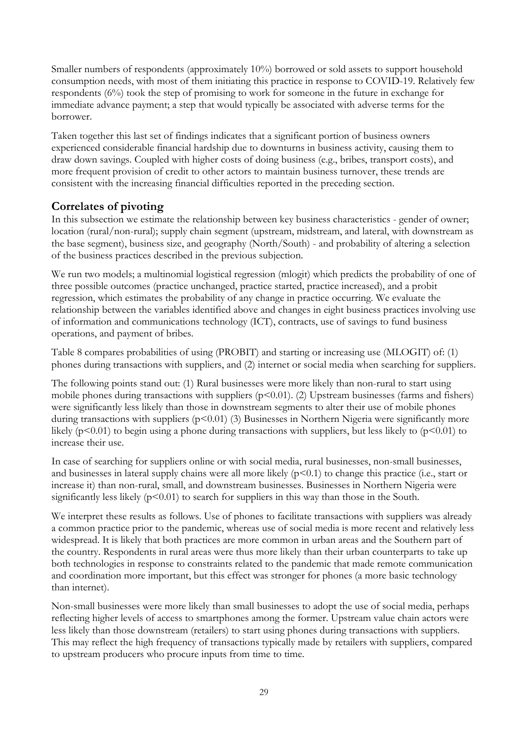Smaller numbers of respondents (approximately 10%) borrowed or sold assets to support household consumption needs, with most of them initiating this practice in response to COVID-19. Relatively few respondents (6%) took the step of promising to work for someone in the future in exchange for immediate advance payment; a step that would typically be associated with adverse terms for the borrower.

Taken together this last set of findings indicates that a significant portion of business owners experienced considerable financial hardship due to downturns in business activity, causing them to draw down savings. Coupled with higher costs of doing business (e.g., bribes, transport costs), and more frequent provision of credit to other actors to maintain business turnover, these trends are consistent with the increasing financial difficulties reported in the preceding section.

## Correlates of pivoting

In this subsection we estimate the relationship between key business characteristics - gender of owner; location (rural/non-rural); supply chain segment (upstream, midstream, and lateral, with downstream as the base segment), business size, and geography (North/South) - and probability of altering a selection of the business practices described in the previous subjection.

We run two models; a multinomial logistical regression (mlogit) which predicts the probability of one of three possible outcomes (practice unchanged, practice started, practice increased), and a probit regression, which estimates the probability of any change in practice occurring. We evaluate the relationship between the variables identified above and changes in eight business practices involving use of information and communications technology (ICT), contracts, use of savings to fund business operations, and payment of bribes.

Table 8 compares probabilities of using (PROBIT) and starting or increasing use (MLOGIT) of: (1) phones during transactions with suppliers, and (2) internet or social media when searching for suppliers.

The following points stand out: (1) Rural businesses were more likely than non-rural to start using mobile phones during transactions with suppliers ($p<0.01$). (2) Upstream businesses (farms and fishers) were significantly less likely than those in downstream segments to alter their use of mobile phones during transactions with suppliers ($p<0.01$) (3) Businesses in Northern Nigeria were significantly more likely ($p<0.01$) to begin using a phone during transactions with suppliers, but less likely to ($p<0.01$) to increase their use.

In case of searching for suppliers online or with social media, rural businesses, non-small businesses, and businesses in lateral supply chains were all more likely ($p<0.1$) to change this practice (i.e., start or increase it) than non-rural, small, and downstream businesses. Businesses in Northern Nigeria were significantly less likely ($p<0.01$) to search for suppliers in this way than those in the South.

We interpret these results as follows. Use of phones to facilitate transactions with suppliers was already a common practice prior to the pandemic, whereas use of social media is more recent and relatively less widespread. It is likely that both practices are more common in urban areas and the Southern part of the country. Respondents in rural areas were thus more likely than their urban counterparts to take up both technologies in response to constraints related to the pandemic that made remote communication and coordination more important, but this effect was stronger for phones (a more basic technology than internet).

Non-small businesses were more likely than small businesses to adopt the use of social media, perhaps reflecting higher levels of access to smartphones among the former. Upstream value chain actors were less likely than those downstream (retailers) to start using phones during transactions with suppliers. This may reflect the high frequency of transactions typically made by retailers with suppliers, compared to upstream producers who procure inputs from time to time.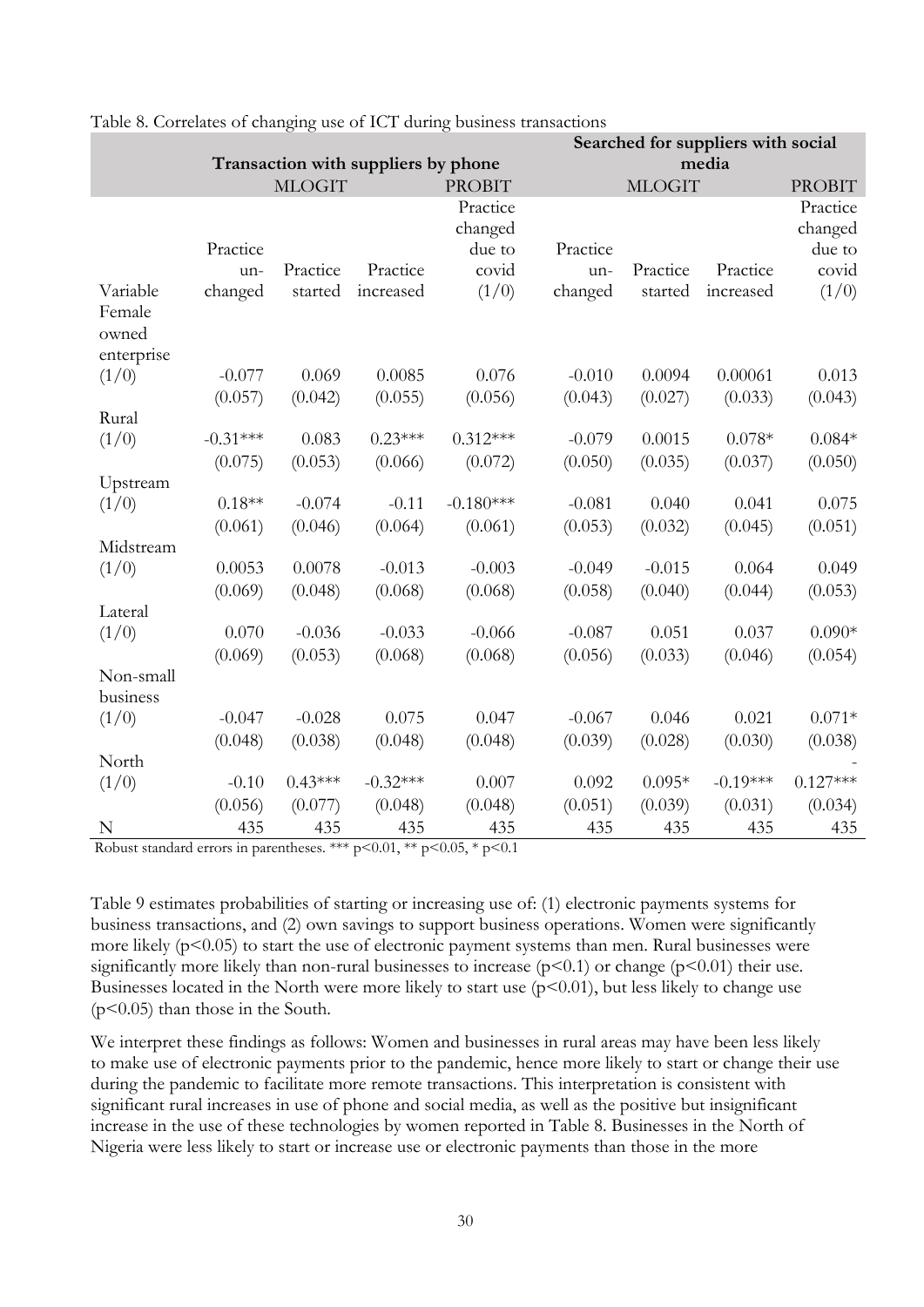Table 8. Correlates of changing use of ICT during business transactions

| | Transaction with suppliers by phone | | | | Searched for suppliers with social media | | | |
|---|---|---|---|---|---|---|---|---|
| | MLOGIT | | | PROBIT | MLOGIT | | | PROBIT |
| Variable | Practice un-changed | Practice started | Practice increased | Practice changed due to covid (1/0) | Practice un-changed | Practice started | Practice increased | Practice changed due to covid (1/0) |
| Female owned enterprise (1/0) | -0.077 | 0.069 | 0.0085 | 0.076 | -0.010 | 0.0094 | 0.00061 | 0.013 |
| | (0.057) | (0.042) | (0.055) | (0.056) | (0.043) | (0.027) | (0.033) | (0.043) |
| Rural (1/0) | -0.31*** | 0.083 | 0.23*** | 0.312*** | -0.079 | 0.0015 | 0.078* | 0.084* |
| | (0.075) | (0.053) | (0.066) | (0.072) | (0.050) | (0.035) | (0.037) | (0.050) |
| Upstream (1/0) | 0.18** | -0.074 | -0.11 | -0.180*** | -0.081 | 0.040 | 0.041 | 0.075 |
| | (0.061) | (0.046) | (0.064) | (0.061) | (0.053) | (0.032) | (0.045) | (0.051) |
| Midstream (1/0) | 0.0053 | 0.0078 | -0.013 | -0.003 | -0.049 | -0.015 | 0.064 | 0.049 |
| | (0.069) | (0.048) | (0.068) | (0.068) | (0.058) | (0.040) | (0.044) | (0.053) |
| Lateral (1/0) | 0.070 | -0.036 | -0.033 | -0.066 | -0.087 | 0.051 | 0.037 | 0.090* |
| | (0.069) | (0.053) | (0.068) | (0.068) | (0.056) | (0.033) | (0.046) | (0.054) |
| Non-small business (1/0) | -0.047 | -0.028 | 0.075 | 0.047 | -0.067 | 0.046 | 0.021 | 0.071* |
| | (0.048) | (0.038) | (0.048) | (0.048) | (0.039) | (0.028) | (0.030) | (0.038) |
| North (1/0) | -0.10 | 0.43*** | -0.32*** | 0.007 | 0.092 | 0.095* | -0.19*** | -0.127*** |
| | (0.056) | (0.077) | (0.048) | (0.048) | (0.051) | (0.039) | (0.031) | (0.034) |
| N | 435 | 435 | 435 | 435 | 435 | 435 | 435 | 435 |

Robust standard errors in parentheses. *** p<0.01, ** p<0.05, * p<0.1

Table 9 estimates probabilities of starting or increasing use of: (1) electronic payments systems for business transactions, and (2) own savings to support business operations. Women were significantly more likely (p<0.05) to start the use of electronic payment systems than men. Rural businesses were significantly more likely than non-rural businesses to increase (p<0.1) or change (p<0.01) their use. Businesses located in the North were more likely to start use (p<0.01), but less likely to change use (p<0.05) than those in the South.

We interpret these findings as follows: Women and businesses in rural areas may have been less likely to make use of electronic payments prior to the pandemic, hence more likely to start or change their use during the pandemic to facilitate more remote transactions. This interpretation is consistent with significant rural increases in use of phone and social media, as well as the positive but insignificant increase in the use of these technologies by women reported in Table 8. Businesses in the North of Nigeria were less likely to start or increase use or electronic payments than those in the more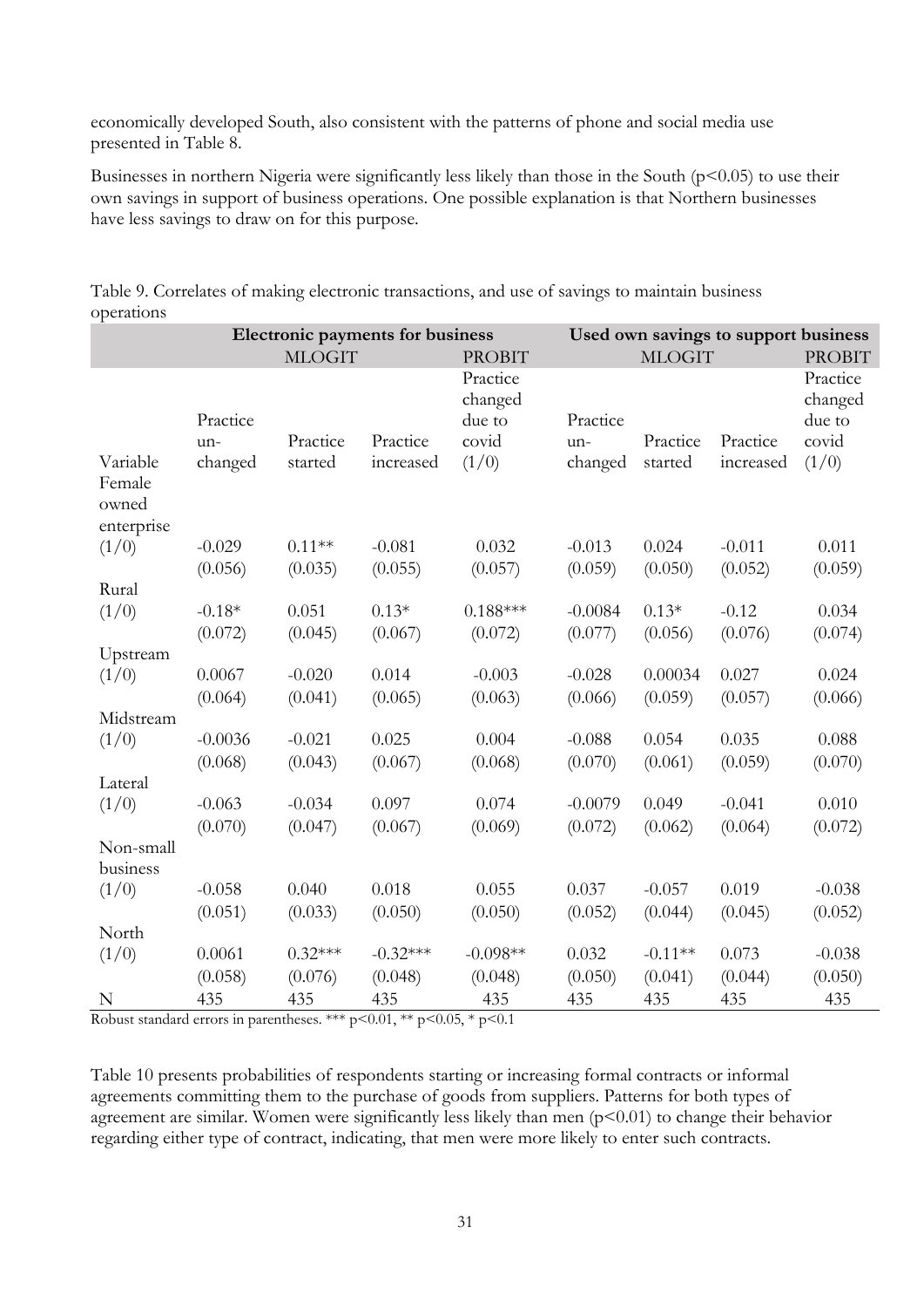economically developed South, also consistent with the patterns of phone and social media use presented in Table 8.

Businesses in northern Nigeria were significantly less likely than those in the South ($p<0.05$) to use their own savings in support of business operations. One possible explanation is that Northern businesses have less savings to draw on for this purpose.

Table 9. Correlates of making electronic transactions, and use of savings to maintain business operations

| | **Electronic payments for business** | | | | **Used own savings to support business** | | | |
|---|---|---|---|---|---|---|---|---|
| | MLOGIT | | | PROBIT | MLOGIT | | | PROBIT |
| Variable | Practice un-changed | Practice started | Practice increased | Practice changed due to covid (1/0) | Practice un-changed | Practice started | Practice increased | Practice changed due to covid (1/0) |
| Female owned enterprise (1/0) | -0.029 | 0.11** | -0.081 | 0.032 | -0.013 | 0.024 | -0.011 | 0.011 |
| | (0.056) | (0.035) | (0.055) | (0.057) | (0.059) | (0.050) | (0.052) | (0.059) |
| Rural (1/0) | -0.18* | 0.051 | 0.13* | 0.188*** | -0.0084 | 0.13* | -0.12 | 0.034 |
| | (0.072) | (0.045) | (0.067) | (0.072) | (0.077) | (0.056) | (0.076) | (0.074) |
| Upstream (1/0) | 0.0067 | -0.020 | 0.014 | -0.003 | -0.028 | 0.00034 | 0.027 | 0.024 |
| | (0.064) | (0.041) | (0.065) | (0.063) | (0.066) | (0.059) | (0.057) | (0.066) |
| Midstream (1/0) | -0.0036 | -0.021 | 0.025 | 0.004 | -0.088 | 0.054 | 0.035 | 0.088 |
| | (0.068) | (0.043) | (0.067) | (0.068) | (0.070) | (0.061) | (0.059) | (0.070) |
| Lateral (1/0) | -0.063 | -0.034 | 0.097 | 0.074 | -0.0079 | 0.049 | -0.041 | 0.010 |
| | (0.070) | (0.047) | (0.067) | (0.069) | (0.072) | (0.062) | (0.064) | (0.072) |
| Non-small business (1/0) | -0.058 | 0.040 | 0.018 | 0.055 | 0.037 | -0.057 | 0.019 | -0.038 |
| | (0.051) | (0.033) | (0.050) | (0.050) | (0.052) | (0.044) | (0.045) | (0.052) |
| North (1/0) | 0.0061 | 0.32*** | -0.32*** | -0.098** | 0.032 | -0.11** | 0.073 | -0.038 |
| | (0.058) | (0.076) | (0.048) | (0.048) | (0.050) | (0.041) | (0.044) | (0.050) |
| N | 435 | 435 | 435 | 435 | 435 | 435 | 435 | 435 |

Robust standard errors in parentheses. *** $p<0.01$, ** $p<0.05$, * $p<0.1$

Table 10 presents probabilities of respondents starting or increasing formal contracts or informal agreements committing them to the purchase of goods from suppliers. Patterns for both types of agreement are similar. Women were significantly less likely than men ($p<0.01$) to change their behavior regarding either type of contract, indicating, that men were more likely to enter such contracts.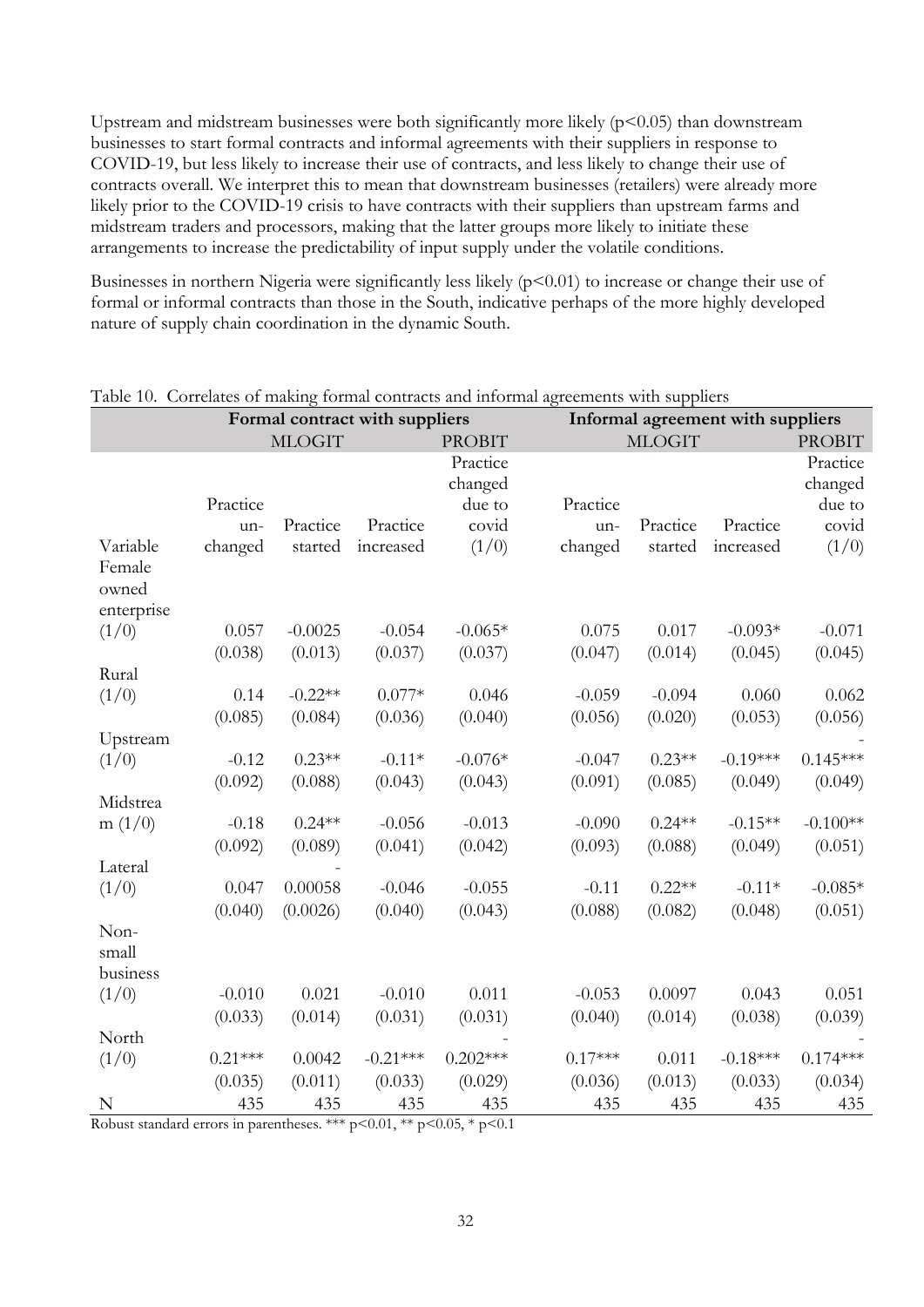Upstream and midstream businesses were both significantly more likely ($p<0.05$) than downstream businesses to start formal contracts and informal agreements with their suppliers in response to COVID-19, but less likely to increase their use of contracts, and less likely to change their use of contracts overall. We interpret this to mean that downstream businesses (retailers) were already more likely prior to the COVID-19 crisis to have contracts with their suppliers than upstream farms and midstream traders and processors, making that the latter groups more likely to initiate these arrangements to increase the predictability of input supply under the volatile conditions.

Businesses in northern Nigeria were significantly less likely ($p<0.01$) to increase or change their use of formal or informal contracts than those in the South, indicative perhaps of the more highly developed nature of supply chain coordination in the dynamic South.

Table 10. Correlates of making formal contracts and informal agreements with suppliers

| | Formal contract with suppliers | | | | Informal agreement with suppliers | | | |
|---|---|---|---|---|---|---|---|---|
| | MLOGIT | | | PROBIT | MLOGIT | | | PROBIT |
| Variable | Practice un-changed | Practice started | Practice increased | Practice changed due to covid (1/0) | Practice un-changed | Practice started | Practice increased | Practice changed due to covid (1/0) |
| Female owned enterprise (1/0) | 0.057 | -0.0025 | -0.054 | -0.065* | 0.075 | 0.017 | -0.093* | -0.071 |
| | (0.038) | (0.013) | (0.037) | (0.037) | (0.047) | (0.014) | (0.045) | (0.045) |
| Rural (1/0) | 0.14 | -0.22** | 0.077* | 0.046 | -0.059 | -0.094 | 0.060 | 0.062 |
| | (0.085) | (0.084) | (0.036) | (0.040) | (0.056) | (0.020) | (0.053) | (0.056) |
| Upstream (1/0) | -0.12 | 0.23** | -0.11* | -0.076* | -0.047 | 0.23** | -0.19*** | -0.145*** |
| | (0.092) | (0.088) | (0.043) | (0.043) | (0.091) | (0.085) | (0.049) | (0.049) |
| Midstream (1/0) | -0.18 | 0.24** | -0.056 | -0.013 | -0.090 | 0.24** | -0.15** | -0.100** |
| | (0.092) | (0.089) | (0.041) | (0.042) | (0.093) | (0.088) | (0.049) | (0.051) |
| Lateral (1/0) | 0.047 | -0.00058 | -0.046 | -0.055 | -0.11 | 0.22** | -0.11* | -0.085* |
| | (0.040) | (0.0026) | (0.040) | (0.043) | (0.088) | (0.082) | (0.048) | (0.051) |
| Non-small business (1/0) | -0.010 | 0.021 | -0.010 | 0.011 | -0.053 | 0.0097 | 0.043 | 0.051 |
| | (0.033) | (0.014) | (0.031) | (0.031) | (0.040) | (0.014) | (0.038) | (0.039) |
| North (1/0) | 0.21*** | 0.0042 | -0.21*** | -0.202*** | 0.17*** | 0.011 | -0.18*** | -0.174*** |
| | (0.035) | (0.011) | (0.033) | (0.029) | (0.036) | (0.013) | (0.033) | (0.034) |
| N | 435 | 435 | 435 | 435 | 435 | 435 | 435 | 435 |

Robust standard errors in parentheses. *** $p<0.01$, ** $p<0.05$, * $p<0.1$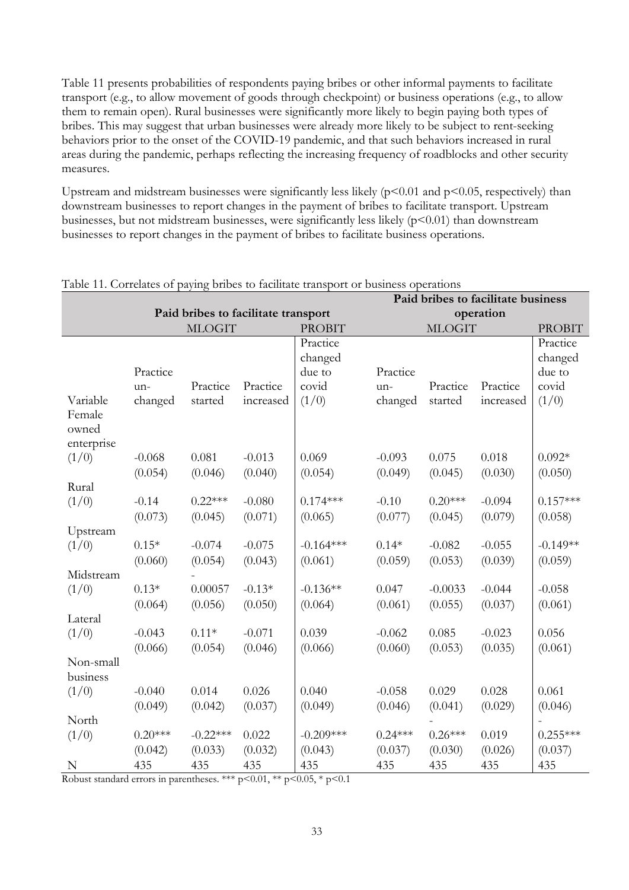Table 11 presents probabilities of respondents paying bribes or other informal payments to facilitate transport (e.g., to allow movement of goods through checkpoint) or business operations (e.g., to allow them to remain open). Rural businesses were significantly more likely to begin paying both types of bribes. This may suggest that urban businesses were already more likely to be subject to rent-seeking behaviors prior to the onset of the COVID-19 pandemic, and that such behaviors increased in rural areas during the pandemic, perhaps reflecting the increasing frequency of roadblocks and other security measures.

Upstream and midstream businesses were significantly less likely ($p<0.01$ and $p<0.05$, respectively) than downstream businesses to report changes in the payment of bribes to facilitate transport. Upstream businesses, but not midstream businesses, were significantly less likely ($p<0.01$) than downstream businesses to report changes in the payment of bribes to facilitate business operations.

Table 11. Correlates of paying bribes to facilitate transport or business operations

| | Paid bribes to facilitate transport | | | | Paid bribes to facilitate business operation | | | |
|---|---|---|---|---|---|---|---|---|
| | MLOGIT | | | PROBIT | MLOGIT | | | PROBIT |
| Variable | Practice un-changed | Practice started | Practice increased | Practice changed due to covid (1/0) | Practice un-changed | Practice started | Practice increased | Practice changed due to covid (1/0) |
| Female owned enterprise (1/0) | -0.068 | 0.081 | -0.013 | 0.069 | -0.093 | 0.075 | 0.018 | 0.092* |
| | (0.054) | (0.046) | (0.040) | (0.054) | (0.049) | (0.045) | (0.030) | (0.050) |
| Rural (1/0) | -0.14 | 0.22*** | -0.080 | 0.174*** | -0.10 | 0.20*** | -0.094 | 0.157*** |
| | (0.073) | (0.045) | (0.071) | (0.065) | (0.077) | (0.045) | (0.079) | (0.058) |
| Upstream (1/0) | 0.15* | -0.074 | -0.075 | -0.164*** | 0.14* | -0.082 | -0.055 | -0.149** |
| | (0.060) | (0.054) | (0.043) | (0.061) | (0.059) | (0.053) | (0.039) | (0.059) |
| Midstream (1/0) | 0.13* | -0.00057 | -0.13* | -0.136** | 0.047 | -0.0033 | -0.044 | -0.058 |
| | (0.064) | (0.056) | (0.050) | (0.064) | (0.061) | (0.055) | (0.037) | (0.061) |
| Lateral (1/0) | -0.043 | 0.11* | -0.071 | 0.039 | -0.062 | 0.085 | -0.023 | 0.056 |
| | (0.066) | (0.054) | (0.046) | (0.066) | (0.060) | (0.053) | (0.035) | (0.061) |
| Non-small business (1/0) | -0.040 | 0.014 | 0.026 | 0.040 | -0.058 | 0.029 | 0.028 | 0.061 |
| | (0.049) | (0.042) | (0.037) | (0.049) | (0.046) | (0.041) | (0.029) | (0.046) |
| North (1/0) | 0.20*** | -0.22*** | 0.022 | -0.209*** | 0.24*** | -0.26*** | 0.019 | -0.255*** |
| | (0.042) | (0.033) | (0.032) | (0.043) | (0.037) | (0.030) | (0.026) | (0.037) |
| N | 435 | 435 | 435 | 435 | 435 | 435 | 435 | 435 |

Robust standard errors in parentheses. *** $p<0.01$, ** $p<0.05$, * $p<0.1$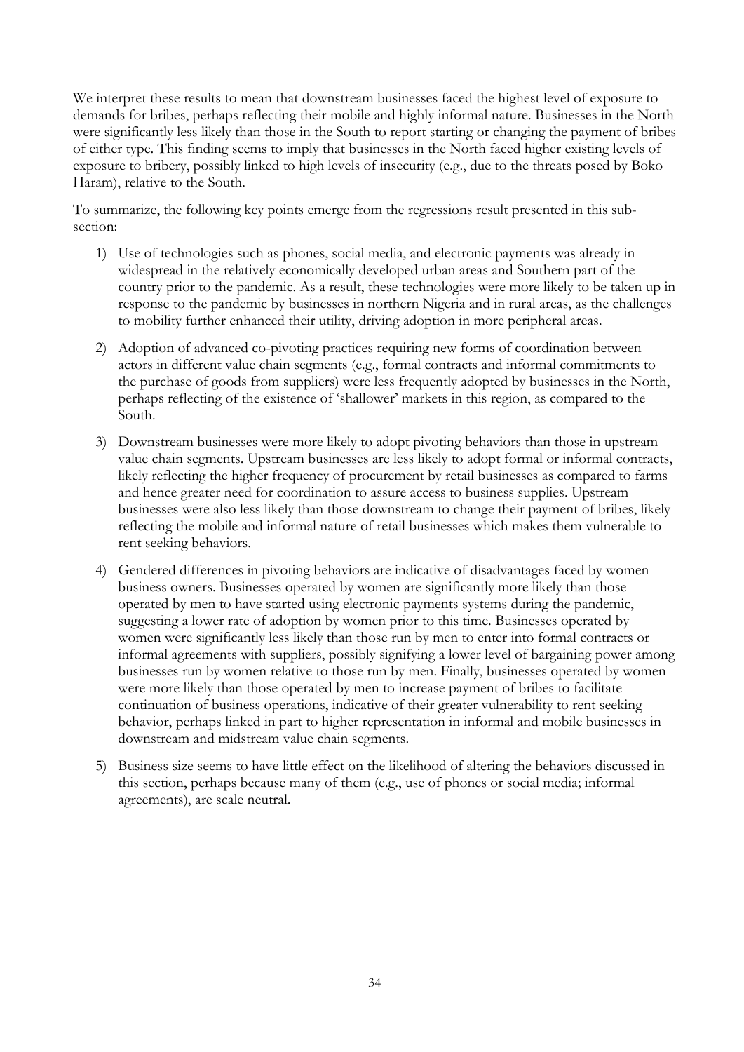We interpret these results to mean that downstream businesses faced the highest level of exposure to demands for bribes, perhaps reflecting their mobile and highly informal nature. Businesses in the North were significantly less likely than those in the South to report starting or changing the payment of bribes of either type. This finding seems to imply that businesses in the North faced higher existing levels of exposure to bribery, possibly linked to high levels of insecurity (e.g., due to the threats posed by Boko Haram), relative to the South.

To summarize, the following key points emerge from the regressions result presented in this sub-section:

1) Use of technologies such as phones, social media, and electronic payments was already in widespread in the relatively economically developed urban areas and Southern part of the country prior to the pandemic. As a result, these technologies were more likely to be taken up in response to the pandemic by businesses in northern Nigeria and in rural areas, as the challenges to mobility further enhanced their utility, driving adoption in more peripheral areas.

2) Adoption of advanced co-pivoting practices requiring new forms of coordination between actors in different value chain segments (e.g., formal contracts and informal commitments to the purchase of goods from suppliers) were less frequently adopted by businesses in the North, perhaps reflecting of the existence of 'shallower' markets in this region, as compared to the South.

3) Downstream businesses were more likely to adopt pivoting behaviors than those in upstream value chain segments. Upstream businesses are less likely to adopt formal or informal contracts, likely reflecting the higher frequency of procurement by retail businesses as compared to farms and hence greater need for coordination to assure access to business supplies. Upstream businesses were also less likely than those downstream to change their payment of bribes, likely reflecting the mobile and informal nature of retail businesses which makes them vulnerable to rent seeking behaviors.

4) Gendered differences in pivoting behaviors are indicative of disadvantages faced by women business owners. Businesses operated by women are significantly more likely than those operated by men to have started using electronic payments systems during the pandemic, suggesting a lower rate of adoption by women prior to this time. Businesses operated by women were significantly less likely than those run by men to enter into formal contracts or informal agreements with suppliers, possibly signifying a lower level of bargaining power among businesses run by women relative to those run by men. Finally, businesses operated by women were more likely than those operated by men to increase payment of bribes to facilitate continuation of business operations, indicative of their greater vulnerability to rent seeking behavior, perhaps linked in part to higher representation in informal and mobile businesses in downstream and midstream value chain segments.

5) Business size seems to have little effect on the likelihood of altering the behaviors discussed in this section, perhaps because many of them (e.g., use of phones or social media; informal agreements), are scale neutral.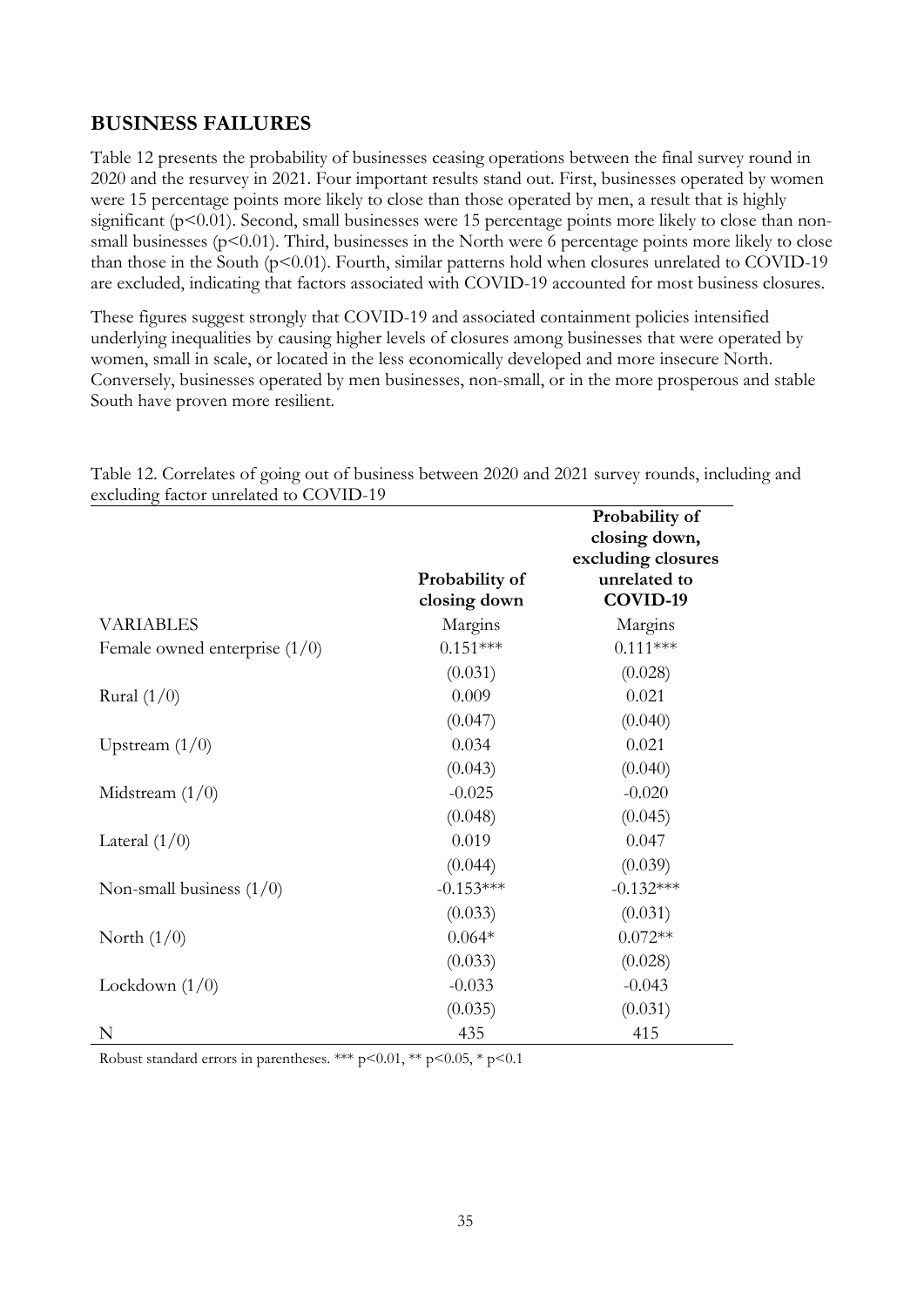## BUSINESS FAILURES

Table 12 presents the probability of businesses ceasing operations between the final survey round in 2020 and the resurvey in 2021. Four important results stand out. First, businesses operated by women were 15 percentage points more likely to close than those operated by men, a result that is highly significant ($p<0.01$). Second, small businesses were 15 percentage points more likely to close than non-small businesses ($p<0.01$). Third, businesses in the North were 6 percentage points more likely to close than those in the South ($p<0.01$). Fourth, similar patterns hold when closures unrelated to COVID-19 are excluded, indicating that factors associated with COVID-19 accounted for most business closures.

These figures suggest strongly that COVID-19 and associated containment policies intensified underlying inequalities by causing higher levels of closures among businesses that were operated by women, small in scale, or located in the less economically developed and more insecure North. Conversely, businesses operated by men businesses, non-small, or in the more prosperous and stable South have proven more resilient.

Table 12. Correlates of going out of business between 2020 and 2021 survey rounds, including and excluding factor unrelated to COVID-19

| | **Probability of closing down** | **Probability of closing down, excluding closures unrelated to COVID-19** |
|---|---|---|
| VARIABLES | Margins | Margins |
| Female owned enterprise (1/0) | 0.151*** | 0.111*** |
| | (0.031) | (0.028) |
| Rural (1/0) | 0.009 | 0.021 |
| | (0.047) | (0.040) |
| Upstream (1/0) | 0.034 | 0.021 |
| | (0.043) | (0.040) |
| Midstream (1/0) | -0.025 | -0.020 |
| | (0.048) | (0.045) |
| Lateral (1/0) | 0.019 | 0.047 |
| | (0.044) | (0.039) |
| Non-small business (1/0) | -0.153*** | -0.132*** |
| | (0.033) | (0.031) |
| North (1/0) | 0.064* | 0.072** |
| | (0.033) | (0.028) |
| Lockdown (1/0) | -0.033 | -0.043 |
| | (0.035) | (0.031) |
| N | 435 | 415 |

Robust standard errors in parentheses. *** $p<0.01$, ** $p<0.05$, * $p<0.1$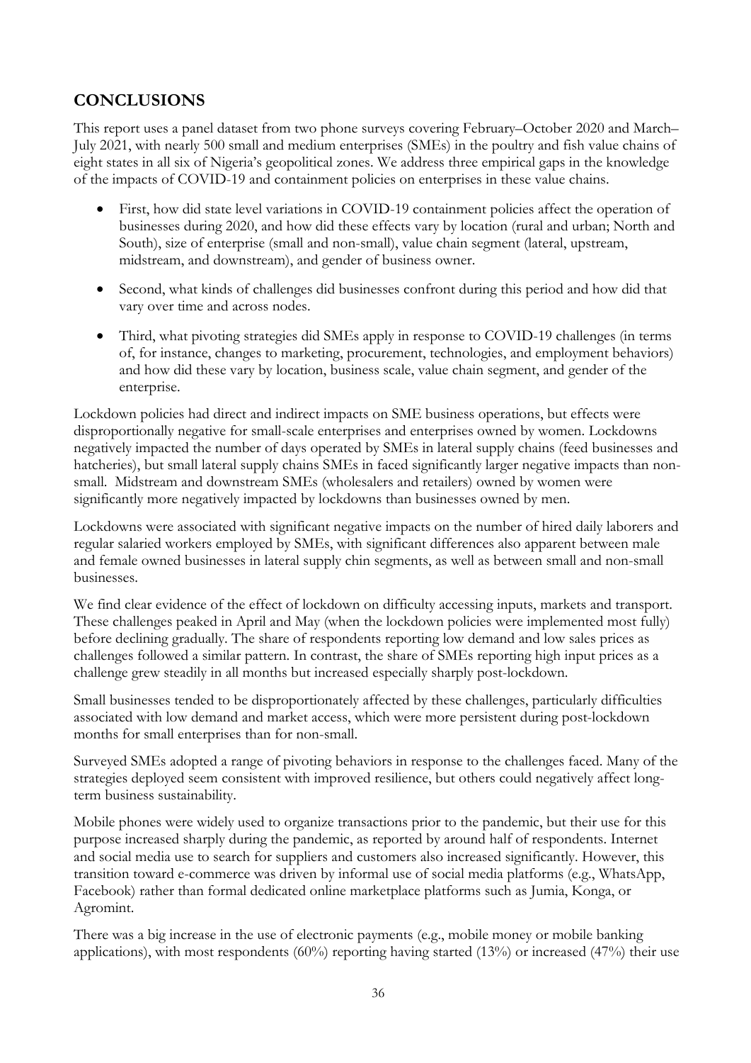## CONCLUSIONS

This report uses a panel dataset from two phone surveys covering February–October 2020 and March–July 2021, with nearly 500 small and medium enterprises (SMEs) in the poultry and fish value chains of eight states in all six of Nigeria's geopolitical zones. We address three empirical gaps in the knowledge of the impacts of COVID-19 and containment policies on enterprises in these value chains.

- First, how did state level variations in COVID-19 containment policies affect the operation of businesses during 2020, and how did these effects vary by location (rural and urban; North and South), size of enterprise (small and non-small), value chain segment (lateral, upstream, midstream, and downstream), and gender of business owner.
- Second, what kinds of challenges did businesses confront during this period and how did that vary over time and across nodes.
- Third, what pivoting strategies did SMEs apply in response to COVID-19 challenges (in terms of, for instance, changes to marketing, procurement, technologies, and employment behaviors) and how did these vary by location, business scale, value chain segment, and gender of the enterprise.

Lockdown policies had direct and indirect impacts on SME business operations, but effects were disproportionally negative for small-scale enterprises and enterprises owned by women. Lockdowns negatively impacted the number of days operated by SMEs in lateral supply chains (feed businesses and hatcheries), but small lateral supply chains SMEs in faced significantly larger negative impacts than non-small. Midstream and downstream SMEs (wholesalers and retailers) owned by women were significantly more negatively impacted by lockdowns than businesses owned by men.

Lockdowns were associated with significant negative impacts on the number of hired daily laborers and regular salaried workers employed by SMEs, with significant differences also apparent between male and female owned businesses in lateral supply chin segments, as well as between small and non-small businesses.

We find clear evidence of the effect of lockdown on difficulty accessing inputs, markets and transport. These challenges peaked in April and May (when the lockdown policies were implemented most fully) before declining gradually. The share of respondents reporting low demand and low sales prices as challenges followed a similar pattern. In contrast, the share of SMEs reporting high input prices as a challenge grew steadily in all months but increased especially sharply post-lockdown.

Small businesses tended to be disproportionately affected by these challenges, particularly difficulties associated with low demand and market access, which were more persistent during post-lockdown months for small enterprises than for non-small.

Surveyed SMEs adopted a range of pivoting behaviors in response to the challenges faced. Many of the strategies deployed seem consistent with improved resilience, but others could negatively affect long-term business sustainability.

Mobile phones were widely used to organize transactions prior to the pandemic, but their use for this purpose increased sharply during the pandemic, as reported by around half of respondents. Internet and social media use to search for suppliers and customers also increased significantly. However, this transition toward e-commerce was driven by informal use of social media platforms (e.g., WhatsApp, Facebook) rather than formal dedicated online marketplace platforms such as Jumia, Konga, or Agromint.

There was a big increase in the use of electronic payments (e.g., mobile money or mobile banking applications), with most respondents (60%) reporting having started (13%) or increased (47%) their use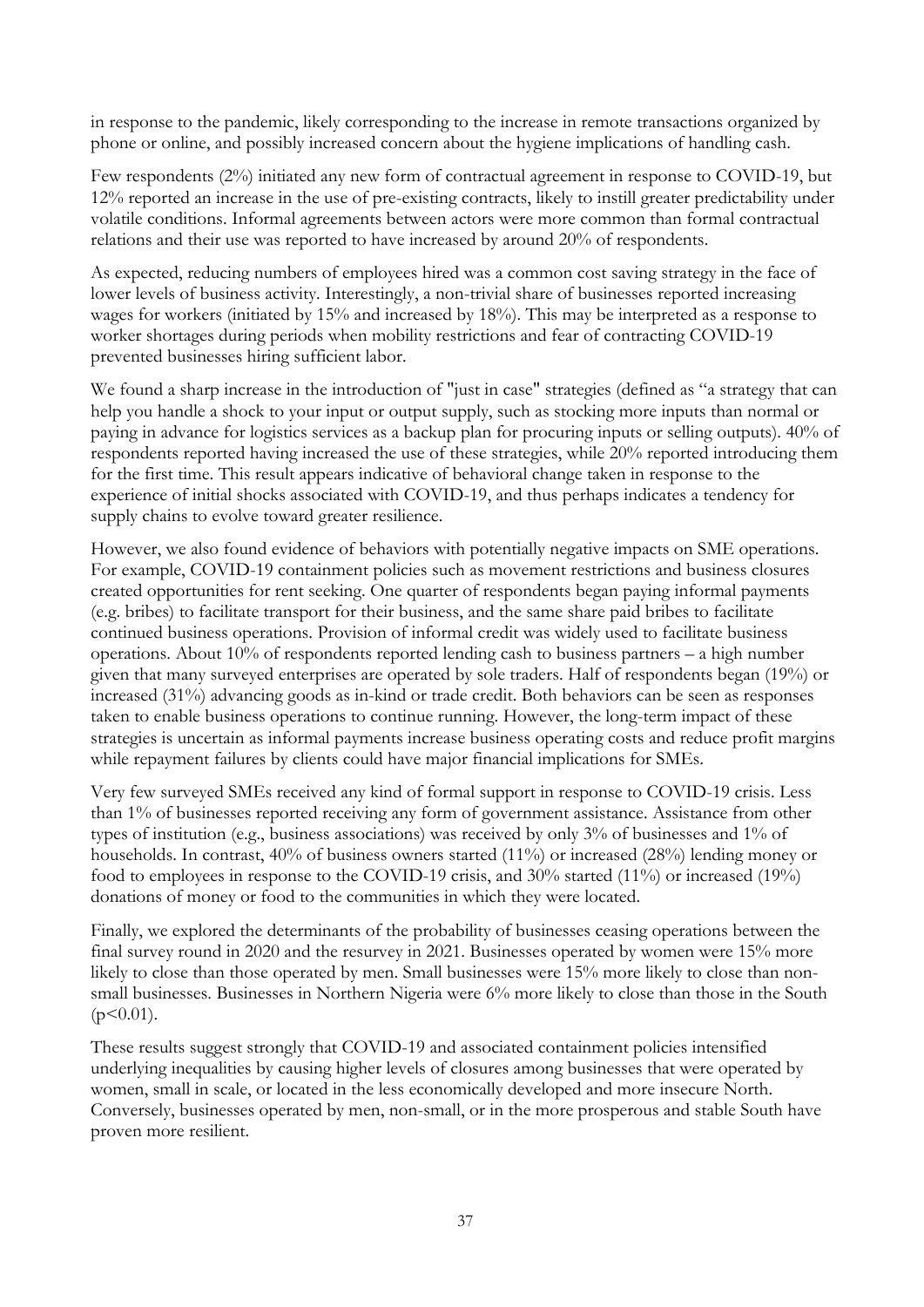in response to the pandemic, likely corresponding to the increase in remote transactions organized by phone or online, and possibly increased concern about the hygiene implications of handling cash.

Few respondents (2%) initiated any new form of contractual agreement in response to COVID-19, but 12% reported an increase in the use of pre-existing contracts, likely to instill greater predictability under volatile conditions. Informal agreements between actors were more common than formal contractual relations and their use was reported to have increased by around 20% of respondents.

As expected, reducing numbers of employees hired was a common cost saving strategy in the face of lower levels of business activity. Interestingly, a non-trivial share of businesses reported increasing wages for workers (initiated by 15% and increased by 18%). This may be interpreted as a response to worker shortages during periods when mobility restrictions and fear of contracting COVID-19 prevented businesses hiring sufficient labor.

We found a sharp increase in the introduction of "just in case" strategies (defined as "a strategy that can help you handle a shock to your input or output supply, such as stocking more inputs than normal or paying in advance for logistics services as a backup plan for procuring inputs or selling outputs). 40% of respondents reported having increased the use of these strategies, while 20% reported introducing them for the first time. This result appears indicative of behavioral change taken in response to the experience of initial shocks associated with COVID-19, and thus perhaps indicates a tendency for supply chains to evolve toward greater resilience.

However, we also found evidence of behaviors with potentially negative impacts on SME operations. For example, COVID-19 containment policies such as movement restrictions and business closures created opportunities for rent seeking. One quarter of respondents began paying informal payments (e.g. bribes) to facilitate transport for their business, and the same share paid bribes to facilitate continued business operations. Provision of informal credit was widely used to facilitate business operations. About 10% of respondents reported lending cash to business partners – a high number given that many surveyed enterprises are operated by sole traders. Half of respondents began (19%) or increased (31%) advancing goods as in-kind or trade credit. Both behaviors can be seen as responses taken to enable business operations to continue running. However, the long-term impact of these strategies is uncertain as informal payments increase business operating costs and reduce profit margins while repayment failures by clients could have major financial implications for SMEs.

Very few surveyed SMEs received any kind of formal support in response to COVID-19 crisis. Less than 1% of businesses reported receiving any form of government assistance. Assistance from other types of institution (e.g., business associations) was received by only 3% of businesses and 1% of households. In contrast, 40% of business owners started (11%) or increased (28%) lending money or food to employees in response to the COVID-19 crisis, and 30% started (11%) or increased (19%) donations of money or food to the communities in which they were located.

Finally, we explored the determinants of the probability of businesses ceasing operations between the final survey round in 2020 and the resurvey in 2021. Businesses operated by women were 15% more likely to close than those operated by men. Small businesses were 15% more likely to close than non-small businesses. Businesses in Northern Nigeria were 6% more likely to close than those in the South ($p<0.01$).

These results suggest strongly that COVID-19 and associated containment policies intensified underlying inequalities by causing higher levels of closures among businesses that were operated by women, small in scale, or located in the less economically developed and more insecure North. Conversely, businesses operated by men, non-small, or in the more prosperous and stable South have proven more resilient.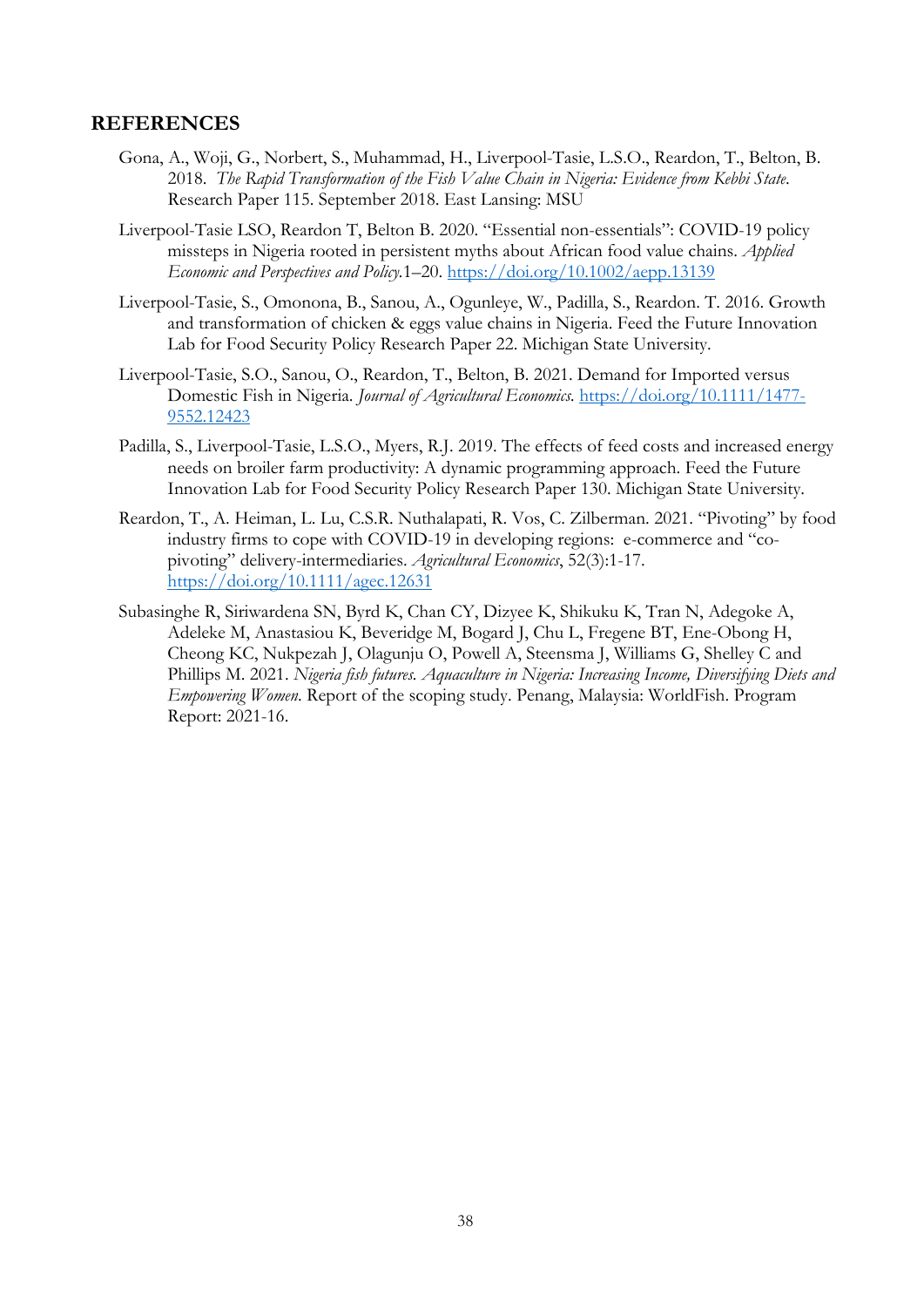## REFERENCES

Gona, A., Woji, G., Norbert, S., Muhammad, H., Liverpool-Tasie, L.S.O., Reardon, T., Belton, B. 2018. *The Rapid Transformation of the Fish Value Chain in Nigeria: Evidence from Kebbi State*. Research Paper 115. September 2018. East Lansing: MSU

Liverpool-Tasie LSO, Reardon T, Belton B. 2020. "Essential non-essentials": COVID-19 policy missteps in Nigeria rooted in persistent myths about African food value chains. *Applied Economic and Perspectives and Policy*.1–20. https://doi.org/10.1002/aepp.13139

Liverpool-Tasie, S., Omonona, B., Sanou, A., Ogunleye, W., Padilla, S., Reardon. T. 2016. Growth and transformation of chicken & eggs value chains in Nigeria. Feed the Future Innovation Lab for Food Security Policy Research Paper 22. Michigan State University.

Liverpool-Tasie, S.O., Sanou, O., Reardon, T., Belton, B. 2021. Demand for Imported versus Domestic Fish in Nigeria. *Journal of Agricultural Economics*. https://doi.org/10.1111/1477-9552.12423

Padilla, S., Liverpool-Tasie, L.S.O., Myers, R.J. 2019. The effects of feed costs and increased energy needs on broiler farm productivity: A dynamic programming approach. Feed the Future Innovation Lab for Food Security Policy Research Paper 130. Michigan State University.

Reardon, T., A. Heiman, L. Lu, C.S.R. Nuthalapati, R. Vos, C. Zilberman. 2021. "Pivoting" by food industry firms to cope with COVID-19 in developing regions: e-commerce and "co-pivoting" delivery-intermediaries. *Agricultural Economics*, 52(3):1-17. https://doi.org/10.1111/agec.12631

Subasinghe R, Siriwardena SN, Byrd K, Chan CY, Dizyee K, Shikuku K, Tran N, Adegoke A, Adeleke M, Anastasiou K, Beveridge M, Bogard J, Chu L, Fregene BT, Ene-Obong H, Cheong KC, Nukpezah J, Olagunju O, Powell A, Steensma J, Williams G, Shelley C and Phillips M. 2021. *Nigeria fish futures. Aquaculture in Nigeria: Increasing Income, Diversifying Diets and Empowering Women*. Report of the scoping study. Penang, Malaysia: WorldFish. Program Report: 2021-16.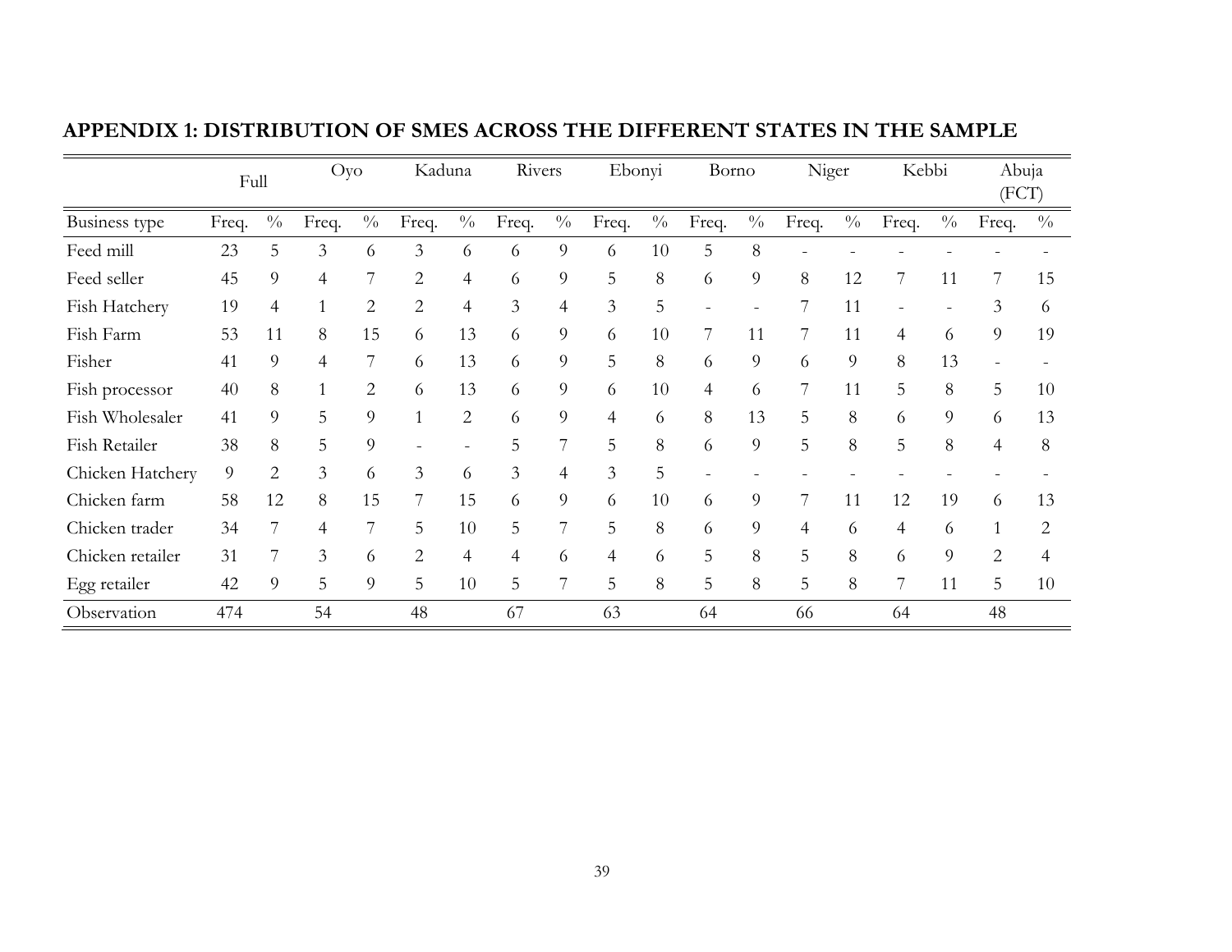## APPENDIX 1: DISTRIBUTION OF SMES ACROSS THE DIFFERENT STATES IN THE SAMPLE

| | Full | | Oyo | | Kaduna | | Rivers | | Ebonyi | | Borno | | Niger | | Kebbi | | Abuja (FCT) | |
|---|---|---|---|---|---|---|---|---|---|---|---|---|---|---|---|---|---|---|
| Business type | Freq. | % | Freq. | % | Freq. | % | Freq. | % | Freq. | % | Freq. | % | Freq. | % | Freq. | % | Freq. | % |
| Feed mill | 23 | 5 | 3 | 6 | 3 | 6 | 6 | 9 | 6 | 10 | 5 | 8 | - | - | - | - | - | - |
| Feed seller | 45 | 9 | 4 | 7 | 2 | 4 | 6 | 9 | 5 | 8 | 6 | 9 | 8 | 12 | 7 | 11 | 7 | 15 |
| Fish Hatchery | 19 | 4 | 1 | 2 | 2 | 4 | 3 | 4 | 3 | 5 | - | - | 7 | 11 | - | - | 3 | 6 |
| Fish Farm | 53 | 11 | 8 | 15 | 6 | 13 | 6 | 9 | 6 | 10 | 7 | 11 | 7 | 11 | 4 | 6 | 9 | 19 |
| Fisher | 41 | 9 | 4 | 7 | 6 | 13 | 6 | 9 | 5 | 8 | 6 | 9 | 6 | 9 | 8 | 13 | - | - |
| Fish processor | 40 | 8 | 1 | 2 | 6 | 13 | 6 | 9 | 6 | 10 | 4 | 6 | 7 | 11 | 5 | 8 | 5 | 10 |
| Fish Wholesaler | 41 | 9 | 5 | 9 | 1 | 2 | 6 | 9 | 4 | 6 | 8 | 13 | 5 | 8 | 6 | 9 | 6 | 13 |
| Fish Retailer | 38 | 8 | 5 | 9 | - | - | 5 | 7 | 5 | 8 | 6 | 9 | 5 | 8 | 5 | 8 | 4 | 8 |
| Chicken Hatchery | 9 | 2 | 3 | 6 | 3 | 6 | 3 | 4 | 3 | 5 | - | - | - | - | - | - | - | - |
| Chicken farm | 58 | 12 | 8 | 15 | 7 | 15 | 6 | 9 | 6 | 10 | 6 | 9 | 7 | 11 | 12 | 19 | 6 | 13 |
| Chicken trader | 34 | 7 | 4 | 7 | 5 | 10 | 5 | 7 | 5 | 8 | 6 | 9 | 4 | 6 | 4 | 6 | 1 | 2 |
| Chicken retailer | 31 | 7 | 3 | 6 | 2 | 4 | 4 | 6 | 4 | 6 | 5 | 8 | 5 | 8 | 6 | 9 | 2 | 4 |
| Egg retailer | 42 | 9 | 5 | 9 | 5 | 10 | 5 | 7 | 5 | 8 | 5 | 8 | 5 | 8 | 7 | 11 | 5 | 10 |
| Observation | 474 | | 54 | | 48 | | 67 | | 63 | | 64 | | 66 | | 64 | | 48 | |